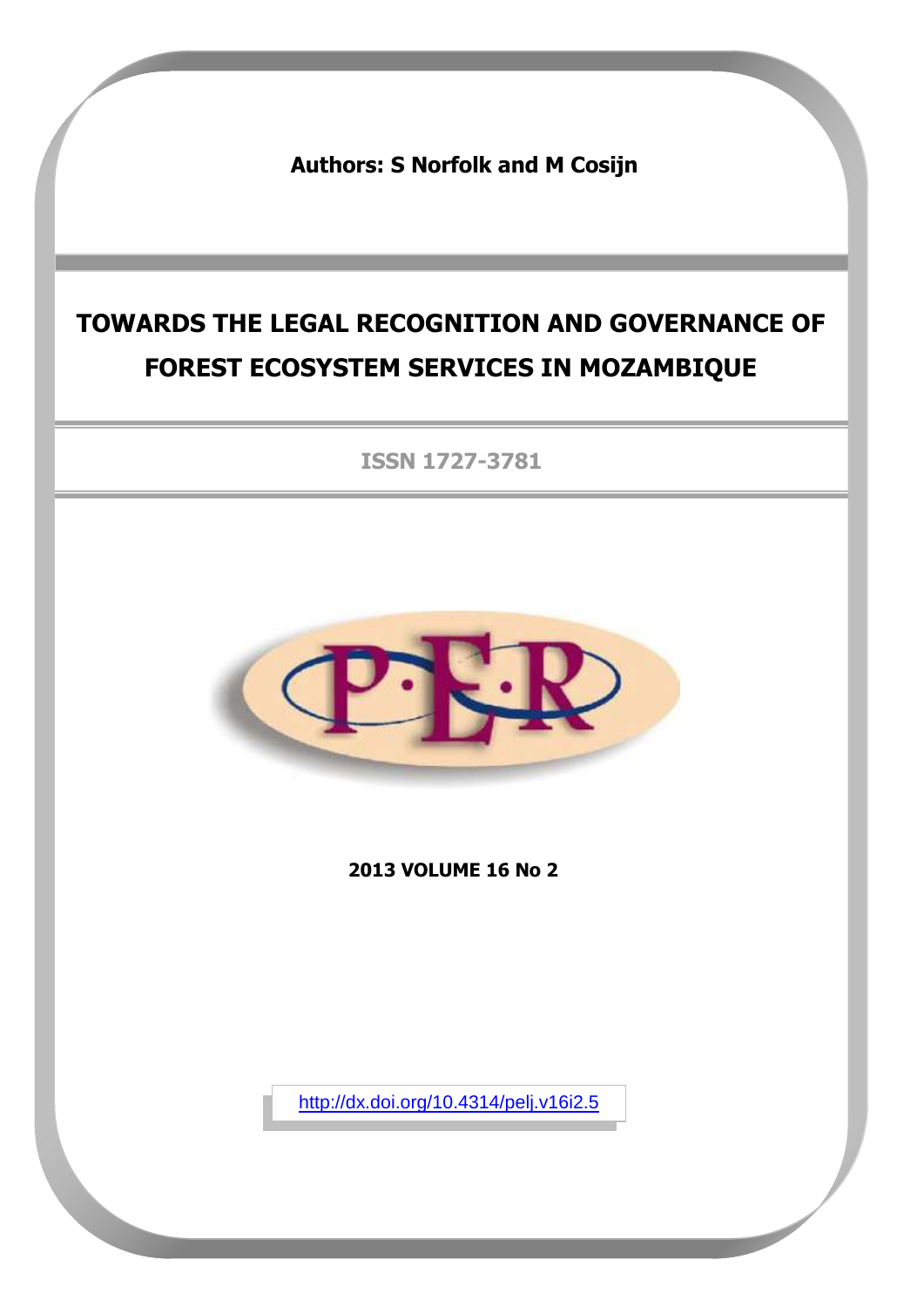**Authors: S Norfolk and M Cosijn**

# TOWARDS THE LEGAL RECOGNITION AND GOVERNANCE OF FOREST ECOSYSTEM SERVICES IN MOZAMBIQUE

**ISSN 1727-3781**

**2013 VOLUME 16 No 2**

http://dx.doi.org/10.4314/pelj.v16i2.5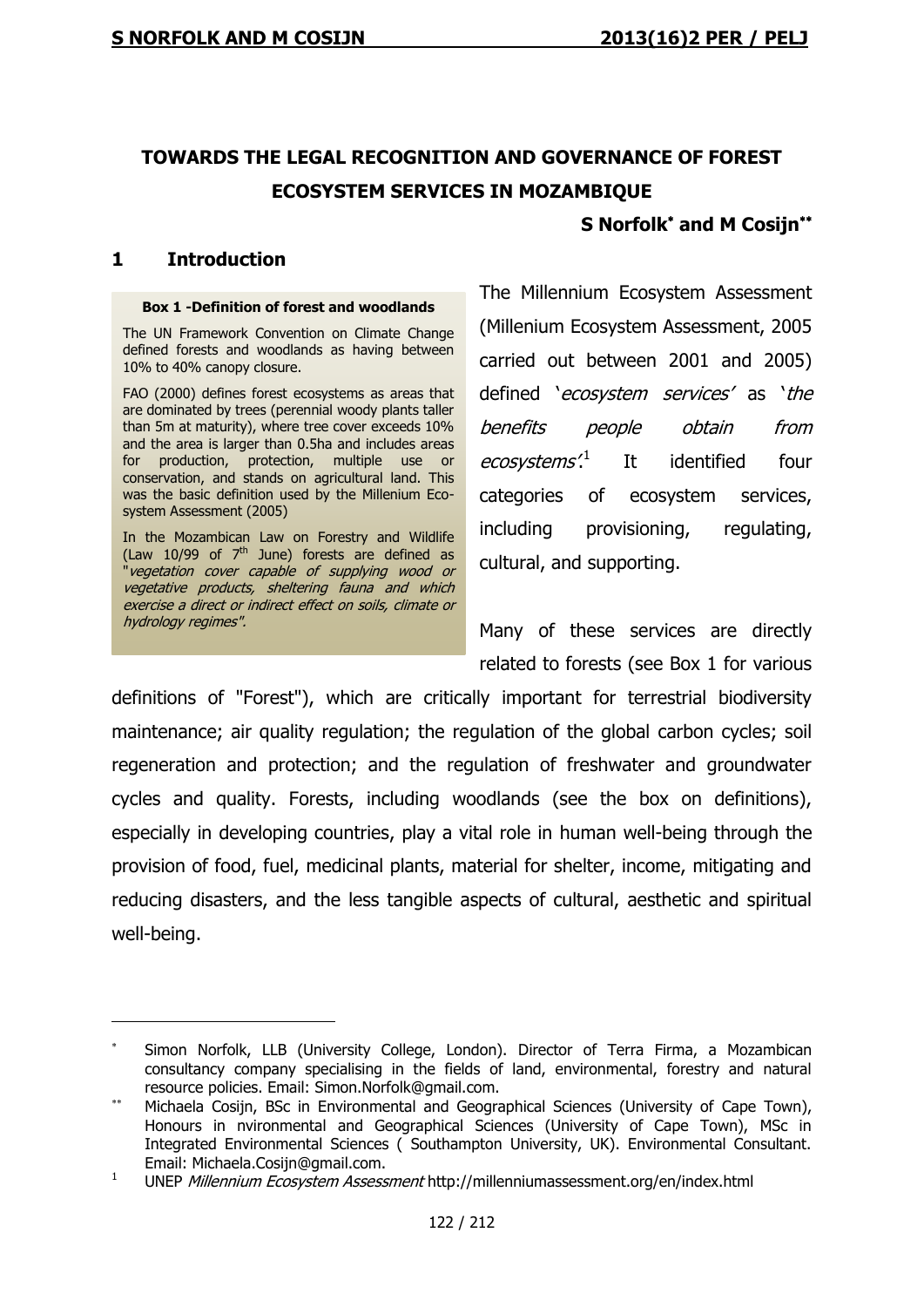# TOWARDS THE LEGAL RECOGNITION AND GOVERNANCE OF FOREST ECOSYSTEM SERVICES IN MOZAMBIQUE

**S Norfolk[*] and M Cosijn[**]**

## 1 Introduction

> **Box 1 -Definition of forest and woodlands**
>
> The UN Framework Convention on Climate Change defined forests and woodlands as having between 10% to 40% canopy closure.
>
> FAO (2000) defines forest ecosystems as areas that are dominated by trees (perennial woody plants taller than 5m at maturity), where tree cover exceeds 10% and the area is larger than 0.5ha and includes areas for production, protection, multiple use or conservation, and stands on agricultural land. This was the basic definition used by the Millenium Ecosystem Assessment (2005)
>
> In the Mozambican Law on Forestry and Wildlife (Law 10/99 of 7th June) forests are defined as "*vegetation cover capable of supplying wood or vegetative products, sheltering fauna and which exercise a direct or indirect effect on soils, climate or hydrology regimes"*.

The Millennium Ecosystem Assessment (Millenium Ecosystem Assessment, 2005 carried out between 2001 and 2005) defined '*ecosystem services*' as '*the benefits people obtain from ecosystems*'.[1] It identified four categories of ecosystem services, including provisioning, regulating, cultural, and supporting.

Many of these services are directly related to forests (see Box 1 for various definitions of "Forest"), which are critically important for terrestrial biodiversity maintenance; air quality regulation; the regulation of the global carbon cycles; soil regeneration and protection; and the regulation of freshwater and groundwater cycles and quality. Forests, including woodlands (see the box on definitions), especially in developing countries, play a vital role in human well-being through the provision of food, fuel, medicinal plants, material for shelter, income, mitigating and reducing disasters, and the less tangible aspects of cultural, aesthetic and spiritual well-being.

---

[*] Simon Norfolk, LLB (University College, London). Director of Terra Firma, a Mozambican consultancy company specialising in the fields of land, environmental, forestry and natural resource policies. Email: Simon.Norfolk@gmail.com.

[**] Michaela Cosijn, BSc in Environmental and Geographical Sciences (University of Cape Town), Honours in nvironmental and Geographical Sciences (University of Cape Town), MSc in Integrated Environmental Sciences ( Southampton University, UK). Environmental Consultant. Email: Michaela.Cosijn@gmail.com.

[1] UNEP *Millennium Ecosystem Assessment* http://millenniumassessment.org/en/index.html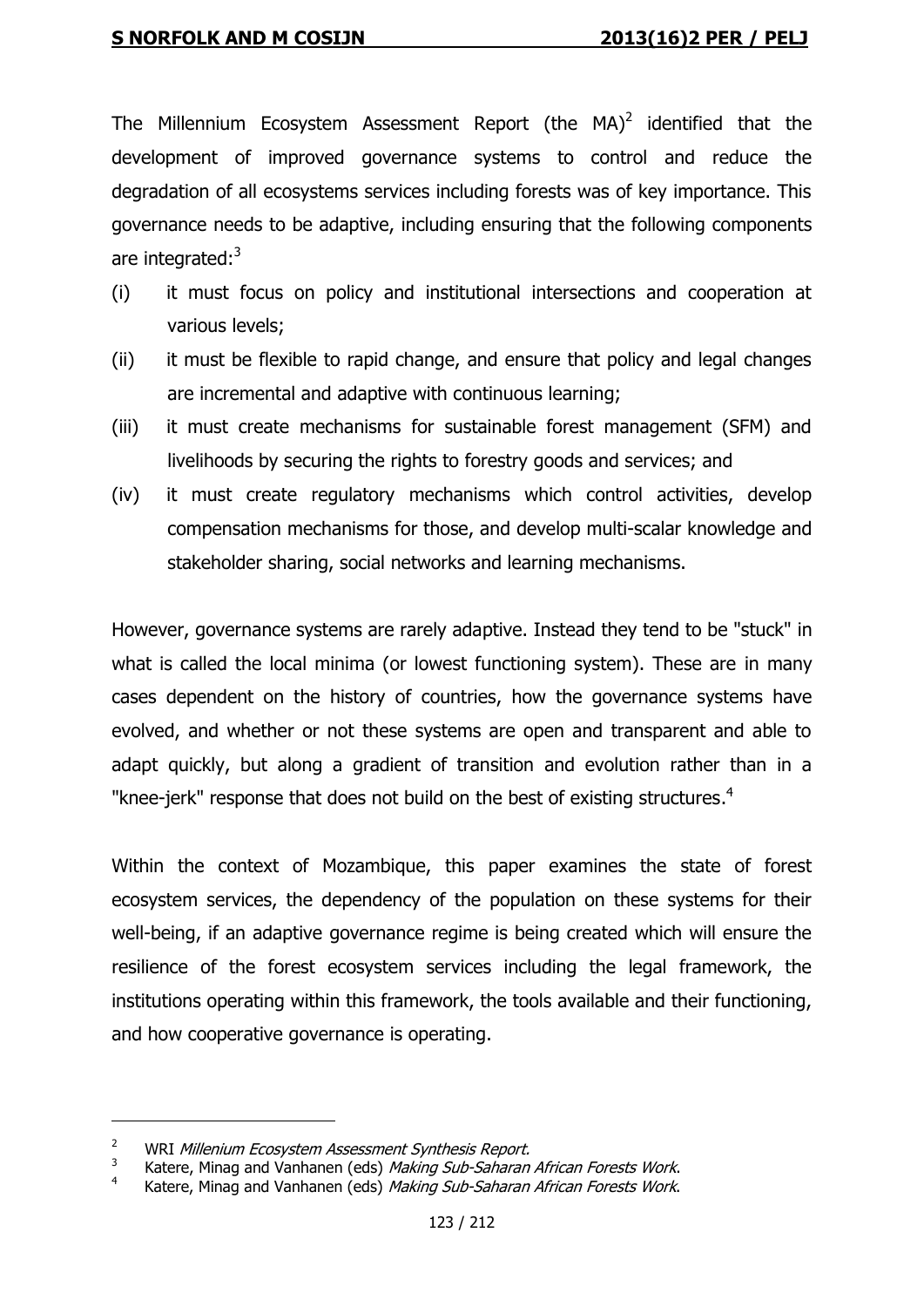The Millennium Ecosystem Assessment Report (the MA)[2] identified that the development of improved governance systems to control and reduce the degradation of all ecosystems services including forests was of key importance. This governance needs to be adaptive, including ensuring that the following components are integrated:[3]

(i) it must focus on policy and institutional intersections and cooperation at various levels;

(ii) it must be flexible to rapid change, and ensure that policy and legal changes are incremental and adaptive with continuous learning;

(iii) it must create mechanisms for sustainable forest management (SFM) and livelihoods by securing the rights to forestry goods and services; and

(iv) it must create regulatory mechanisms which control activities, develop compensation mechanisms for those, and develop multi-scalar knowledge and stakeholder sharing, social networks and learning mechanisms.

However, governance systems are rarely adaptive. Instead they tend to be "stuck" in what is called the local minima (or lowest functioning system). These are in many cases dependent on the history of countries, how the governance systems have evolved, and whether or not these systems are open and transparent and able to adapt quickly, but along a gradient of transition and evolution rather than in a "knee-jerk" response that does not build on the best of existing structures.[4]

Within the context of Mozambique, this paper examines the state of forest ecosystem services, the dependency of the population on these systems for their well-being, if an adaptive governance regime is being created which will ensure the resilience of the forest ecosystem services including the legal framework, the institutions operating within this framework, the tools available and their functioning, and how cooperative governance is operating.

---

2 WRI *Millenium Ecosystem Assessment Synthesis Report.*

3 Katere, Minag and Vanhanen (eds) *Making Sub-Saharan African Forests Work.*

4 Katere, Minag and Vanhanen (eds) *Making Sub-Saharan African Forests Work.*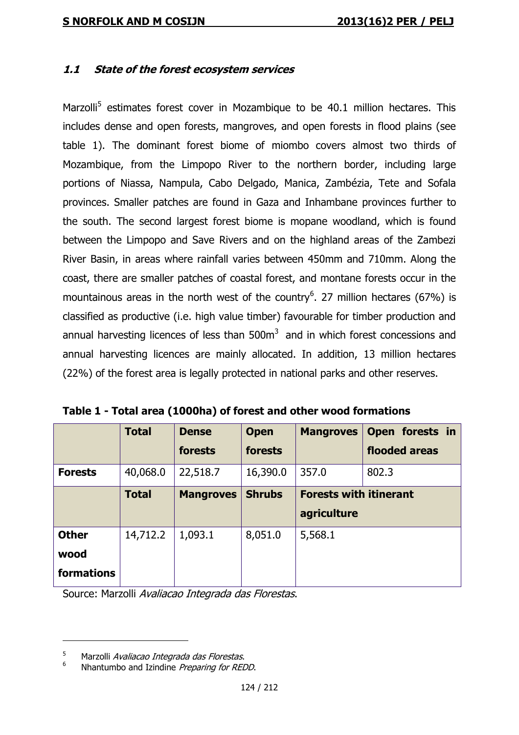### *1.1 State of the forest ecosystem services*

Marzolli[5] estimates forest cover in Mozambique to be 40.1 million hectares. This includes dense and open forests, mangroves, and open forests in flood plains (see table 1). The dominant forest biome of miombo covers almost two thirds of Mozambique, from the Limpopo River to the northern border, including large portions of Niassa, Nampula, Cabo Delgado, Manica, Zambézia, Tete and Sofala provinces. Smaller patches are found in Gaza and Inhambane provinces further to the south. The second largest forest biome is mopane woodland, which is found between the Limpopo and Save Rivers and on the highland areas of the Zambezi River Basin, in areas where rainfall varies between 450mm and 710mm. Along the coast, there are smaller patches of coastal forest, and montane forests occur in the mountainous areas in the north west of the country[6]. 27 million hectares (67%) is classified as productive (i.e. high value timber) favourable for timber production and annual harvesting licences of less than 500m$^3$ and in which forest concessions and annual harvesting licences are mainly allocated. In addition, 13 million hectares (22%) of the forest area is legally protected in national parks and other reserves.

**Table 1 - Total area (1000ha) of forest and other wood formations**

| | **Total** | **Dense forests** | **Open forests** | **Mangroves** | **Open forests in flooded areas** |
|---|---|---|---|---|---|
| **Forests** | 40,068.0 | 22,518.7 | 16,390.0 | 357.0 | 802.3 |
| | **Total** | **Mangroves** | **Shrubs** | **Forests with itinerant agriculture** | |
| **Other wood formations** | 14,712.2 | 1,093.1 | 8,051.0 | 5,568.1 | |

Source: Marzolli *Avaliacao Integrada das Florestas*.

---

[5] Marzolli *Avaliacao Integrada das Florestas*.

[6] Nhantumbo and Izindine *Preparing for REDD*.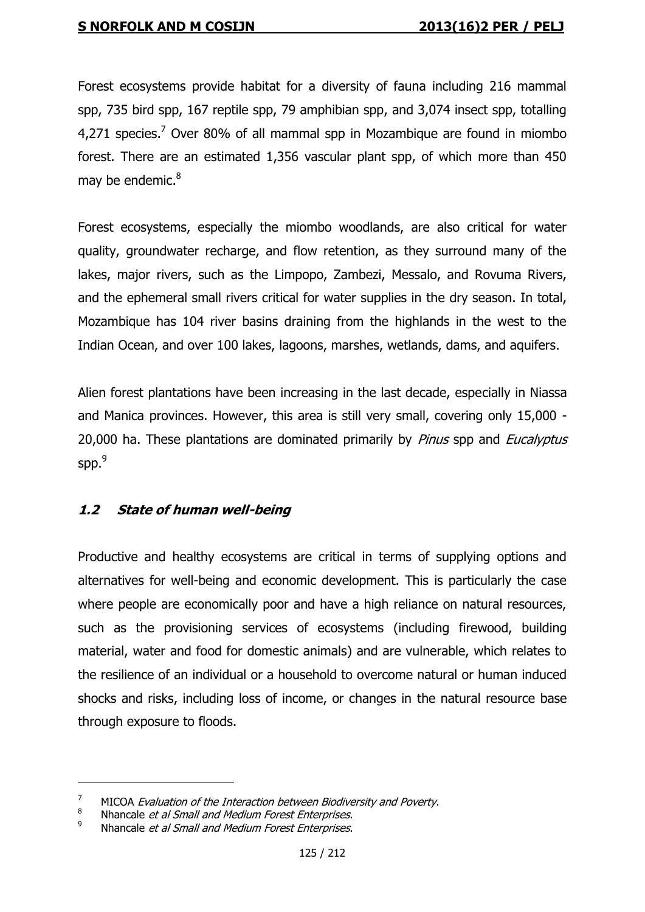Forest ecosystems provide habitat for a diversity of fauna including 216 mammal spp, 735 bird spp, 167 reptile spp, 79 amphibian spp, and 3,074 insect spp, totalling 4,271 species.[7] Over 80% of all mammal spp in Mozambique are found in miombo forest. There are an estimated 1,356 vascular plant spp, of which more than 450 may be endemic.[8]

Forest ecosystems, especially the miombo woodlands, are also critical for water quality, groundwater recharge, and flow retention, as they surround many of the lakes, major rivers, such as the Limpopo, Zambezi, Messalo, and Rovuma Rivers, and the ephemeral small rivers critical for water supplies in the dry season. In total, Mozambique has 104 river basins draining from the highlands in the west to the Indian Ocean, and over 100 lakes, lagoons, marshes, wetlands, dams, and aquifers.

Alien forest plantations have been increasing in the last decade, especially in Niassa and Manica provinces. However, this area is still very small, covering only 15,000 - 20,000 ha. These plantations are dominated primarily by *Pinus* spp and *Eucalyptus* spp.[9]

### *1.2 State of human well-being*

Productive and healthy ecosystems are critical in terms of supplying options and alternatives for well-being and economic development. This is particularly the case where people are economically poor and have a high reliance on natural resources, such as the provisioning services of ecosystems (including firewood, building material, water and food for domestic animals) and are vulnerable, which relates to the resilience of an individual or a household to overcome natural or human induced shocks and risks, including loss of income, or changes in the natural resource base through exposure to floods.

---

[7] MICOA *Evaluation of the Interaction between Biodiversity and Poverty*.

[8] Nhancale *et al Small and Medium Forest Enterprises*.

[9] Nhancale *et al Small and Medium Forest Enterprises*.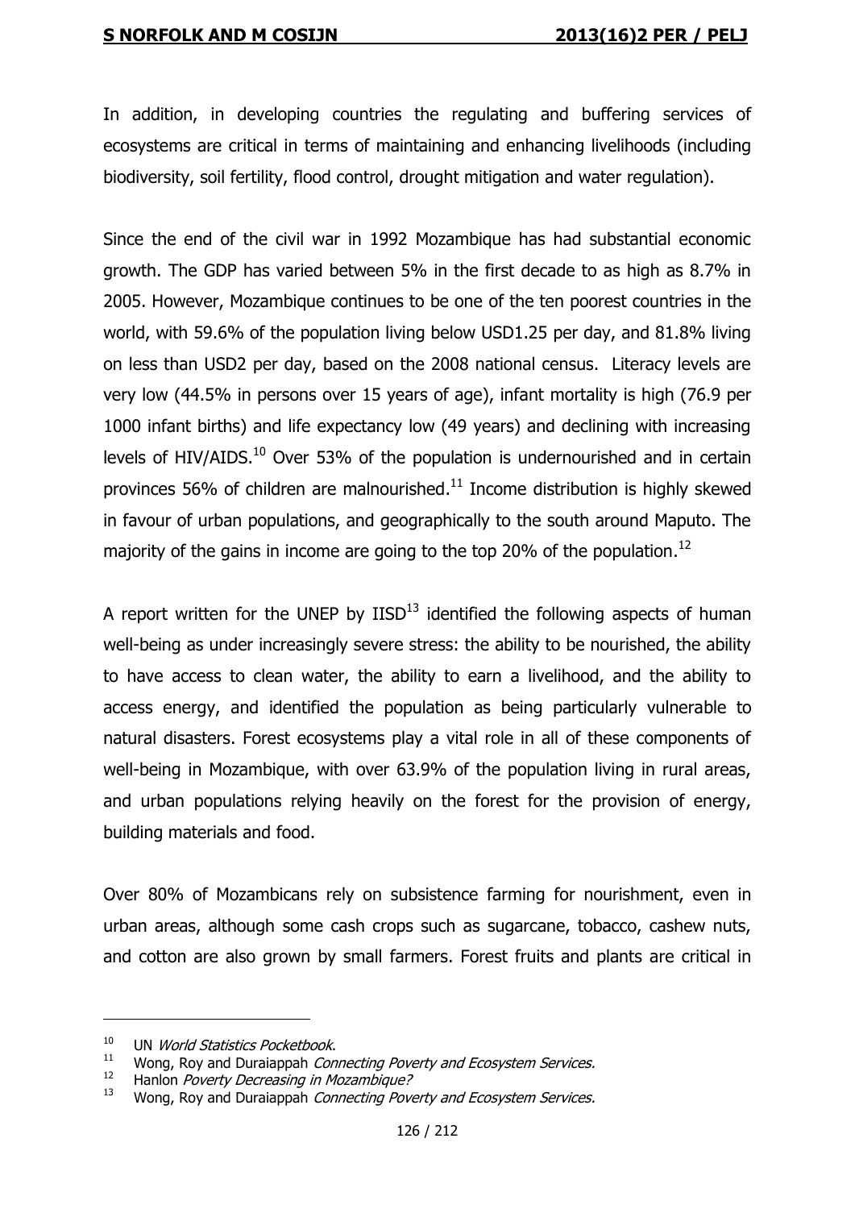In addition, in developing countries the regulating and buffering services of ecosystems are critical in terms of maintaining and enhancing livelihoods (including biodiversity, soil fertility, flood control, drought mitigation and water regulation).

Since the end of the civil war in 1992 Mozambique has had substantial economic growth. The GDP has varied between 5% in the first decade to as high as 8.7% in 2005. However, Mozambique continues to be one of the ten poorest countries in the world, with 59.6% of the population living below USD1.25 per day, and 81.8% living on less than USD2 per day, based on the 2008 national census. Literacy levels are very low (44.5% in persons over 15 years of age), infant mortality is high (76.9 per 1000 infant births) and life expectancy low (49 years) and declining with increasing levels of HIV/AIDS.[10] Over 53% of the population is undernourished and in certain provinces 56% of children are malnourished.[11] Income distribution is highly skewed in favour of urban populations, and geographically to the south around Maputo. The majority of the gains in income are going to the top 20% of the population.[12]

A report written for the UNEP by IISD[13] identified the following aspects of human well-being as under increasingly severe stress: the ability to be nourished, the ability to have access to clean water, the ability to earn a livelihood, and the ability to access energy, and identified the population as being particularly vulnerable to natural disasters. Forest ecosystems play a vital role in all of these components of well-being in Mozambique, with over 63.9% of the population living in rural areas, and urban populations relying heavily on the forest for the provision of energy, building materials and food.

Over 80% of Mozambicans rely on subsistence farming for nourishment, even in urban areas, although some cash crops such as sugarcane, tobacco, cashew nuts, and cotton are also grown by small farmers. Forest fruits and plants are critical in

---

[10] UN *World Statistics Pocketbook*.

[11] Wong, Roy and Duraiappah *Connecting Poverty and Ecosystem Services.*

[12] Hanlon *Poverty Decreasing in Mozambique?*

[13] Wong, Roy and Duraiappah *Connecting Poverty and Ecosystem Services.*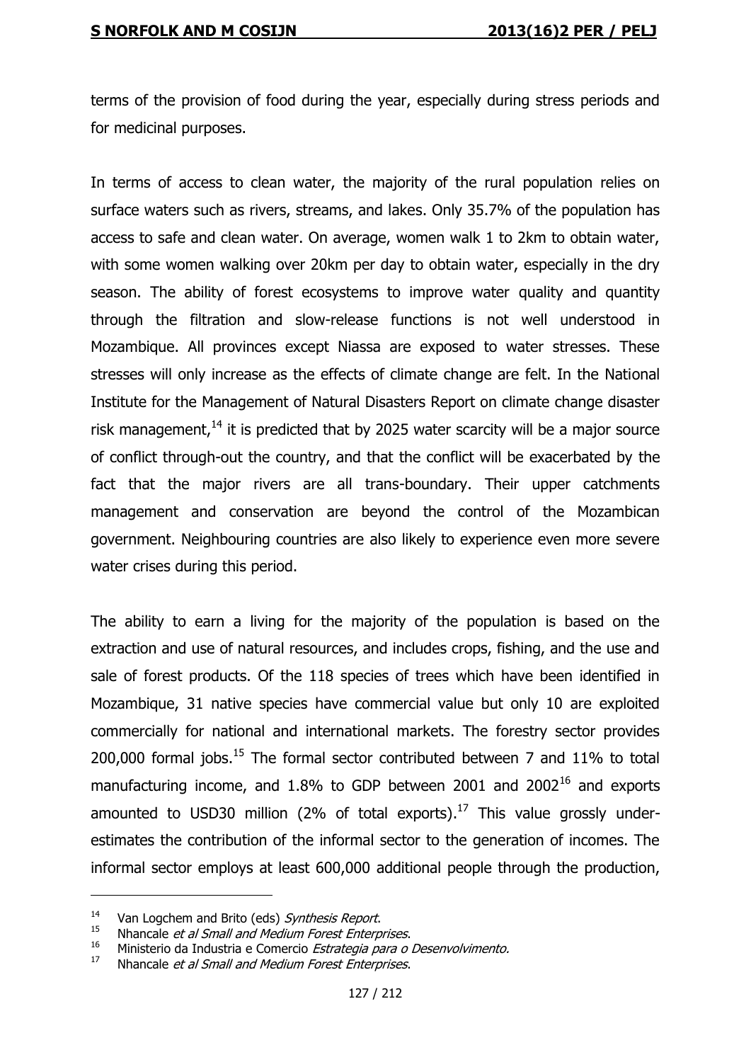terms of the provision of food during the year, especially during stress periods and for medicinal purposes.

In terms of access to clean water, the majority of the rural population relies on surface waters such as rivers, streams, and lakes. Only 35.7% of the population has access to safe and clean water. On average, women walk 1 to 2km to obtain water, with some women walking over 20km per day to obtain water, especially in the dry season. The ability of forest ecosystems to improve water quality and quantity through the filtration and slow-release functions is not well understood in Mozambique. All provinces except Niassa are exposed to water stresses. These stresses will only increase as the effects of climate change are felt. In the National Institute for the Management of Natural Disasters Report on climate change disaster risk management,[14] it is predicted that by 2025 water scarcity will be a major source of conflict through-out the country, and that the conflict will be exacerbated by the fact that the major rivers are all trans-boundary. Their upper catchments management and conservation are beyond the control of the Mozambican government. Neighbouring countries are also likely to experience even more severe water crises during this period.

The ability to earn a living for the majority of the population is based on the extraction and use of natural resources, and includes crops, fishing, and the use and sale of forest products. Of the 118 species of trees which have been identified in Mozambique, 31 native species have commercial value but only 10 are exploited commercially for national and international markets. The forestry sector provides 200,000 formal jobs.[15] The formal sector contributed between 7 and 11% to total manufacturing income, and 1.8% to GDP between 2001 and 2002[16] and exports amounted to USD30 million (2% of total exports).[17] This value grossly under-estimates the contribution of the informal sector to the generation of incomes. The informal sector employs at least 600,000 additional people through the production,

---

[14] Van Logchem and Brito (eds) *Synthesis Report*.

[15] Nhancale *et al Small and Medium Forest Enterprises*.

[16] Ministerio da Industria e Comercio *Estrategia para o Desenvolvimento.*

[17] Nhancale *et al Small and Medium Forest Enterprises*.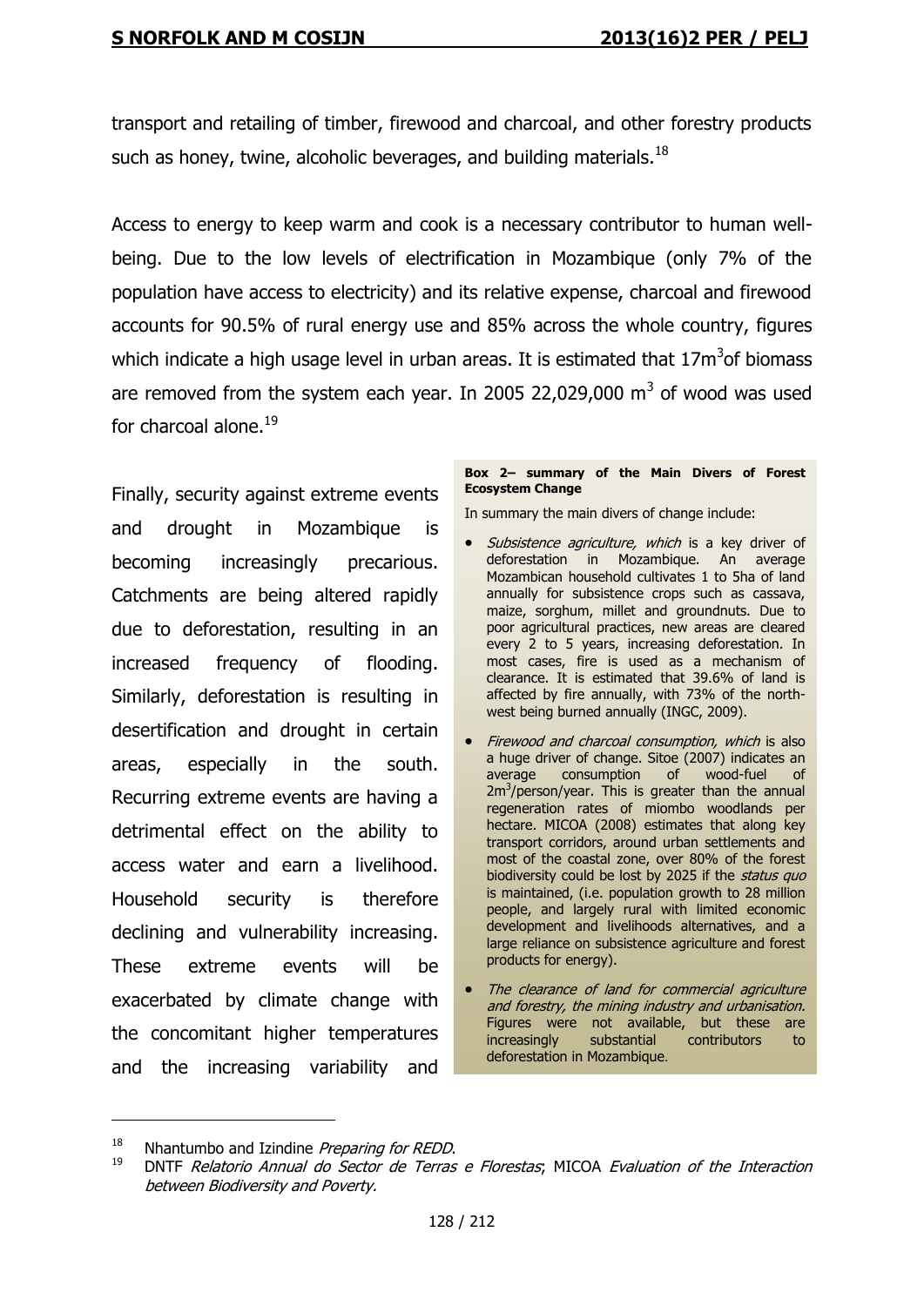transport and retailing of timber, firewood and charcoal, and other forestry products such as honey, twine, alcoholic beverages, and building materials.[18]

Access to energy to keep warm and cook is a necessary contributor to human well-being. Due to the low levels of electrification in Mozambique (only 7% of the population have access to electricity) and its relative expense, charcoal and firewood accounts for 90.5% of rural energy use and 85% across the whole country, figures which indicate a high usage level in urban areas. It is estimated that 17m$^3$of biomass are removed from the system each year. In 2005 22,029,000 m$^3$ of wood was used for charcoal alone.[19]

Finally, security against extreme events and drought in Mozambique is becoming increasingly precarious. Catchments are being altered rapidly due to deforestation, resulting in an increased frequency of flooding. Similarly, deforestation is resulting in desertification and drought in certain areas, especially in the south. Recurring extreme events are having a detrimental effect on the ability to access water and earn a livelihood. Household security is therefore declining and vulnerability increasing. These extreme events will be exacerbated by climate change with the concomitant higher temperatures and the increasing variability and

> **Box 2– summary of the Main Divers of Forest Ecosystem Change**
>
> In summary the main divers of change include:
>
> - *Subsistence agriculture, which* is a key driver of deforestation in Mozambique. An average Mozambican household cultivates 1 to 5ha of land annually for subsistence crops such as cassava, maize, sorghum, millet and groundnuts. Due to poor agricultural practices, new areas are cleared every 2 to 5 years, increasing deforestation. In most cases, fire is used as a mechanism of clearance. It is estimated that 39.6% of land is affected by fire annually, with 73% of the north-west being burned annually (INGC, 2009).
> - *Firewood and charcoal consumption, which* is also a huge driver of change. Sitoe (2007) indicates an average consumption of wood-fuel of 2m$^3$/person/year. This is greater than the annual regeneration rates of miombo woodlands per hectare. MICOA (2008) estimates that along key transport corridors, around urban settlements and most of the coastal zone, over 80% of the forest biodiversity could be lost by 2025 if the *status quo* is maintained, (i.e. population growth to 28 million people, and largely rural with limited economic development and livelihoods alternatives, and a large reliance on subsistence agriculture and forest products for energy).
> - *The clearance of land for commercial agriculture and forestry, the mining industry and urbanisation.* Figures were not available, but these are increasingly substantial contributors to deforestation in Mozambique.

---

[18] Nhantumbo and Izindine *Preparing for REDD*.

[19] DNTF *Relatorio Annual do Sector de Terras e Florestas*; MICOA *Evaluation of the Interaction between Biodiversity and Poverty*.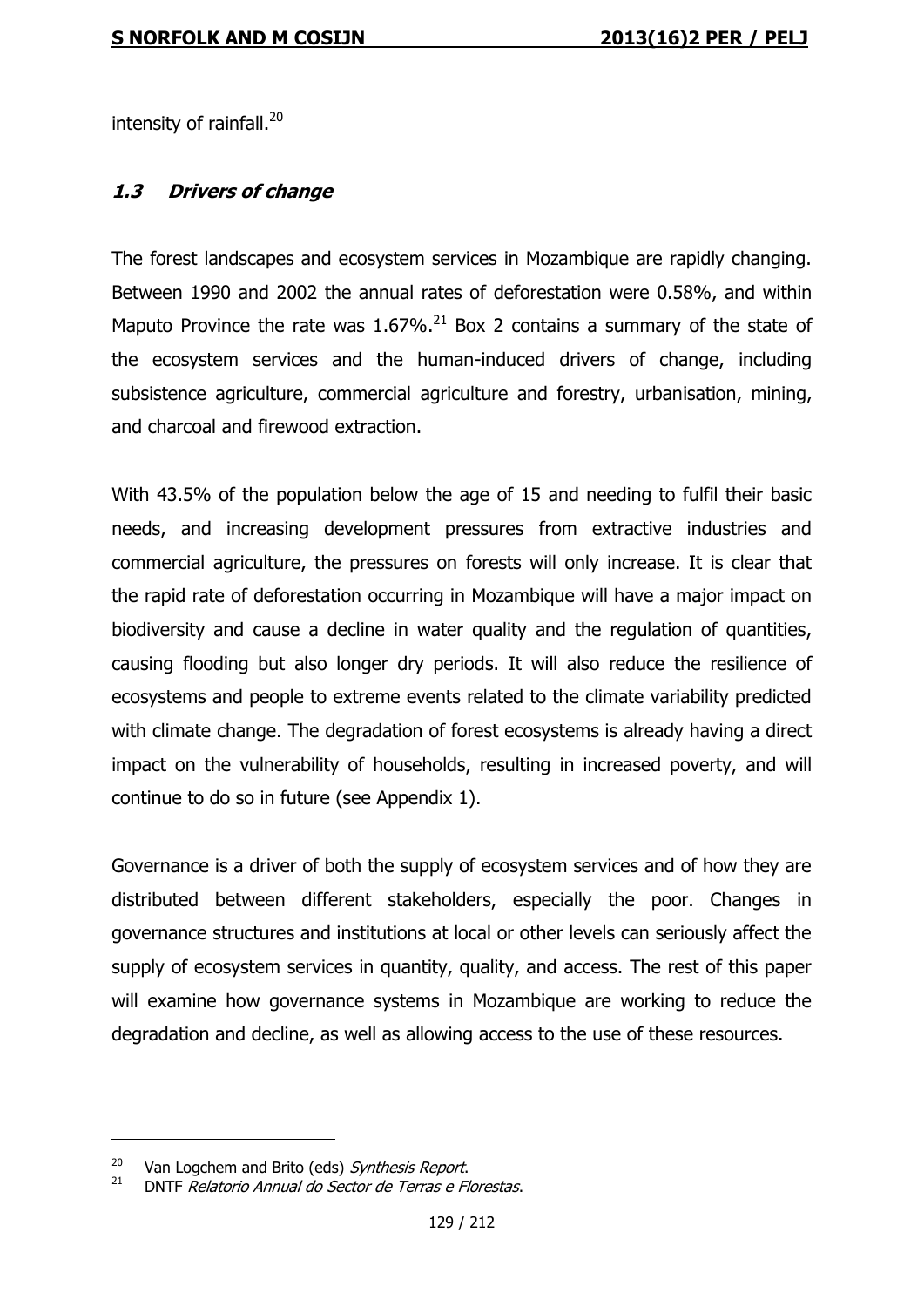intensity of rainfall.[20]

### *1.3 Drivers of change*

The forest landscapes and ecosystem services in Mozambique are rapidly changing. Between 1990 and 2002 the annual rates of deforestation were 0.58%, and within Maputo Province the rate was 1.67%.[21] Box 2 contains a summary of the state of the ecosystem services and the human-induced drivers of change, including subsistence agriculture, commercial agriculture and forestry, urbanisation, mining, and charcoal and firewood extraction.

With 43.5% of the population below the age of 15 and needing to fulfil their basic needs, and increasing development pressures from extractive industries and commercial agriculture, the pressures on forests will only increase. It is clear that the rapid rate of deforestation occurring in Mozambique will have a major impact on biodiversity and cause a decline in water quality and the regulation of quantities, causing flooding but also longer dry periods. It will also reduce the resilience of ecosystems and people to extreme events related to the climate variability predicted with climate change. The degradation of forest ecosystems is already having a direct impact on the vulnerability of households, resulting in increased poverty, and will continue to do so in future (see Appendix 1).

Governance is a driver of both the supply of ecosystem services and of how they are distributed between different stakeholders, especially the poor. Changes in governance structures and institutions at local or other levels can seriously affect the supply of ecosystem services in quantity, quality, and access. The rest of this paper will examine how governance systems in Mozambique are working to reduce the degradation and decline, as well as allowing access to the use of these resources.

---

20 Van Logchem and Brito (eds) *Synthesis Report*.

21 DNTF *Relatorio Annual do Sector de Terras e Florestas*.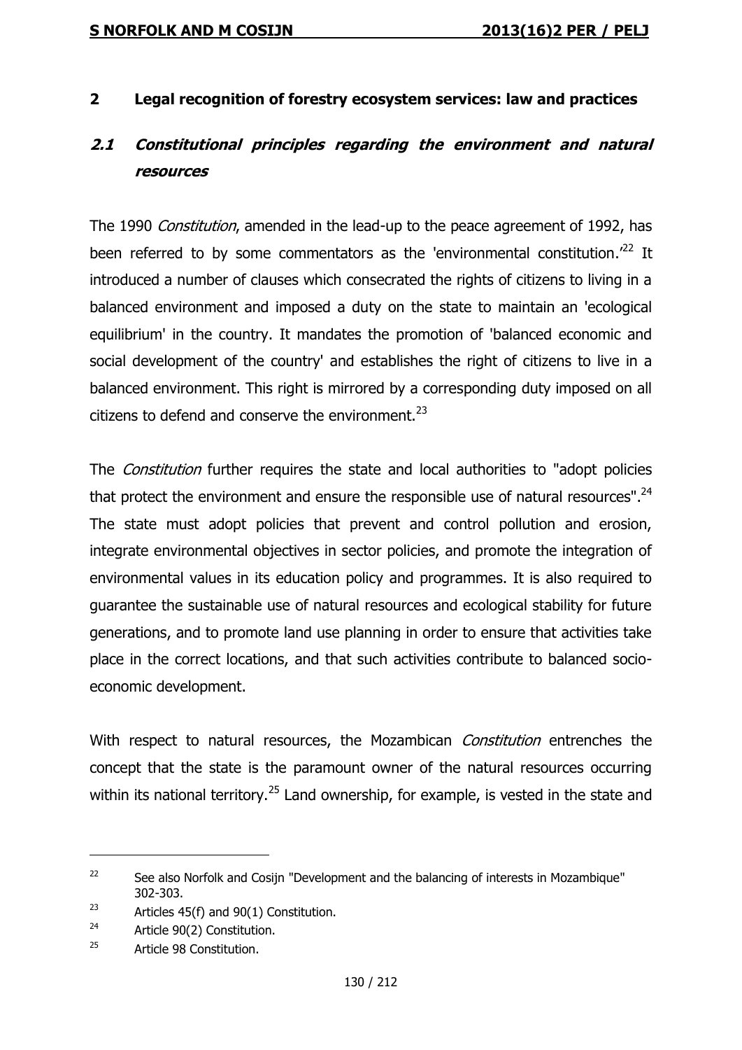## 2 Legal recognition of forestry ecosystem services: law and practices

### *2.1 Constitutional principles regarding the environment and natural resources*

The 1990 *Constitution*, amended in the lead-up to the peace agreement of 1992, has been referred to by some commentators as the 'environmental constitution.'[22] It introduced a number of clauses which consecrated the rights of citizens to living in a balanced environment and imposed a duty on the state to maintain an 'ecological equilibrium' in the country. It mandates the promotion of 'balanced economic and social development of the country' and establishes the right of citizens to live in a balanced environment. This right is mirrored by a corresponding duty imposed on all citizens to defend and conserve the environment.[23]

The *Constitution* further requires the state and local authorities to "adopt policies that protect the environment and ensure the responsible use of natural resources".[24] The state must adopt policies that prevent and control pollution and erosion, integrate environmental objectives in sector policies, and promote the integration of environmental values in its education policy and programmes. It is also required to guarantee the sustainable use of natural resources and ecological stability for future generations, and to promote land use planning in order to ensure that activities take place in the correct locations, and that such activities contribute to balanced socio-economic development.

With respect to natural resources, the Mozambican *Constitution* entrenches the concept that the state is the paramount owner of the natural resources occurring within its national territory.[25] Land ownership, for example, is vested in the state and

---

[22] See also Norfolk and Cosijn "Development and the balancing of interests in Mozambique" 302-303.

[23] Articles 45(f) and 90(1) Constitution.

[24] Article 90(2) Constitution.

[25] Article 98 Constitution.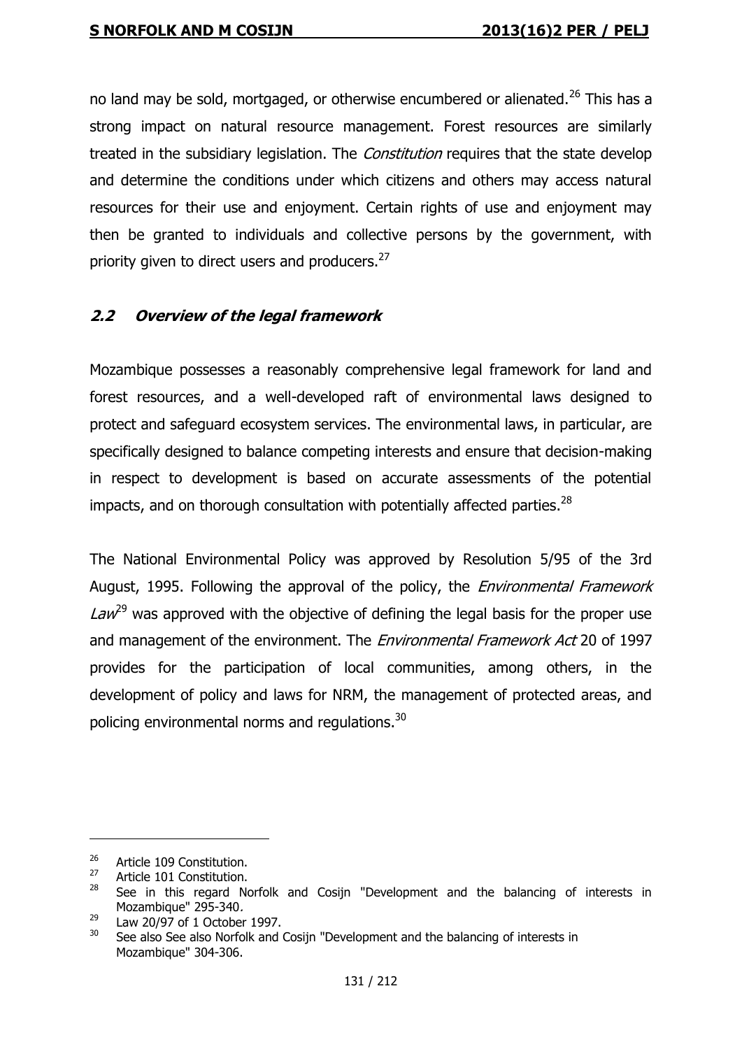no land may be sold, mortgaged, or otherwise encumbered or alienated.[26] This has a strong impact on natural resource management. Forest resources are similarly treated in the subsidiary legislation. The *Constitution* requires that the state develop and determine the conditions under which citizens and others may access natural resources for their use and enjoyment. Certain rights of use and enjoyment may then be granted to individuals and collective persons by the government, with priority given to direct users and producers.[27]

### *2.2 Overview of the legal framework*

Mozambique possesses a reasonably comprehensive legal framework for land and forest resources, and a well-developed raft of environmental laws designed to protect and safeguard ecosystem services. The environmental laws, in particular, are specifically designed to balance competing interests and ensure that decision-making in respect to development is based on accurate assessments of the potential impacts, and on thorough consultation with potentially affected parties.[28]

The National Environmental Policy was approved by Resolution 5/95 of the 3rd August, 1995. Following the approval of the policy, the *Environmental Framework Law*[29] was approved with the objective of defining the legal basis for the proper use and management of the environment. The *Environmental Framework Act* 20 of 1997 provides for the participation of local communities, among others, in the development of policy and laws for NRM, the management of protected areas, and policing environmental norms and regulations.[30]

---

26 Article 109 Constitution.

27 Article 101 Constitution.

28 See in this regard Norfolk and Cosijn "Development and the balancing of interests in Mozambique" 295-340.

29 Law 20/97 of 1 October 1997.

30 See also See also Norfolk and Cosijn "Development and the balancing of interests in Mozambique" 304-306.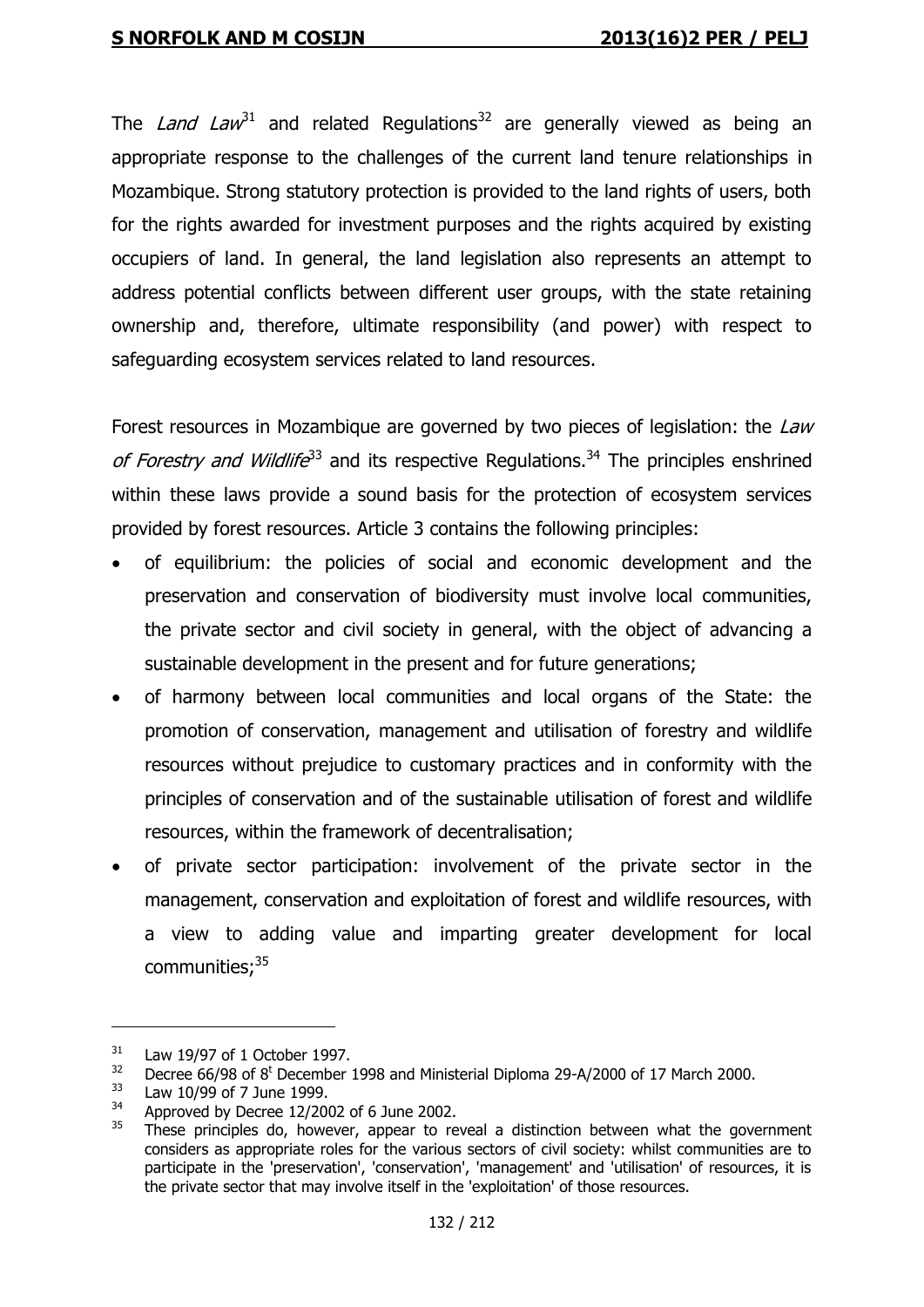The *Land Law*[31] and related Regulations[32] are generally viewed as being an appropriate response to the challenges of the current land tenure relationships in Mozambique. Strong statutory protection is provided to the land rights of users, both for the rights awarded for investment purposes and the rights acquired by existing occupiers of land. In general, the land legislation also represents an attempt to address potential conflicts between different user groups, with the state retaining ownership and, therefore, ultimate responsibility (and power) with respect to safeguarding ecosystem services related to land resources.

Forest resources in Mozambique are governed by two pieces of legislation: the *Law of Forestry and Wildlife*[33] and its respective Regulations.[34] The principles enshrined within these laws provide a sound basis for the protection of ecosystem services provided by forest resources. Article 3 contains the following principles:

- of equilibrium: the policies of social and economic development and the preservation and conservation of biodiversity must involve local communities, the private sector and civil society in general, with the object of advancing a sustainable development in the present and for future generations;
- of harmony between local communities and local organs of the State: the promotion of conservation, management and utilisation of forestry and wildlife resources without prejudice to customary practices and in conformity with the principles of conservation and of the sustainable utilisation of forest and wildlife resources, within the framework of decentralisation;
- of private sector participation: involvement of the private sector in the management, conservation and exploitation of forest and wildlife resources, with a view to adding value and imparting greater development for local communities;[35]

---

[31] Law 19/97 of 1 October 1997.

[32] Decree 66/98 of 8[t] December 1998 and Ministerial Diploma 29-A/2000 of 17 March 2000.

[33] Law 10/99 of 7 June 1999.

[34] Approved by Decree 12/2002 of 6 June 2002.

[35] These principles do, however, appear to reveal a distinction between what the government considers as appropriate roles for the various sectors of civil society: whilst communities are to participate in the 'preservation', 'conservation', 'management' and 'utilisation' of resources, it is the private sector that may involve itself in the 'exploitation' of those resources.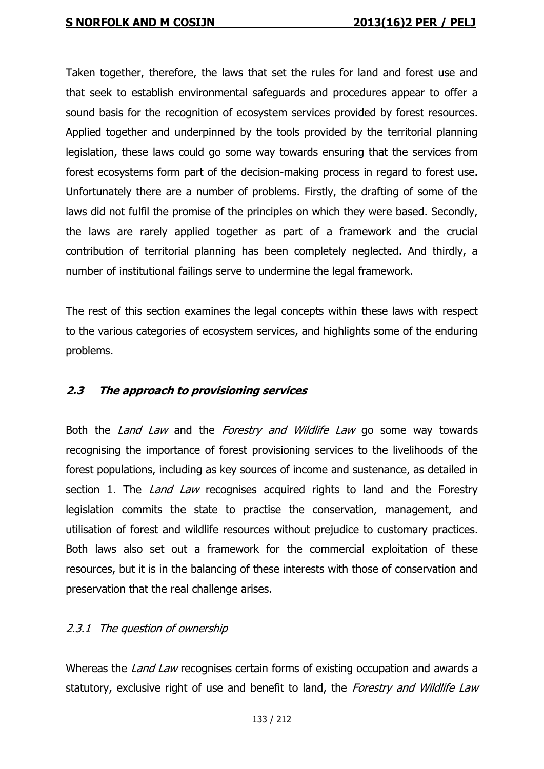Taken together, therefore, the laws that set the rules for land and forest use and that seek to establish environmental safeguards and procedures appear to offer a sound basis for the recognition of ecosystem services provided by forest resources. Applied together and underpinned by the tools provided by the territorial planning legislation, these laws could go some way towards ensuring that the services from forest ecosystems form part of the decision-making process in regard to forest use. Unfortunately there are a number of problems. Firstly, the drafting of some of the laws did not fulfil the promise of the principles on which they were based. Secondly, the laws are rarely applied together as part of a framework and the crucial contribution of territorial planning has been completely neglected. And thirdly, a number of institutional failings serve to undermine the legal framework.

The rest of this section examines the legal concepts within these laws with respect to the various categories of ecosystem services, and highlights some of the enduring problems.

### *2.3 The approach to provisioning services*

Both the *Land Law* and the *Forestry and Wildlife Law* go some way towards recognising the importance of forest provisioning services to the livelihoods of the forest populations, including as key sources of income and sustenance, as detailed in section 1. The *Land Law* recognises acquired rights to land and the Forestry legislation commits the state to practise the conservation, management, and utilisation of forest and wildlife resources without prejudice to customary practices. Both laws also set out a framework for the commercial exploitation of these resources, but it is in the balancing of these interests with those of conservation and preservation that the real challenge arises.

#### *2.3.1 The question of ownership*

Whereas the *Land Law* recognises certain forms of existing occupation and awards a statutory, exclusive right of use and benefit to land, the *Forestry and Wildlife Law*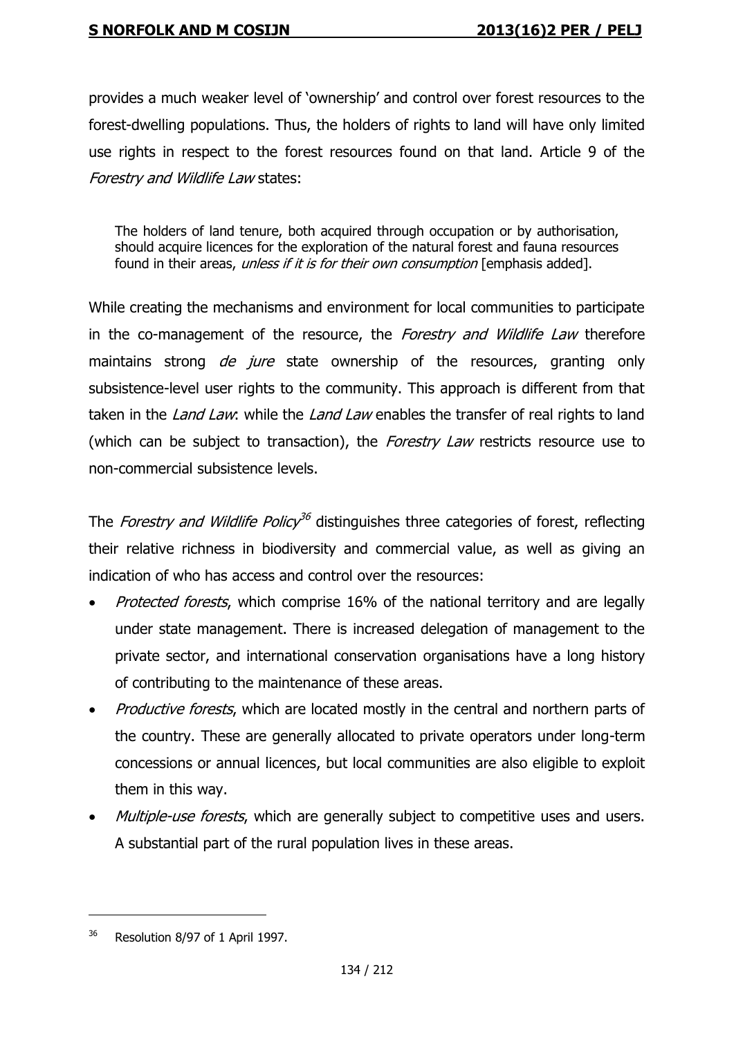provides a much weaker level of 'ownership' and control over forest resources to the forest-dwelling populations. Thus, the holders of rights to land will have only limited use rights in respect to the forest resources found on that land. Article 9 of the *Forestry and Wildlife Law* states:

> The holders of land tenure, both acquired through occupation or by authorisation, should acquire licences for the exploration of the natural forest and fauna resources found in their areas, *unless if it is for their own consumption* [emphasis added].

While creating the mechanisms and environment for local communities to participate in the co-management of the resource, the *Forestry and Wildlife Law* therefore maintains strong *de jure* state ownership of the resources, granting only subsistence-level user rights to the community. This approach is different from that taken in the *Land Law*: while the *Land Law* enables the transfer of real rights to land (which can be subject to transaction), the *Forestry Law* restricts resource use to non-commercial subsistence levels.

The *Forestry and Wildlife Policy*[36] distinguishes three categories of forest, reflecting their relative richness in biodiversity and commercial value, as well as giving an indication of who has access and control over the resources:

- *Protected forests*, which comprise 16% of the national territory and are legally under state management. There is increased delegation of management to the private sector, and international conservation organisations have a long history of contributing to the maintenance of these areas.
- *Productive forests*, which are located mostly in the central and northern parts of the country. These are generally allocated to private operators under long-term concessions or annual licences, but local communities are also eligible to exploit them in this way.
- *Multiple-use forests*, which are generally subject to competitive uses and users. A substantial part of the rural population lives in these areas.

---

[36] Resolution 8/97 of 1 April 1997.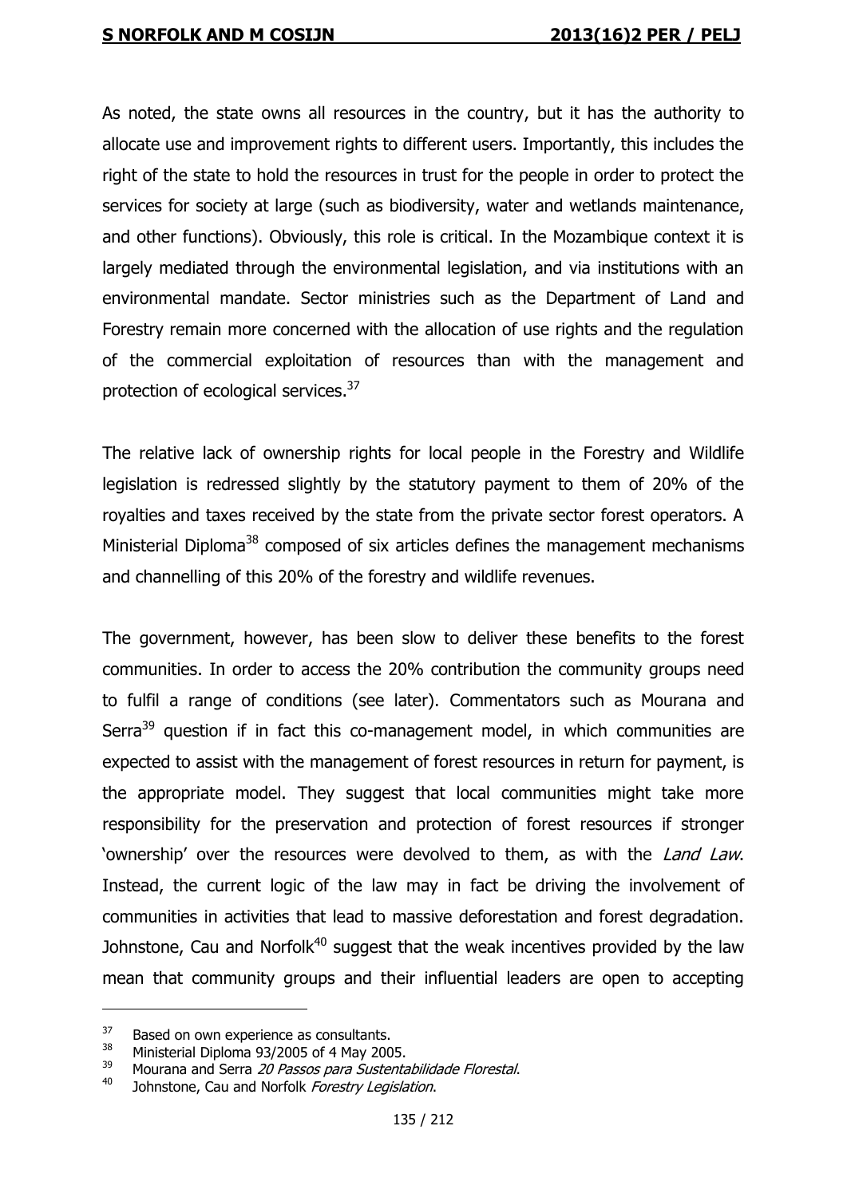As noted, the state owns all resources in the country, but it has the authority to allocate use and improvement rights to different users. Importantly, this includes the right of the state to hold the resources in trust for the people in order to protect the services for society at large (such as biodiversity, water and wetlands maintenance, and other functions). Obviously, this role is critical. In the Mozambique context it is largely mediated through the environmental legislation, and via institutions with an environmental mandate. Sector ministries such as the Department of Land and Forestry remain more concerned with the allocation of use rights and the regulation of the commercial exploitation of resources than with the management and protection of ecological services.[37]

The relative lack of ownership rights for local people in the Forestry and Wildlife legislation is redressed slightly by the statutory payment to them of 20% of the royalties and taxes received by the state from the private sector forest operators. A Ministerial Diploma[38] composed of six articles defines the management mechanisms and channelling of this 20% of the forestry and wildlife revenues.

The government, however, has been slow to deliver these benefits to the forest communities. In order to access the 20% contribution the community groups need to fulfil a range of conditions (see later). Commentators such as Mourana and Serra[39] question if in fact this co-management model, in which communities are expected to assist with the management of forest resources in return for payment, is the appropriate model. They suggest that local communities might take more responsibility for the preservation and protection of forest resources if stronger 'ownership' over the resources were devolved to them, as with the *Land Law*. Instead, the current logic of the law may in fact be driving the involvement of communities in activities that lead to massive deforestation and forest degradation. Johnstone, Cau and Norfolk[40] suggest that the weak incentives provided by the law mean that community groups and their influential leaders are open to accepting

---

[37] Based on own experience as consultants.

[38] Ministerial Diploma 93/2005 of 4 May 2005.

[39] Mourana and Serra *20 Passos para Sustentabilidade Florestal*.

[40] Johnstone, Cau and Norfolk *Forestry Legislation*.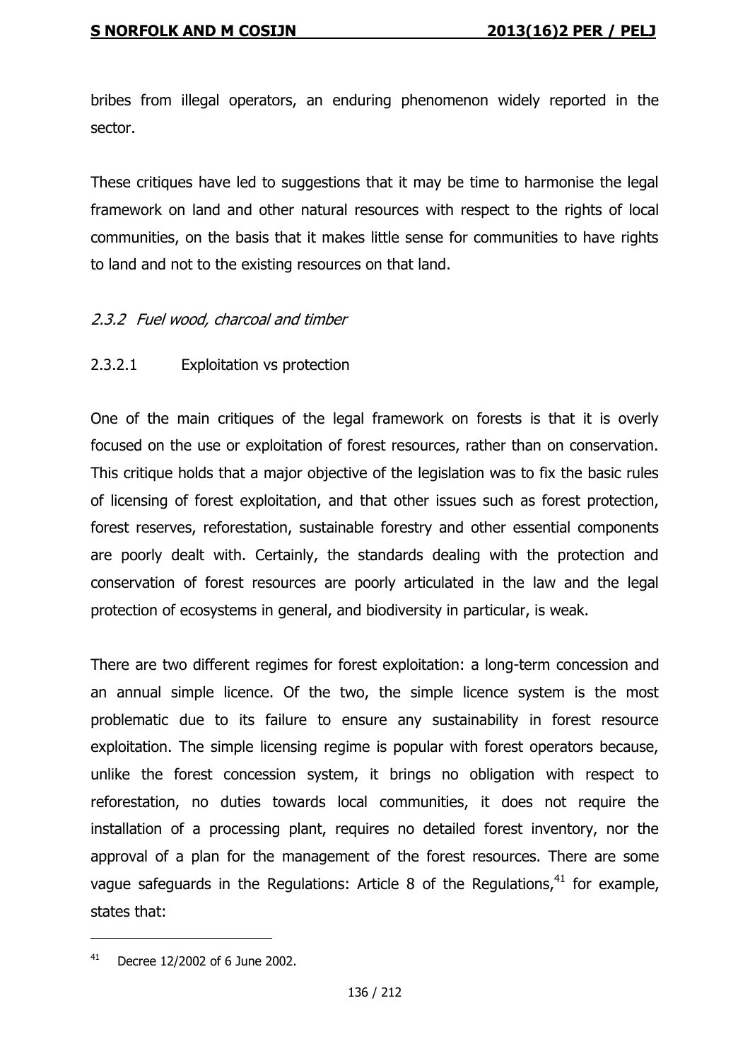bribes from illegal operators, an enduring phenomenon widely reported in the sector.

These critiques have led to suggestions that it may be time to harmonise the legal framework on land and other natural resources with respect to the rights of local communities, on the basis that it makes little sense for communities to have rights to land and not to the existing resources on that land.

#### *2.3.2 Fuel wood, charcoal and timber*

##### 2.3.2.1 Exploitation vs protection

One of the main critiques of the legal framework on forests is that it is overly focused on the use or exploitation of forest resources, rather than on conservation. This critique holds that a major objective of the legislation was to fix the basic rules of licensing of forest exploitation, and that other issues such as forest protection, forest reserves, reforestation, sustainable forestry and other essential components are poorly dealt with. Certainly, the standards dealing with the protection and conservation of forest resources are poorly articulated in the law and the legal protection of ecosystems in general, and biodiversity in particular, is weak.

There are two different regimes for forest exploitation: a long-term concession and an annual simple licence. Of the two, the simple licence system is the most problematic due to its failure to ensure any sustainability in forest resource exploitation. The simple licensing regime is popular with forest operators because, unlike the forest concession system, it brings no obligation with respect to reforestation, no duties towards local communities, it does not require the installation of a processing plant, requires no detailed forest inventory, nor the approval of a plan for the management of the forest resources. There are some vague safeguards in the Regulations: Article 8 of the Regulations,[41] for example, states that:

---

[41] Decree 12/2002 of 6 June 2002.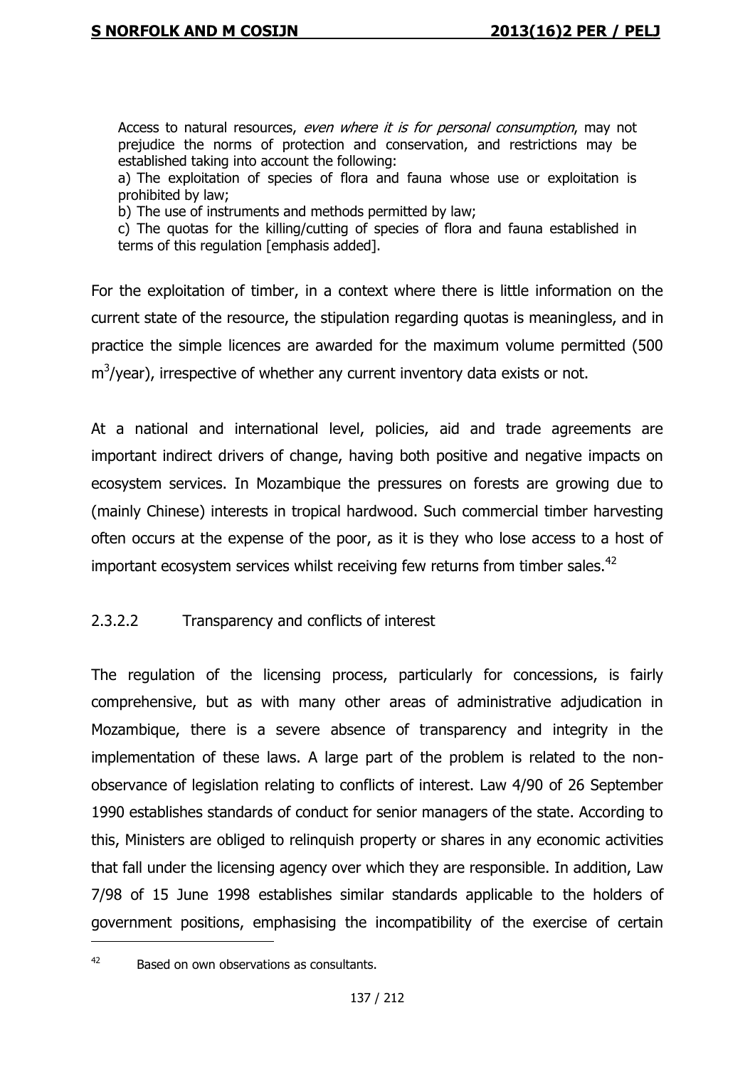> Access to natural resources, *even where it is for personal consumption*, may not prejudice the norms of protection and conservation, and restrictions may be established taking into account the following:
> a) The exploitation of species of flora and fauna whose use or exploitation is prohibited by law;
> b) The use of instruments and methods permitted by law;
> c) The quotas for the killing/cutting of species of flora and fauna established in terms of this regulation [emphasis added].

For the exploitation of timber, in a context where there is little information on the current state of the resource, the stipulation regarding quotas is meaningless, and in practice the simple licences are awarded for the maximum volume permitted (500 $m^3$/year), irrespective of whether any current inventory data exists or not.

At a national and international level, policies, aid and trade agreements are important indirect drivers of change, having both positive and negative impacts on ecosystem services. In Mozambique the pressures on forests are growing due to (mainly Chinese) interests in tropical hardwood. Such commercial timber harvesting often occurs at the expense of the poor, as it is they who lose access to a host of important ecosystem services whilst receiving few returns from timber sales.[42]

#### 2.3.2.2 Transparency and conflicts of interest

The regulation of the licensing process, particularly for concessions, is fairly comprehensive, but as with many other areas of administrative adjudication in Mozambique, there is a severe absence of transparency and integrity in the implementation of these laws. A large part of the problem is related to the non-observance of legislation relating to conflicts of interest. Law 4/90 of 26 September 1990 establishes standards of conduct for senior managers of the state. According to this, Ministers are obliged to relinquish property or shares in any economic activities that fall under the licensing agency over which they are responsible. In addition, Law 7/98 of 15 June 1998 establishes similar standards applicable to the holders of government positions, emphasising the incompatibility of the exercise of certain

---

42 Based on own observations as consultants.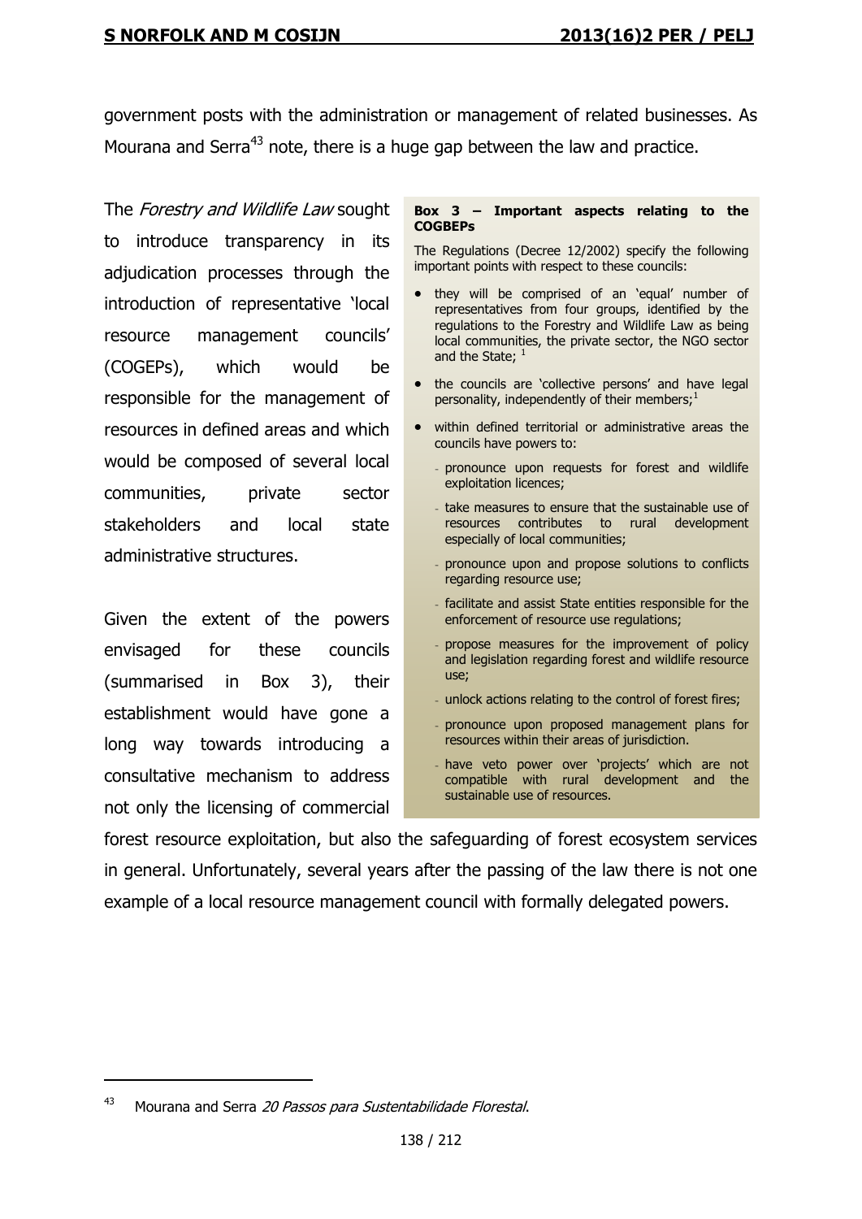government posts with the administration or management of related businesses. As Mourana and Serra[43] note, there is a huge gap between the law and practice.

The *Forestry and Wildlife Law* sought to introduce transparency in its adjudication processes through the introduction of representative 'local resource management councils' (COGEPs), which would be responsible for the management of resources in defined areas and which would be composed of several local communities, private sector stakeholders and local state administrative structures.

Given the extent of the powers envisaged for these councils (summarised in Box 3), their establishment would have gone a long way towards introducing a consultative mechanism to address not only the licensing of commercial forest resource exploitation, but also the safeguarding of forest ecosystem services in general. Unfortunately, several years after the passing of the law there is not one example of a local resource management council with formally delegated powers.

> **Box 3 – Important aspects relating to the COGBEPs**
>
> The Regulations (Decree 12/2002) specify the following important points with respect to these councils:
>
> - they will be comprised of an 'equal' number of representatives from four groups, identified by the regulations to the Forestry and Wildlife Law as being local communities, the private sector, the NGO sector and the State; [1]
> - the councils are 'collective persons' and have legal personality, independently of their members;[1]
> - within defined territorial or administrative areas the councils have powers to:
>   - pronounce upon requests for forest and wildlife exploitation licences;
>   - take measures to ensure that the sustainable use of resources contributes to rural development especially of local communities;
>   - pronounce upon and propose solutions to conflicts regarding resource use;
>   - facilitate and assist State entities responsible for the enforcement of resource use regulations;
>   - propose measures for the improvement of policy and legislation regarding forest and wildlife resource use;
>   - unlock actions relating to the control of forest fires;
>   - pronounce upon proposed management plans for resources within their areas of jurisdiction.
>   - have veto power over 'projects' which are not compatible with rural development and the sustainable use of resources.

---

43 Mourana and Serra *20 Passos para Sustentabilidade Florestal*.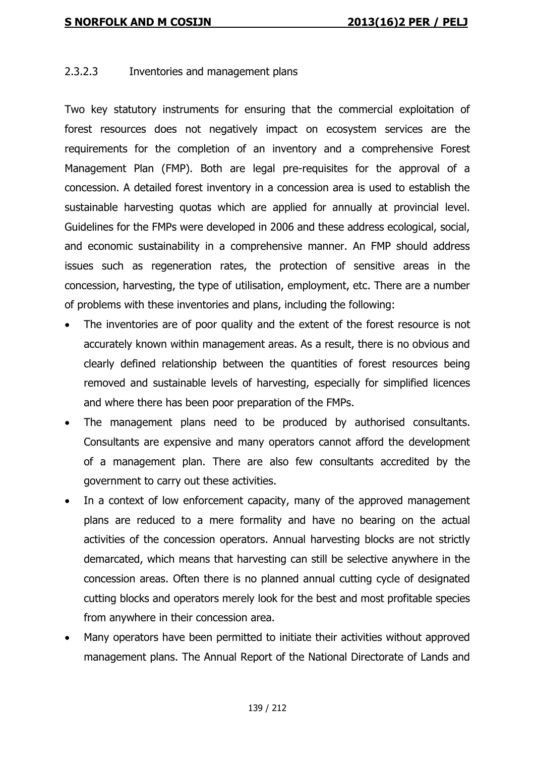#### 2.3.2.3 Inventories and management plans

Two key statutory instruments for ensuring that the commercial exploitation of forest resources does not negatively impact on ecosystem services are the requirements for the completion of an inventory and a comprehensive Forest Management Plan (FMP). Both are legal pre-requisites for the approval of a concession. A detailed forest inventory in a concession area is used to establish the sustainable harvesting quotas which are applied for annually at provincial level. Guidelines for the FMPs were developed in 2006 and these address ecological, social, and economic sustainability in a comprehensive manner. An FMP should address issues such as regeneration rates, the protection of sensitive areas in the concession, harvesting, the type of utilisation, employment, etc. There are a number of problems with these inventories and plans, including the following:

- The inventories are of poor quality and the extent of the forest resource is not accurately known within management areas. As a result, there is no obvious and clearly defined relationship between the quantities of forest resources being removed and sustainable levels of harvesting, especially for simplified licences and where there has been poor preparation of the FMPs.
- The management plans need to be produced by authorised consultants. Consultants are expensive and many operators cannot afford the development of a management plan. There are also few consultants accredited by the government to carry out these activities.
- In a context of low enforcement capacity, many of the approved management plans are reduced to a mere formality and have no bearing on the actual activities of the concession operators. Annual harvesting blocks are not strictly demarcated, which means that harvesting can still be selective anywhere in the concession areas. Often there is no planned annual cutting cycle of designated cutting blocks and operators merely look for the best and most profitable species from anywhere in their concession area.
- Many operators have been permitted to initiate their activities without approved management plans. The Annual Report of the National Directorate of Lands and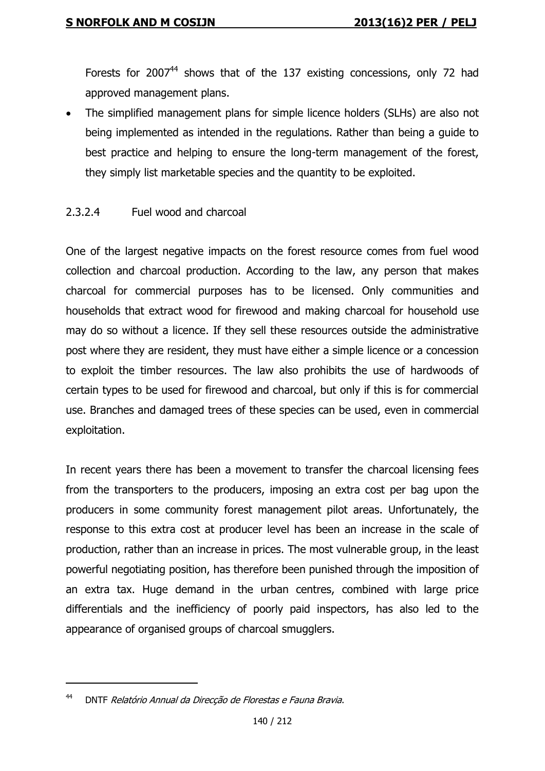Forests for 2007[44] shows that of the 137 existing concessions, only 72 had approved management plans.

- The simplified management plans for simple licence holders (SLHs) are also not being implemented as intended in the regulations. Rather than being a guide to best practice and helping to ensure the long-term management of the forest, they simply list marketable species and the quantity to be exploited.

#### 2.3.2.4 Fuel wood and charcoal

One of the largest negative impacts on the forest resource comes from fuel wood collection and charcoal production. According to the law, any person that makes charcoal for commercial purposes has to be licensed. Only communities and households that extract wood for firewood and making charcoal for household use may do so without a licence. If they sell these resources outside the administrative post where they are resident, they must have either a simple licence or a concession to exploit the timber resources. The law also prohibits the use of hardwoods of certain types to be used for firewood and charcoal, but only if this is for commercial use. Branches and damaged trees of these species can be used, even in commercial exploitation.

In recent years there has been a movement to transfer the charcoal licensing fees from the transporters to the producers, imposing an extra cost per bag upon the producers in some community forest management pilot areas. Unfortunately, the response to this extra cost at producer level has been an increase in the scale of production, rather than an increase in prices. The most vulnerable group, in the least powerful negotiating position, has therefore been punished through the imposition of an extra tax. Huge demand in the urban centres, combined with large price differentials and the inefficiency of poorly paid inspectors, has also led to the appearance of organised groups of charcoal smugglers.

---

[44] DNTF *Relatório Annual da Direcção de Florestas e Fauna Bravia*.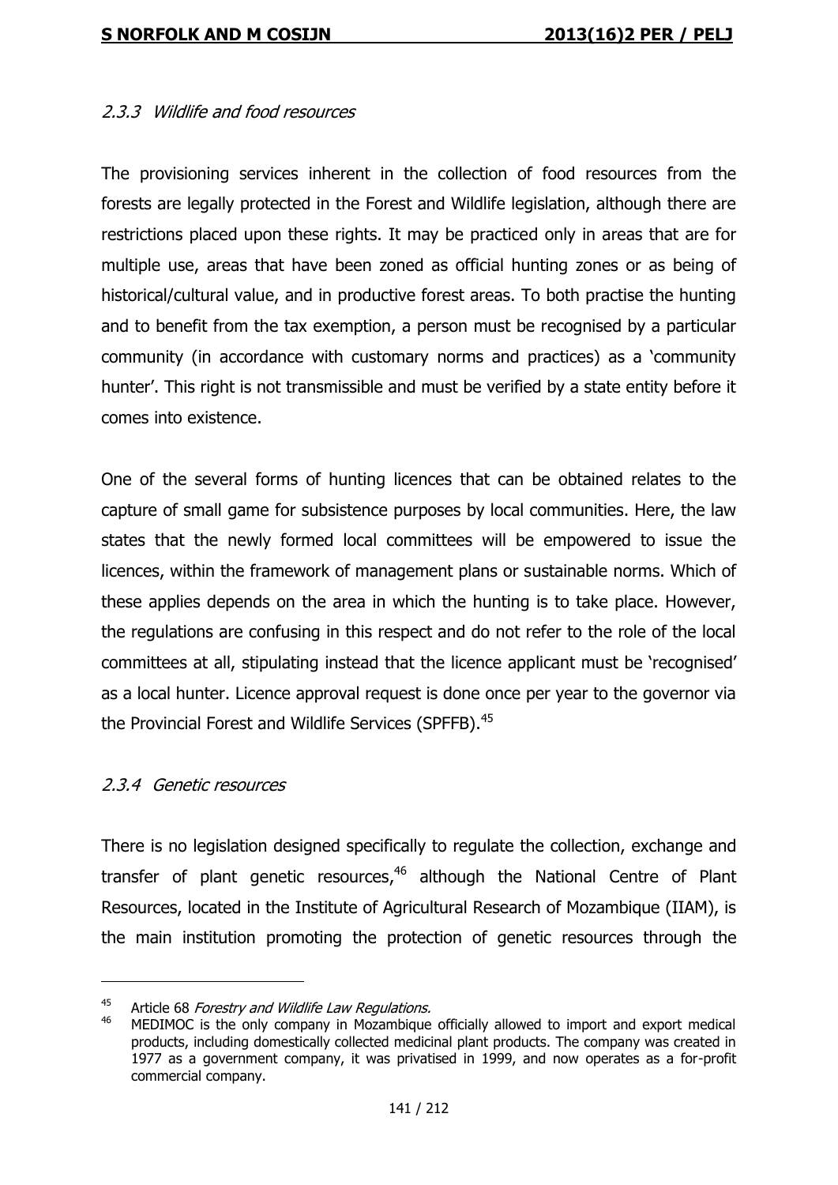### *2.3.3 Wildlife and food resources*

The provisioning services inherent in the collection of food resources from the forests are legally protected in the Forest and Wildlife legislation, although there are restrictions placed upon these rights. It may be practiced only in areas that are for multiple use, areas that have been zoned as official hunting zones or as being of historical/cultural value, and in productive forest areas. To both practise the hunting and to benefit from the tax exemption, a person must be recognised by a particular community (in accordance with customary norms and practices) as a 'community hunter'. This right is not transmissible and must be verified by a state entity before it comes into existence.

One of the several forms of hunting licences that can be obtained relates to the capture of small game for subsistence purposes by local communities. Here, the law states that the newly formed local committees will be empowered to issue the licences, within the framework of management plans or sustainable norms. Which of these applies depends on the area in which the hunting is to take place. However, the regulations are confusing in this respect and do not refer to the role of the local committees at all, stipulating instead that the licence applicant must be 'recognised' as a local hunter. Licence approval request is done once per year to the governor via the Provincial Forest and Wildlife Services (SPFFB).[45]

### *2.3.4 Genetic resources*

There is no legislation designed specifically to regulate the collection, exchange and transfer of plant genetic resources,[46] although the National Centre of Plant Resources, located in the Institute of Agricultural Research of Mozambique (IIAM), is the main institution promoting the protection of genetic resources through the

---

[45] Article 68 *Forestry and Wildlife Law Regulations.*

[46] MEDIMOC is the only company in Mozambique officially allowed to import and export medical products, including domestically collected medicinal plant products. The company was created in 1977 as a government company, it was privatised in 1999, and now operates as a for-profit commercial company.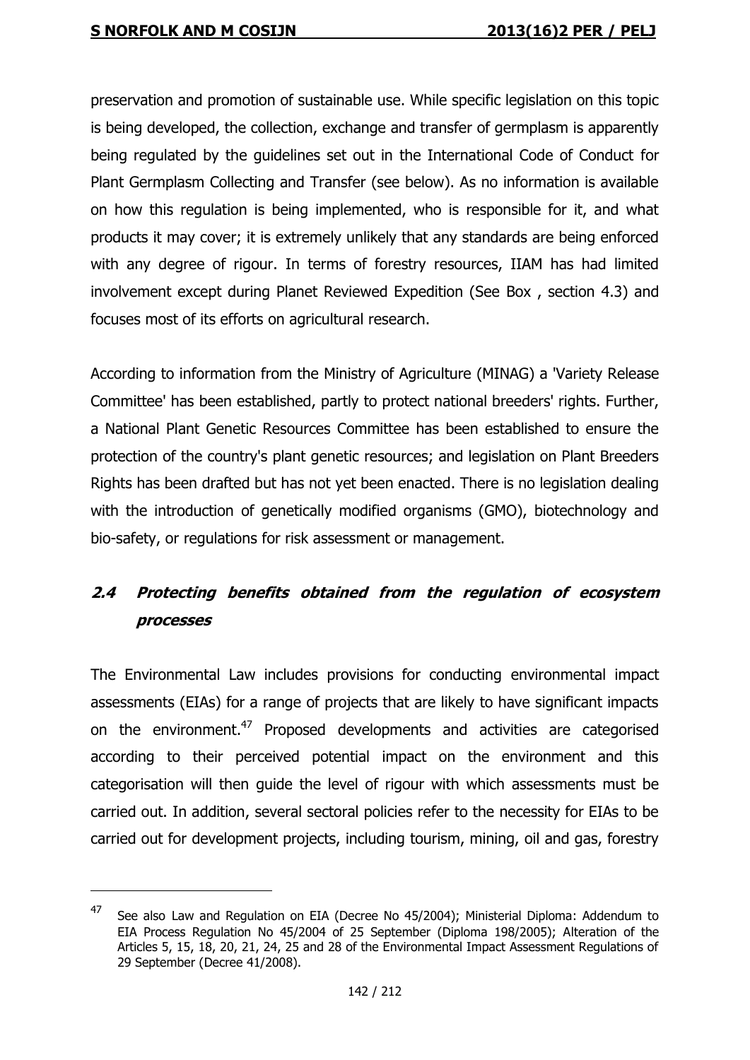preservation and promotion of sustainable use. While specific legislation on this topic is being developed, the collection, exchange and transfer of germplasm is apparently being regulated by the guidelines set out in the International Code of Conduct for Plant Germplasm Collecting and Transfer (see below). As no information is available on how this regulation is being implemented, who is responsible for it, and what products it may cover; it is extremely unlikely that any standards are being enforced with any degree of rigour. In terms of forestry resources, IIAM has had limited involvement except during Planet Reviewed Expedition (See Box , section 4.3) and focuses most of its efforts on agricultural research.

According to information from the Ministry of Agriculture (MINAG) a 'Variety Release Committee' has been established, partly to protect national breeders' rights. Further, a National Plant Genetic Resources Committee has been established to ensure the protection of the country's plant genetic resources; and legislation on Plant Breeders Rights has been drafted but has not yet been enacted. There is no legislation dealing with the introduction of genetically modified organisms (GMO), biotechnology and bio-safety, or regulations for risk assessment or management.

## *2.4 Protecting benefits obtained from the regulation of ecosystem processes*

The Environmental Law includes provisions for conducting environmental impact assessments (EIAs) for a range of projects that are likely to have significant impacts on the environment.[47] Proposed developments and activities are categorised according to their perceived potential impact on the environment and this categorisation will then guide the level of rigour with which assessments must be carried out. In addition, several sectoral policies refer to the necessity for EIAs to be carried out for development projects, including tourism, mining, oil and gas, forestry

---

[47] See also Law and Regulation on EIA (Decree No 45/2004); Ministerial Diploma: Addendum to EIA Process Regulation No 45/2004 of 25 September (Diploma 198/2005); Alteration of the Articles 5, 15, 18, 20, 21, 24, 25 and 28 of the Environmental Impact Assessment Regulations of 29 September (Decree 41/2008).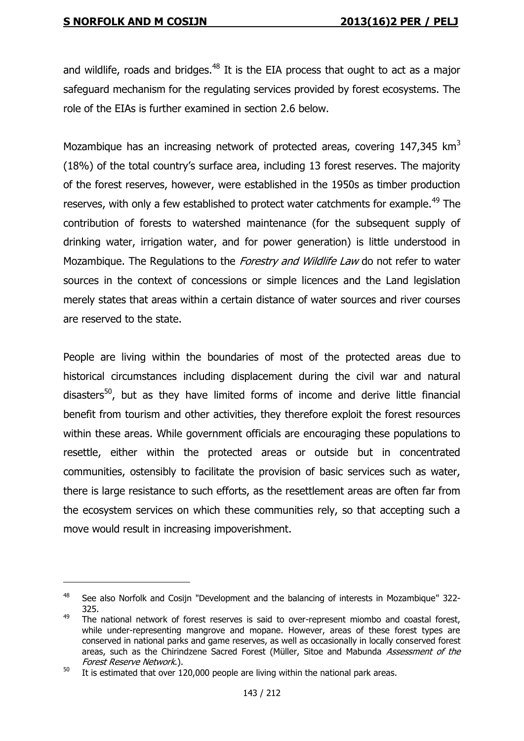and wildlife, roads and bridges.[48] It is the EIA process that ought to act as a major safeguard mechanism for the regulating services provided by forest ecosystems. The role of the EIAs is further examined in section 2.6 below.

Mozambique has an increasing network of protected areas, covering 147,345 $km^3$ (18%) of the total country's surface area, including 13 forest reserves. The majority of the forest reserves, however, were established in the 1950s as timber production reserves, with only a few established to protect water catchments for example.[49] The contribution of forests to watershed maintenance (for the subsequent supply of drinking water, irrigation water, and for power generation) is little understood in Mozambique. The Regulations to the *Forestry and Wildlife Law* do not refer to water sources in the context of concessions or simple licences and the Land legislation merely states that areas within a certain distance of water sources and river courses are reserved to the state.

People are living within the boundaries of most of the protected areas due to historical circumstances including displacement during the civil war and natural disasters[50], but as they have limited forms of income and derive little financial benefit from tourism and other activities, they therefore exploit the forest resources within these areas. While government officials are encouraging these populations to resettle, either within the protected areas or outside but in concentrated communities, ostensibly to facilitate the provision of basic services such as water, there is large resistance to such efforts, as the resettlement areas are often far from the ecosystem services on which these communities rely, so that accepting such a move would result in increasing impoverishment.

---

[48] See also Norfolk and Cosijn "Development and the balancing of interests in Mozambique" 322-325.

[49] The national network of forest reserves is said to over-represent miombo and coastal forest, while under-representing mangrove and mopane. However, areas of these forest types are conserved in national parks and game reserves, as well as occasionally in locally conserved forest areas, such as the Chirindzene Sacred Forest (Müller, Sitoe and Mabunda *Assessment of the Forest Reserve Network*.).

[50] It is estimated that over 120,000 people are living within the national park areas.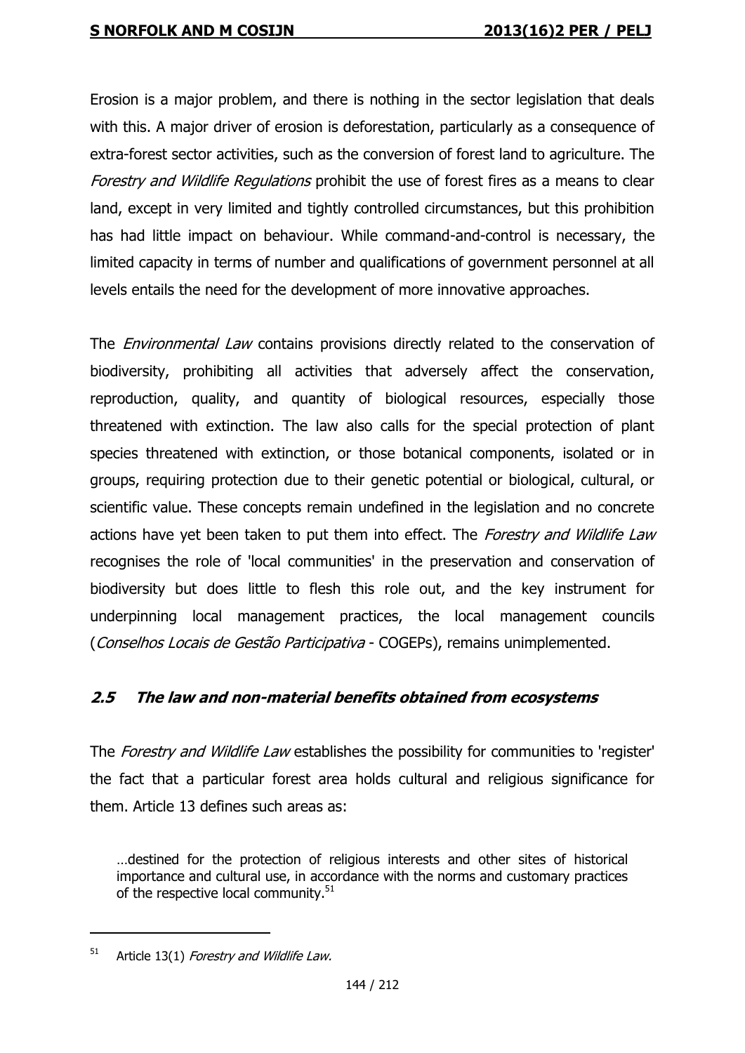Erosion is a major problem, and there is nothing in the sector legislation that deals with this. A major driver of erosion is deforestation, particularly as a consequence of extra-forest sector activities, such as the conversion of forest land to agriculture. The *Forestry and Wildlife Regulations* prohibit the use of forest fires as a means to clear land, except in very limited and tightly controlled circumstances, but this prohibition has had little impact on behaviour. While command-and-control is necessary, the limited capacity in terms of number and qualifications of government personnel at all levels entails the need for the development of more innovative approaches.

The *Environmental Law* contains provisions directly related to the conservation of biodiversity, prohibiting all activities that adversely affect the conservation, reproduction, quality, and quantity of biological resources, especially those threatened with extinction. The law also calls for the special protection of plant species threatened with extinction, or those botanical components, isolated or in groups, requiring protection due to their genetic potential or biological, cultural, or scientific value. These concepts remain undefined in the legislation and no concrete actions have yet been taken to put them into effect. The *Forestry and Wildlife Law* recognises the role of 'local communities' in the preservation and conservation of biodiversity but does little to flesh this role out, and the key instrument for underpinning local management practices, the local management councils (*Conselhos Locais de Gestão Participativa* - COGEPs), remains unimplemented.

### *2.5 The law and non-material benefits obtained from ecosystems*

The *Forestry and Wildlife Law* establishes the possibility for communities to 'register' the fact that a particular forest area holds cultural and religious significance for them. Article 13 defines such areas as:

> …destined for the protection of religious interests and other sites of historical importance and cultural use, in accordance with the norms and customary practices of the respective local community.[51]

---

[51] Article 13(1) *Forestry and Wildlife Law.*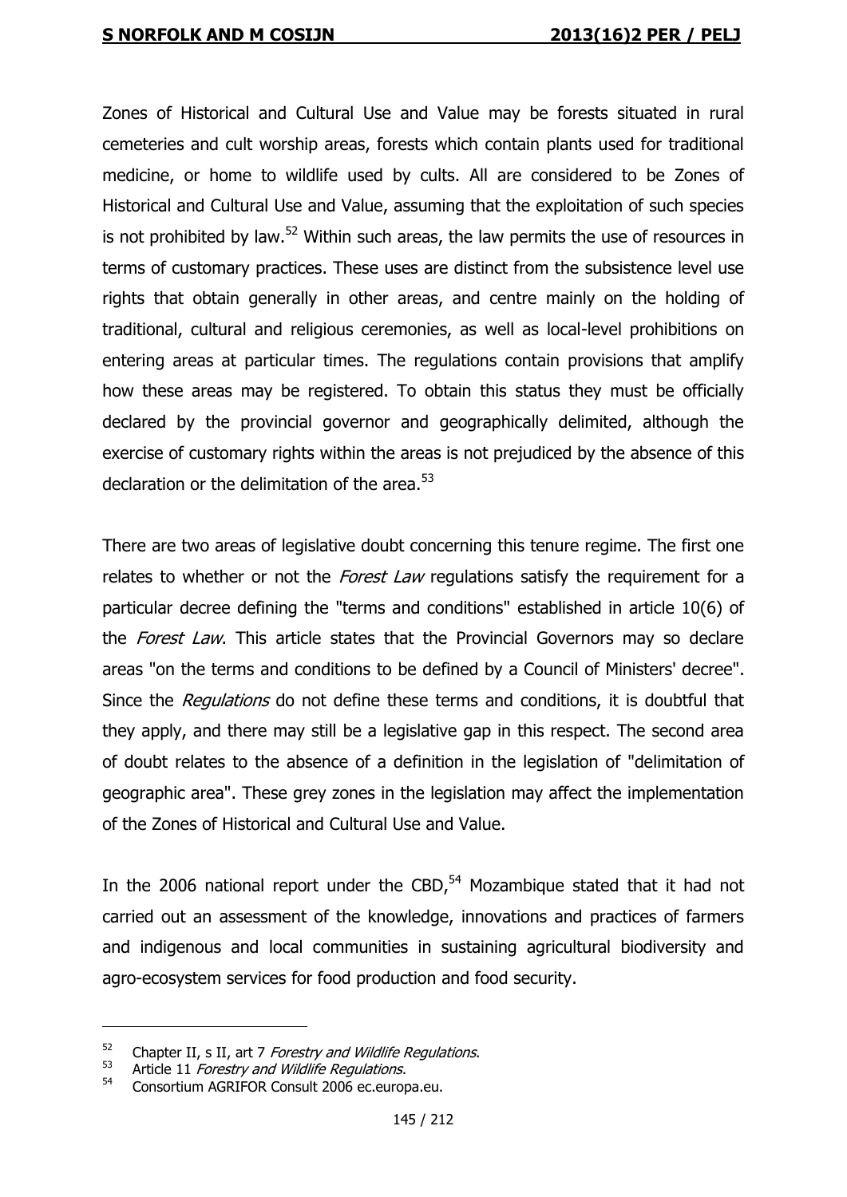Zones of Historical and Cultural Use and Value may be forests situated in rural cemeteries and cult worship areas, forests which contain plants used for traditional medicine, or home to wildlife used by cults. All are considered to be Zones of Historical and Cultural Use and Value, assuming that the exploitation of such species is not prohibited by law.[52] Within such areas, the law permits the use of resources in terms of customary practices. These uses are distinct from the subsistence level use rights that obtain generally in other areas, and centre mainly on the holding of traditional, cultural and religious ceremonies, as well as local-level prohibitions on entering areas at particular times. The regulations contain provisions that amplify how these areas may be registered. To obtain this status they must be officially declared by the provincial governor and geographically delimited, although the exercise of customary rights within the areas is not prejudiced by the absence of this declaration or the delimitation of the area.[53]

There are two areas of legislative doubt concerning this tenure regime. The first one relates to whether or not the *Forest Law* regulations satisfy the requirement for a particular decree defining the "terms and conditions" established in article 10(6) of the *Forest Law*. This article states that the Provincial Governors may so declare areas "on the terms and conditions to be defined by a Council of Ministers' decree". Since the *Regulations* do not define these terms and conditions, it is doubtful that they apply, and there may still be a legislative gap in this respect. The second area of doubt relates to the absence of a definition in the legislation of "delimitation of geographic area". These grey zones in the legislation may affect the implementation of the Zones of Historical and Cultural Use and Value.

In the 2006 national report under the CBD,[54] Mozambique stated that it had not carried out an assessment of the knowledge, innovations and practices of farmers and indigenous and local communities in sustaining agricultural biodiversity and agro-ecosystem services for food production and food security.

---

[52] Chapter II, s II, art 7 *Forestry and Wildlife Regulations*.

[53] Article 11 *Forestry and Wildlife Regulations*.

[54] Consortium AGRIFOR Consult 2006 ec.europa.eu.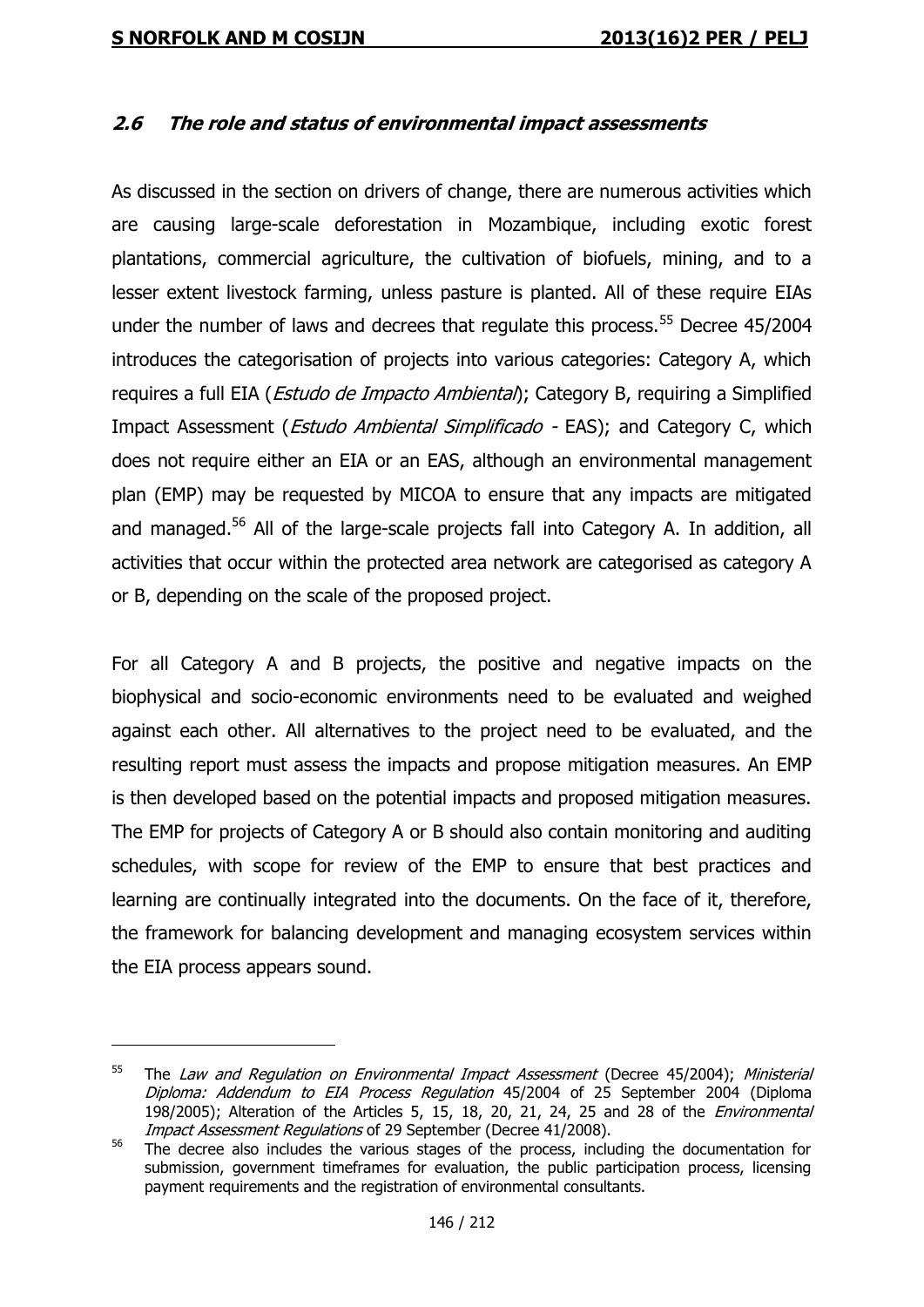## *2.6 The role and status of environmental impact assessments*

As discussed in the section on drivers of change, there are numerous activities which are causing large-scale deforestation in Mozambique, including exotic forest plantations, commercial agriculture, the cultivation of biofuels, mining, and to a lesser extent livestock farming, unless pasture is planted. All of these require EIAs under the number of laws and decrees that regulate this process.[55] Decree 45/2004 introduces the categorisation of projects into various categories: Category A, which requires a full EIA (*Estudo de Impacto Ambiental*); Category B, requiring a Simplified Impact Assessment (*Estudo Ambiental Simplificado* - EAS); and Category C, which does not require either an EIA or an EAS, although an environmental management plan (EMP) may be requested by MICOA to ensure that any impacts are mitigated and managed.[56] All of the large-scale projects fall into Category A. In addition, all activities that occur within the protected area network are categorised as category A or B, depending on the scale of the proposed project.

For all Category A and B projects, the positive and negative impacts on the biophysical and socio-economic environments need to be evaluated and weighed against each other. All alternatives to the project need to be evaluated, and the resulting report must assess the impacts and propose mitigation measures. An EMP is then developed based on the potential impacts and proposed mitigation measures. The EMP for projects of Category A or B should also contain monitoring and auditing schedules, with scope for review of the EMP to ensure that best practices and learning are continually integrated into the documents. On the face of it, therefore, the framework for balancing development and managing ecosystem services within the EIA process appears sound.

---

[55] The *Law and Regulation on Environmental Impact Assessment* (Decree 45/2004); *Ministerial Diploma: Addendum to EIA Process Regulation* 45/2004 of 25 September 2004 (Diploma 198/2005); Alteration of the Articles 5, 15, 18, 20, 21, 24, 25 and 28 of the *Environmental Impact Assessment Regulations* of 29 September (Decree 41/2008).

[56] The decree also includes the various stages of the process, including the documentation for submission, government timeframes for evaluation, the public participation process, licensing payment requirements and the registration of environmental consultants.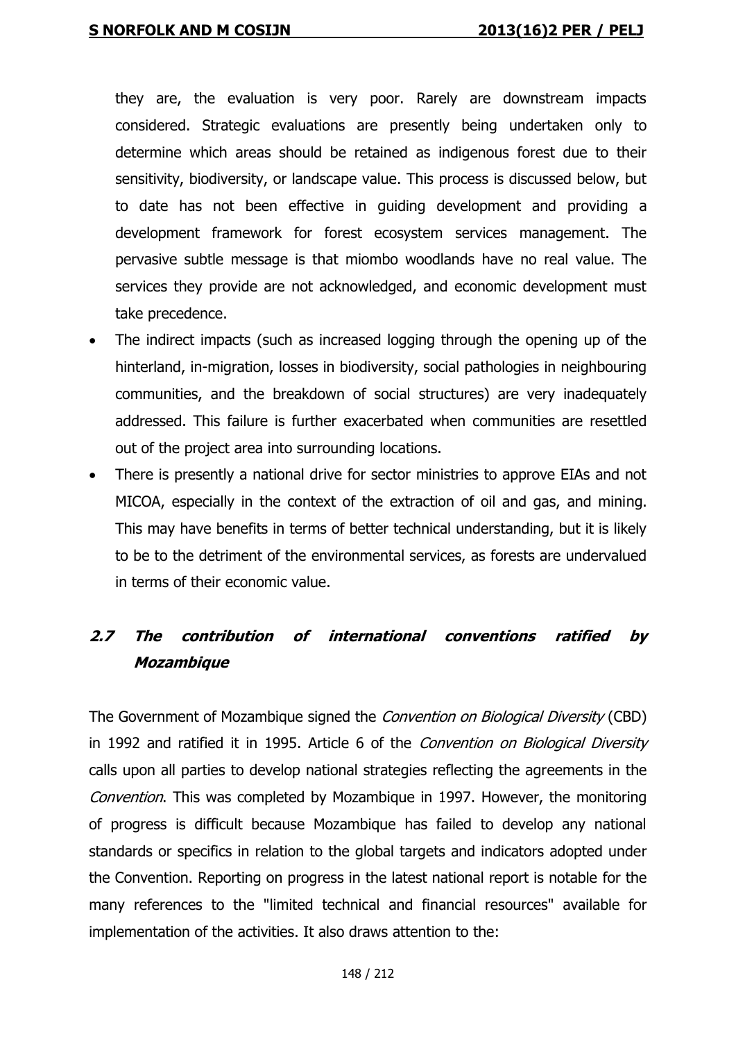they are, the evaluation is very poor. Rarely are downstream impacts considered. Strategic evaluations are presently being undertaken only to determine which areas should be retained as indigenous forest due to their sensitivity, biodiversity, or landscape value. This process is discussed below, but to date has not been effective in guiding development and providing a development framework for forest ecosystem services management. The pervasive subtle message is that miombo woodlands have no real value. The services they provide are not acknowledged, and economic development must take precedence.

- The indirect impacts (such as increased logging through the opening up of the hinterland, in-migration, losses in biodiversity, social pathologies in neighbouring communities, and the breakdown of social structures) are very inadequately addressed. This failure is further exacerbated when communities are resettled out of the project area into surrounding locations.
- There is presently a national drive for sector ministries to approve EIAs and not MICOA, especially in the context of the extraction of oil and gas, and mining. This may have benefits in terms of better technical understanding, but it is likely to be to the detriment of the environmental services, as forests are undervalued in terms of their economic value.

## *2.7 The contribution of international conventions ratified by Mozambique*

The Government of Mozambique signed the *Convention on Biological Diversity* (CBD) in 1992 and ratified it in 1995. Article 6 of the *Convention on Biological Diversity* calls upon all parties to develop national strategies reflecting the agreements in the *Convention*. This was completed by Mozambique in 1997. However, the monitoring of progress is difficult because Mozambique has failed to develop any national standards or specifics in relation to the global targets and indicators adopted under the Convention. Reporting on progress in the latest national report is notable for the many references to the "limited technical and financial resources" available for implementation of the activities. It also draws attention to the: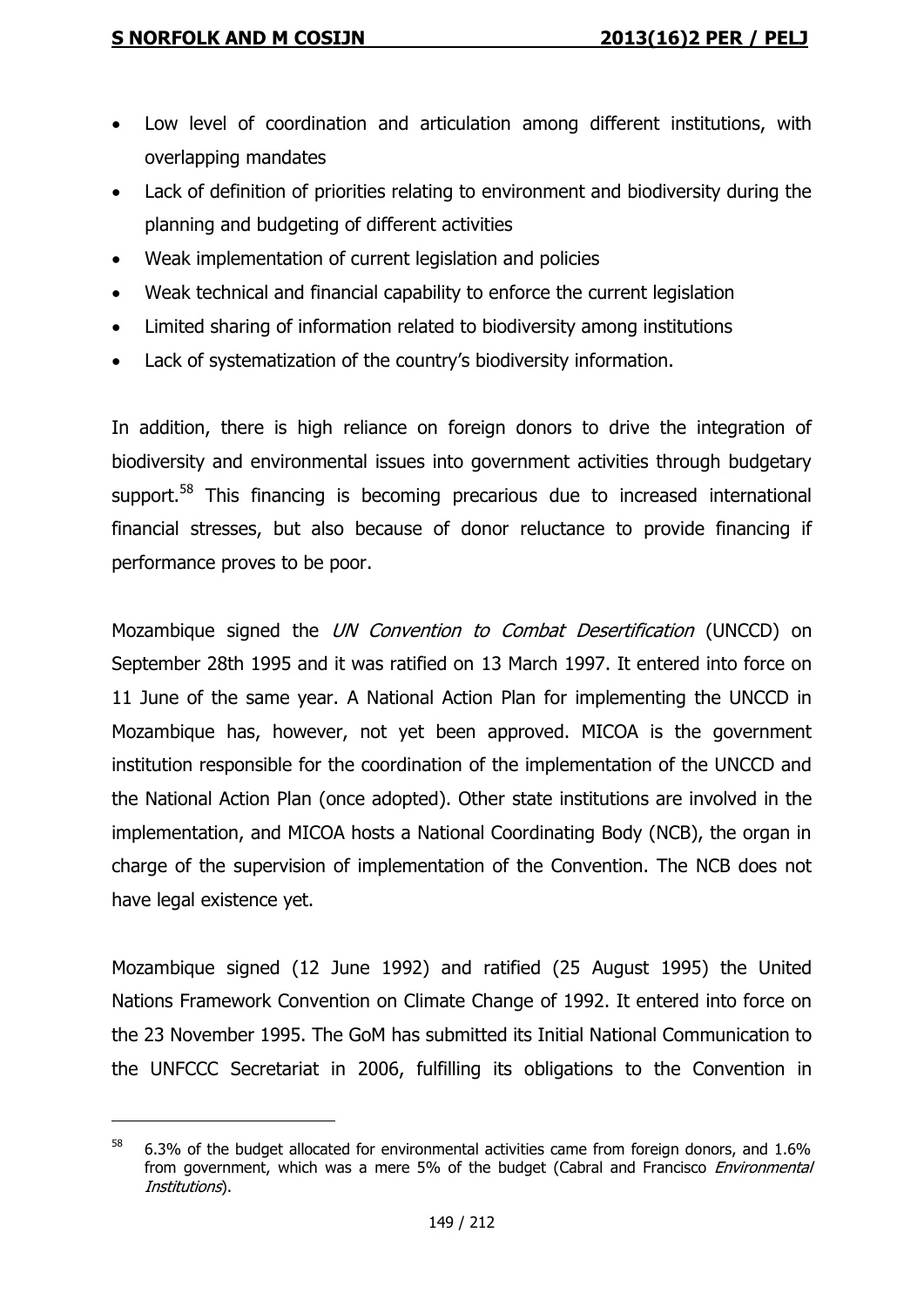- Low level of coordination and articulation among different institutions, with overlapping mandates
- Lack of definition of priorities relating to environment and biodiversity during the planning and budgeting of different activities
- Weak implementation of current legislation and policies
- Weak technical and financial capability to enforce the current legislation
- Limited sharing of information related to biodiversity among institutions
- Lack of systematization of the country's biodiversity information.

In addition, there is high reliance on foreign donors to drive the integration of biodiversity and environmental issues into government activities through budgetary support.[58] This financing is becoming precarious due to increased international financial stresses, but also because of donor reluctance to provide financing if performance proves to be poor.

Mozambique signed the *UN Convention to Combat Desertification* (UNCCD) on September 28th 1995 and it was ratified on 13 March 1997. It entered into force on 11 June of the same year. A National Action Plan for implementing the UNCCD in Mozambique has, however, not yet been approved. MICOA is the government institution responsible for the coordination of the implementation of the UNCCD and the National Action Plan (once adopted). Other state institutions are involved in the implementation, and MICOA hosts a National Coordinating Body (NCB), the organ in charge of the supervision of implementation of the Convention. The NCB does not have legal existence yet.

Mozambique signed (12 June 1992) and ratified (25 August 1995) the United Nations Framework Convention on Climate Change of 1992. It entered into force on the 23 November 1995. The GoM has submitted its Initial National Communication to the UNFCCC Secretariat in 2006, fulfilling its obligations to the Convention in

---

[58] 6.3% of the budget allocated for environmental activities came from foreign donors, and 1.6% from government, which was a mere 5% of the budget (Cabral and Francisco *Environmental Institutions*).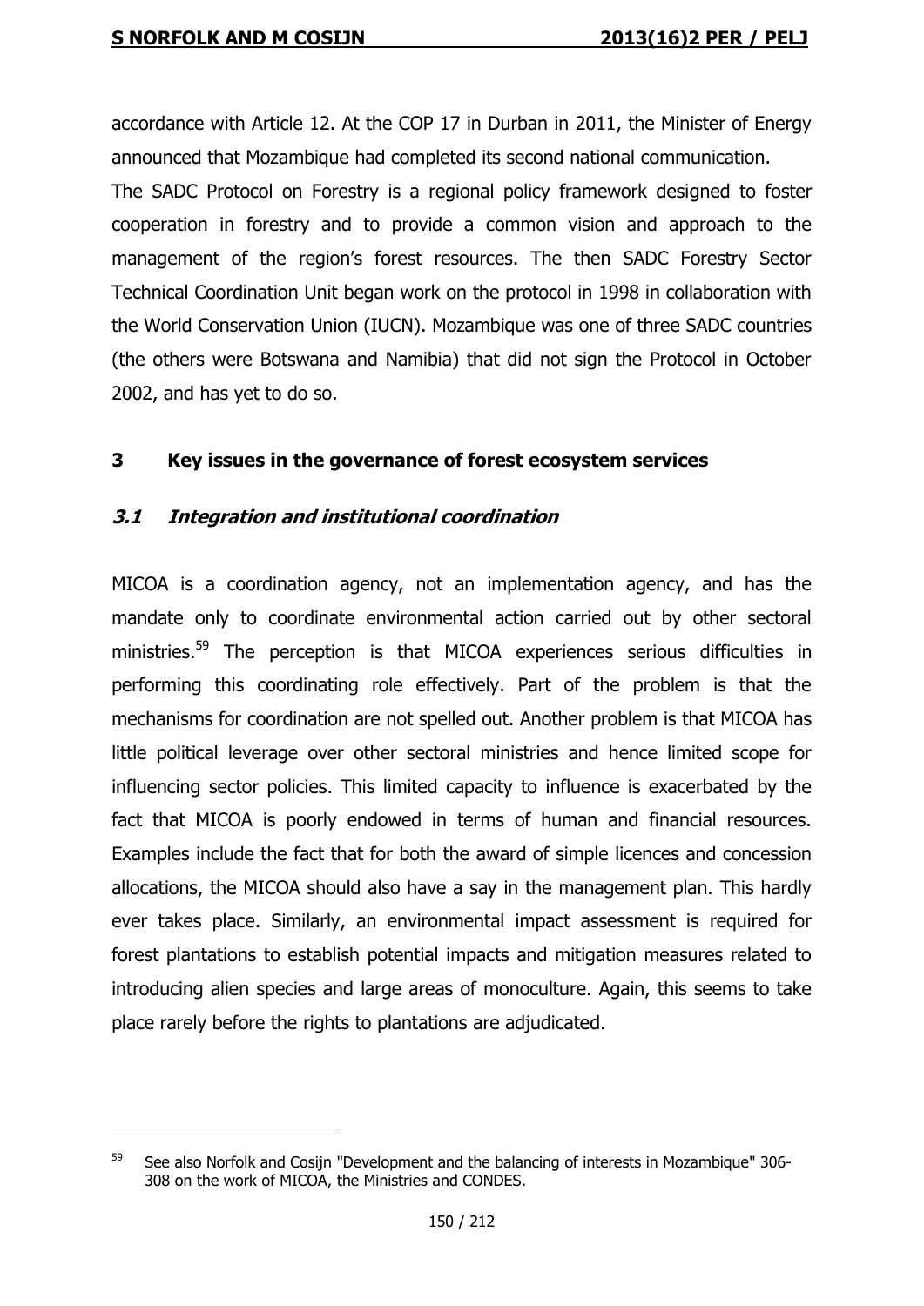accordance with Article 12. At the COP 17 in Durban in 2011, the Minister of Energy announced that Mozambique had completed its second national communication.

The SADC Protocol on Forestry is a regional policy framework designed to foster cooperation in forestry and to provide a common vision and approach to the management of the region's forest resources. The then SADC Forestry Sector Technical Coordination Unit began work on the protocol in 1998 in collaboration with the World Conservation Union (IUCN). Mozambique was one of three SADC countries (the others were Botswana and Namibia) that did not sign the Protocol in October 2002, and has yet to do so.

## 3 Key issues in the governance of forest ecosystem services

### *3.1 Integration and institutional coordination*

MICOA is a coordination agency, not an implementation agency, and has the mandate only to coordinate environmental action carried out by other sectoral ministries.[59] The perception is that MICOA experiences serious difficulties in performing this coordinating role effectively. Part of the problem is that the mechanisms for coordination are not spelled out. Another problem is that MICOA has little political leverage over other sectoral ministries and hence limited scope for influencing sector policies. This limited capacity to influence is exacerbated by the fact that MICOA is poorly endowed in terms of human and financial resources. Examples include the fact that for both the award of simple licences and concession allocations, the MICOA should also have a say in the management plan. This hardly ever takes place. Similarly, an environmental impact assessment is required for forest plantations to establish potential impacts and mitigation measures related to introducing alien species and large areas of monoculture. Again, this seems to take place rarely before the rights to plantations are adjudicated.

---

[59] See also Norfolk and Cosijn "Development and the balancing of interests in Mozambique" 306-308 on the work of MICOA, the Ministries and CONDES.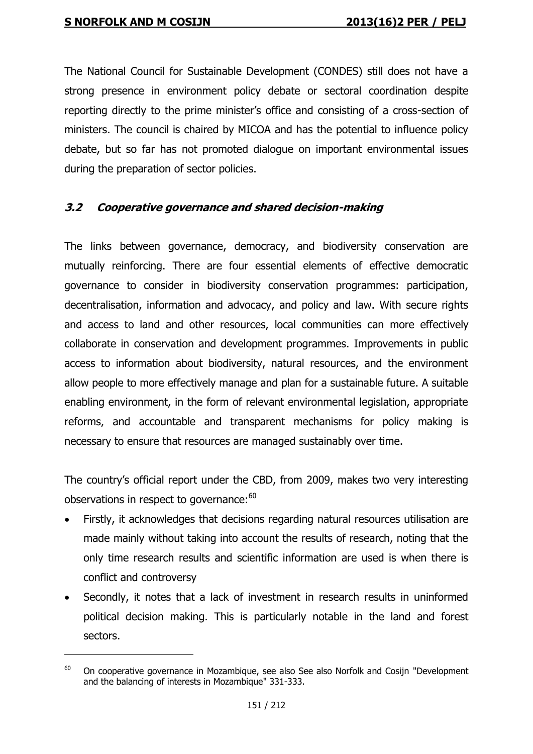The National Council for Sustainable Development (CONDES) still does not have a strong presence in environment policy debate or sectoral coordination despite reporting directly to the prime minister's office and consisting of a cross-section of ministers. The council is chaired by MICOA and has the potential to influence policy debate, but so far has not promoted dialogue on important environmental issues during the preparation of sector policies.

### *3.2 Cooperative governance and shared decision-making*

The links between governance, democracy, and biodiversity conservation are mutually reinforcing. There are four essential elements of effective democratic governance to consider in biodiversity conservation programmes: participation, decentralisation, information and advocacy, and policy and law. With secure rights and access to land and other resources, local communities can more effectively collaborate in conservation and development programmes. Improvements in public access to information about biodiversity, natural resources, and the environment allow people to more effectively manage and plan for a sustainable future. A suitable enabling environment, in the form of relevant environmental legislation, appropriate reforms, and accountable and transparent mechanisms for policy making is necessary to ensure that resources are managed sustainably over time.

The country's official report under the CBD, from 2009, makes two very interesting observations in respect to governance:[60]

- Firstly, it acknowledges that decisions regarding natural resources utilisation are made mainly without taking into account the results of research, noting that the only time research results and scientific information are used is when there is conflict and controversy
- Secondly, it notes that a lack of investment in research results in uninformed political decision making. This is particularly notable in the land and forest sectors.

---

[60] On cooperative governance in Mozambique, see also See also Norfolk and Cosijn "Development and the balancing of interests in Mozambique" 331-333.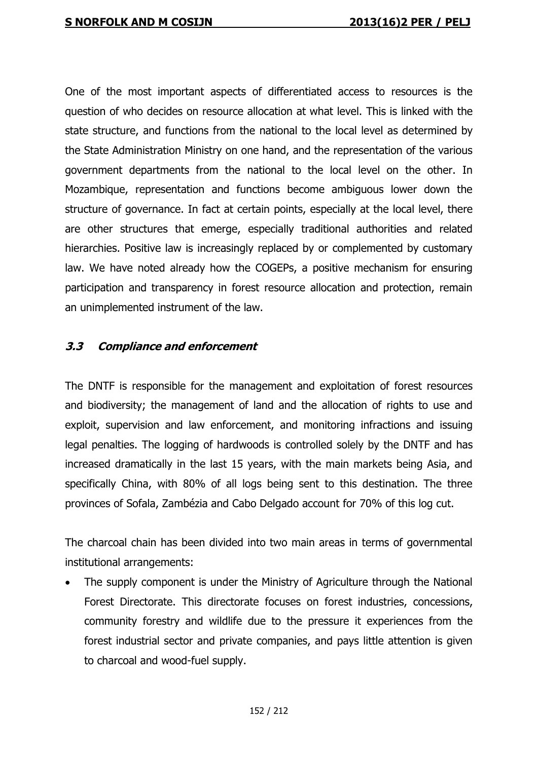One of the most important aspects of differentiated access to resources is the question of who decides on resource allocation at what level. This is linked with the state structure, and functions from the national to the local level as determined by the State Administration Ministry on one hand, and the representation of the various government departments from the national to the local level on the other. In Mozambique, representation and functions become ambiguous lower down the structure of governance. In fact at certain points, especially at the local level, there are other structures that emerge, especially traditional authorities and related hierarchies. Positive law is increasingly replaced by or complemented by customary law. We have noted already how the COGEPs, a positive mechanism for ensuring participation and transparency in forest resource allocation and protection, remain an unimplemented instrument of the law.

### *3.3 Compliance and enforcement*

The DNTF is responsible for the management and exploitation of forest resources and biodiversity; the management of land and the allocation of rights to use and exploit, supervision and law enforcement, and monitoring infractions and issuing legal penalties. The logging of hardwoods is controlled solely by the DNTF and has increased dramatically in the last 15 years, with the main markets being Asia, and specifically China, with 80% of all logs being sent to this destination. The three provinces of Sofala, Zambézia and Cabo Delgado account for 70% of this log cut.

The charcoal chain has been divided into two main areas in terms of governmental institutional arrangements:

- The supply component is under the Ministry of Agriculture through the National Forest Directorate. This directorate focuses on forest industries, concessions, community forestry and wildlife due to the pressure it experiences from the forest industrial sector and private companies, and pays little attention is given to charcoal and wood-fuel supply.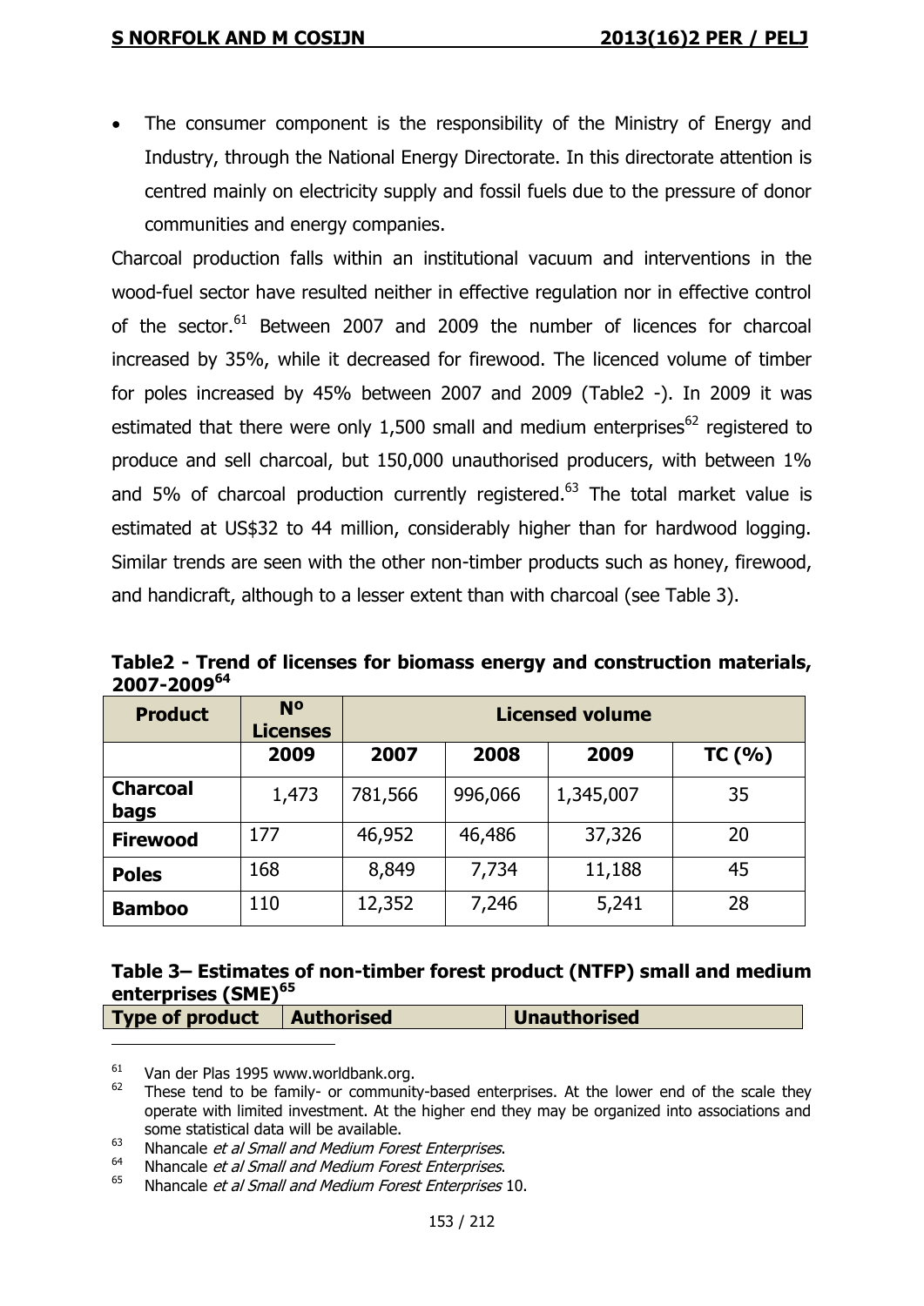- The consumer component is the responsibility of the Ministry of Energy and Industry, through the National Energy Directorate. In this directorate attention is centred mainly on electricity supply and fossil fuels due to the pressure of donor communities and energy companies.

Charcoal production falls within an institutional vacuum and interventions in the wood-fuel sector have resulted neither in effective regulation nor in effective control of the sector.[61] Between 2007 and 2009 the number of licences for charcoal increased by 35%, while it decreased for firewood. The licenced volume of timber for poles increased by 45% between 2007 and 2009 (Table2 -). In 2009 it was estimated that there were only 1,500 small and medium enterprises[62] registered to produce and sell charcoal, but 150,000 unauthorised producers, with between 1% and 5% of charcoal production currently registered.[63] The total market value is estimated at US$32 to 44 million, considerably higher than for hardwood logging. Similar trends are seen with the other non-timber products such as honey, firewood, and handicraft, although to a lesser extent than with charcoal (see Table 3).

**Table2 - Trend of licenses for biomass energy and construction materials, 2007-2009[64]**

| Product | Nº Licenses | Licensed volume | | | |
|---|---|---|---|---|---|
| | 2009 | 2007 | 2008 | 2009 | TC (%) |
| **Charcoal bags** | 1,473 | 781,566 | 996,066 | 1,345,007 | 35 |
| **Firewood** | 177 | 46,952 | 46,486 | 37,326 | 20 |
| **Poles** | 168 | 8,849 | 7,734 | 11,188 | 45 |
| **Bamboo** | 110 | 12,352 | 7,246 | 5,241 | 28 |

**Table 3– Estimates of non-timber forest product (NTFP) small and medium enterprises (SME)[65]**

| Type of product | Authorised | Unauthorised |
|---|---|---|

[61] Van der Plas 1995 www.worldbank.org.

[62] These tend to be family- or community-based enterprises. At the lower end of the scale they operate with limited investment. At the higher end they may be organized into associations and some statistical data will be available.

[63] Nhancale *et al Small and Medium Forest Enterprises*.

[64] Nhancale *et al Small and Medium Forest Enterprises*.

[65] Nhancale *et al Small and Medium Forest Enterprises* 10.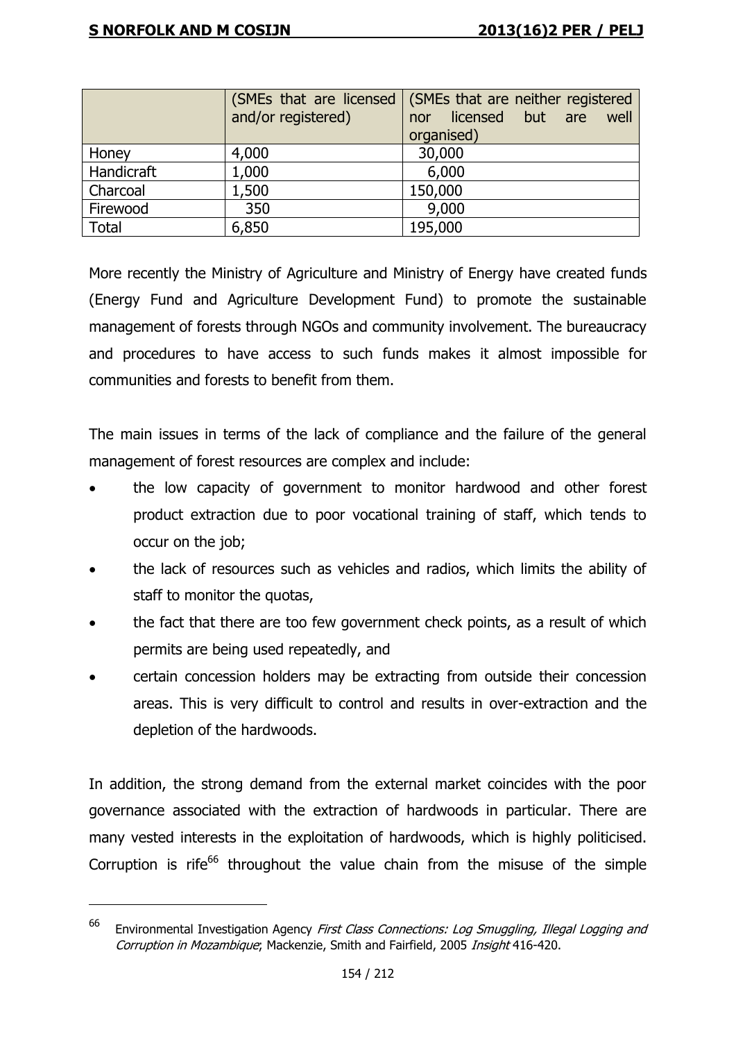| | (SMEs that are licensed and/or registered) | (SMEs that are neither registered nor licensed but are well organised) |
|---|---|---|
| Honey | 4,000 | 30,000 |
| Handicraft | 1,000 | 6,000 |
| Charcoal | 1,500 | 150,000 |
| Firewood | 350 | 9,000 |
| Total | 6,850 | 195,000 |

More recently the Ministry of Agriculture and Ministry of Energy have created funds (Energy Fund and Agriculture Development Fund) to promote the sustainable management of forests through NGOs and community involvement. The bureaucracy and procedures to have access to such funds makes it almost impossible for communities and forests to benefit from them.

The main issues in terms of the lack of compliance and the failure of the general management of forest resources are complex and include:

- the low capacity of government to monitor hardwood and other forest product extraction due to poor vocational training of staff, which tends to occur on the job;
- the lack of resources such as vehicles and radios, which limits the ability of staff to monitor the quotas,
- the fact that there are too few government check points, as a result of which permits are being used repeatedly, and
- certain concession holders may be extracting from outside their concession areas. This is very difficult to control and results in over-extraction and the depletion of the hardwoods.

In addition, the strong demand from the external market coincides with the poor governance associated with the extraction of hardwoods in particular. There are many vested interests in the exploitation of hardwoods, which is highly politicised. Corruption is rife[66] throughout the value chain from the misuse of the simple

---

[66] Environmental Investigation Agency *First Class Connections: Log Smuggling, Illegal Logging and Corruption in Mozambique*; Mackenzie, Smith and Fairfield, 2005 *Insight* 416-420.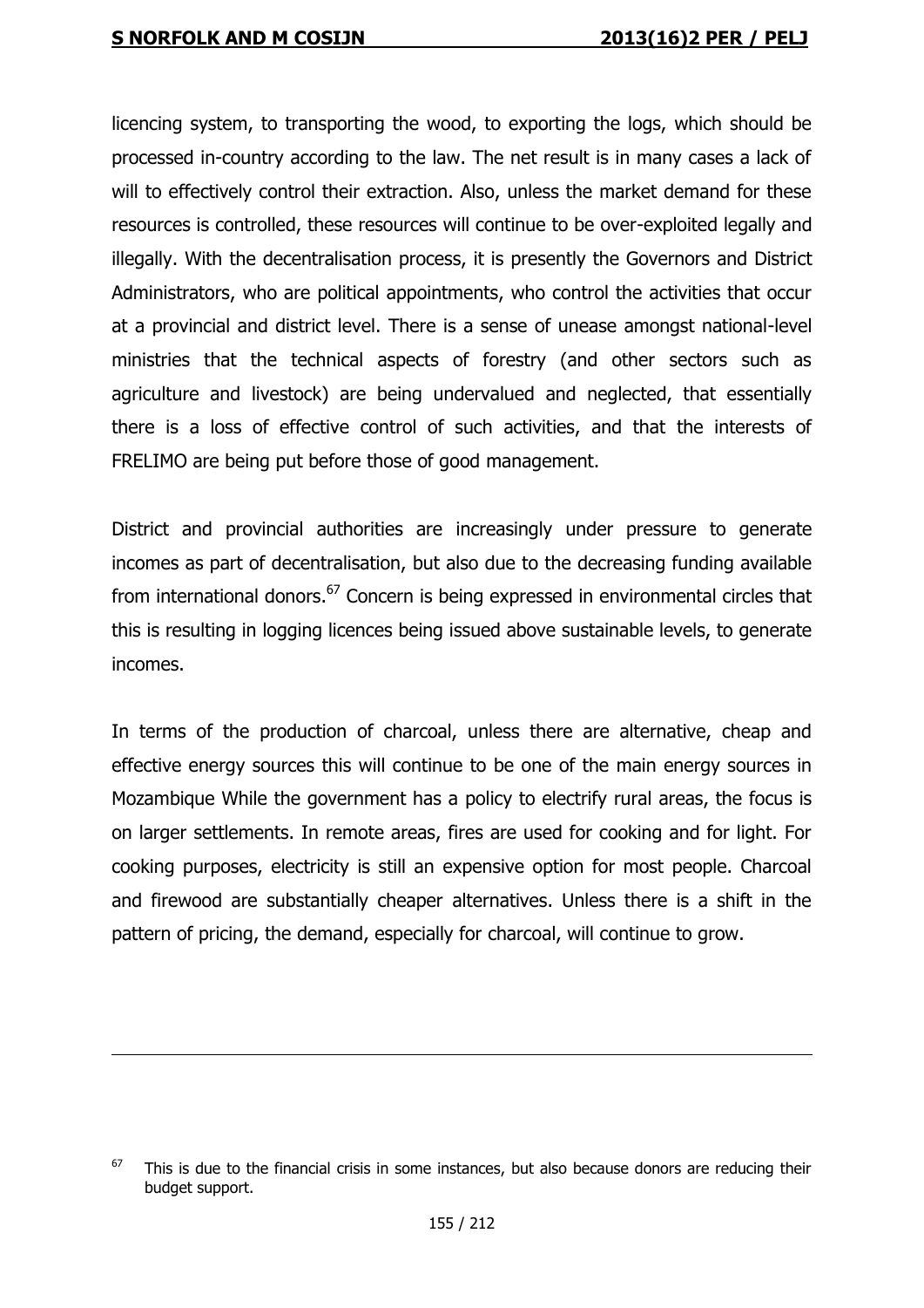licencing system, to transporting the wood, to exporting the logs, which should be processed in-country according to the law. The net result is in many cases a lack of will to effectively control their extraction. Also, unless the market demand for these resources is controlled, these resources will continue to be over-exploited legally and illegally. With the decentralisation process, it is presently the Governors and District Administrators, who are political appointments, who control the activities that occur at a provincial and district level. There is a sense of unease amongst national-level ministries that the technical aspects of forestry (and other sectors such as agriculture and livestock) are being undervalued and neglected, that essentially there is a loss of effective control of such activities, and that the interests of FRELIMO are being put before those of good management.

District and provincial authorities are increasingly under pressure to generate incomes as part of decentralisation, but also due to the decreasing funding available from international donors.[67] Concern is being expressed in environmental circles that this is resulting in logging licences being issued above sustainable levels, to generate incomes.

In terms of the production of charcoal, unless there are alternative, cheap and effective energy sources this will continue to be one of the main energy sources in Mozambique While the government has a policy to electrify rural areas, the focus is on larger settlements. In remote areas, fires are used for cooking and for light. For cooking purposes, electricity is still an expensive option for most people. Charcoal and firewood are substantially cheaper alternatives. Unless there is a shift in the pattern of pricing, the demand, especially for charcoal, will continue to grow.

---

[67] This is due to the financial crisis in some instances, but also because donors are reducing their budget support.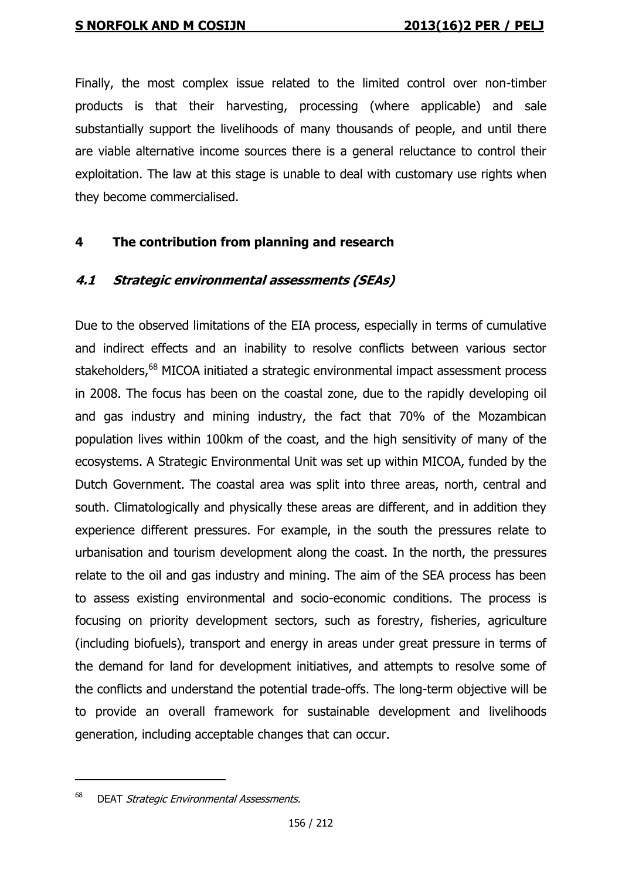Finally, the most complex issue related to the limited control over non-timber products is that their harvesting, processing (where applicable) and sale substantially support the livelihoods of many thousands of people, and until there are viable alternative income sources there is a general reluctance to control their exploitation. The law at this stage is unable to deal with customary use rights when they become commercialised.

## 4 The contribution from planning and research

### *4.1 Strategic environmental assessments (SEAs)*

Due to the observed limitations of the EIA process, especially in terms of cumulative and indirect effects and an inability to resolve conflicts between various sector stakeholders,[68] MICOA initiated a strategic environmental impact assessment process in 2008. The focus has been on the coastal zone, due to the rapidly developing oil and gas industry and mining industry, the fact that 70% of the Mozambican population lives within 100km of the coast, and the high sensitivity of many of the ecosystems. A Strategic Environmental Unit was set up within MICOA, funded by the Dutch Government. The coastal area was split into three areas, north, central and south. Climatologically and physically these areas are different, and in addition they experience different pressures. For example, in the south the pressures relate to urbanisation and tourism development along the coast. In the north, the pressures relate to the oil and gas industry and mining. The aim of the SEA process has been to assess existing environmental and socio-economic conditions. The process is focusing on priority development sectors, such as forestry, fisheries, agriculture (including biofuels), transport and energy in areas under great pressure in terms of the demand for land for development initiatives, and attempts to resolve some of the conflicts and understand the potential trade-offs. The long-term objective will be to provide an overall framework for sustainable development and livelihoods generation, including acceptable changes that can occur.

---

[68] DEAT *Strategic Environmental Assessments.*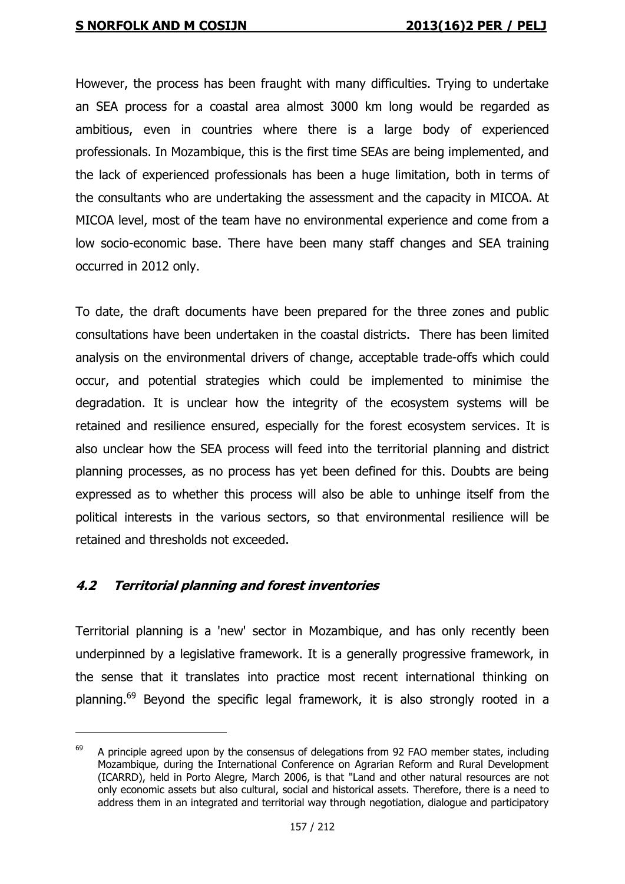However, the process has been fraught with many difficulties. Trying to undertake an SEA process for a coastal area almost 3000 km long would be regarded as ambitious, even in countries where there is a large body of experienced professionals. In Mozambique, this is the first time SEAs are being implemented, and the lack of experienced professionals has been a huge limitation, both in terms of the consultants who are undertaking the assessment and the capacity in MICOA. At MICOA level, most of the team have no environmental experience and come from a low socio-economic base. There have been many staff changes and SEA training occurred in 2012 only.

To date, the draft documents have been prepared for the three zones and public consultations have been undertaken in the coastal districts. There has been limited analysis on the environmental drivers of change, acceptable trade-offs which could occur, and potential strategies which could be implemented to minimise the degradation. It is unclear how the integrity of the ecosystem systems will be retained and resilience ensured, especially for the forest ecosystem services. It is also unclear how the SEA process will feed into the territorial planning and district planning processes, as no process has yet been defined for this. Doubts are being expressed as to whether this process will also be able to unhinge itself from the political interests in the various sectors, so that environmental resilience will be retained and thresholds not exceeded.

### *4.2 Territorial planning and forest inventories*

Territorial planning is a 'new' sector in Mozambique, and has only recently been underpinned by a legislative framework. It is a generally progressive framework, in the sense that it translates into practice most recent international thinking on planning.[69] Beyond the specific legal framework, it is also strongly rooted in a

[69] A principle agreed upon by the consensus of delegations from 92 FAO member states, including Mozambique, during the International Conference on Agrarian Reform and Rural Development (ICARRD), held in Porto Alegre, March 2006, is that "Land and other natural resources are not only economic assets but also cultural, social and historical assets. Therefore, there is a need to address them in an integrated and territorial way through negotiation, dialogue and participatory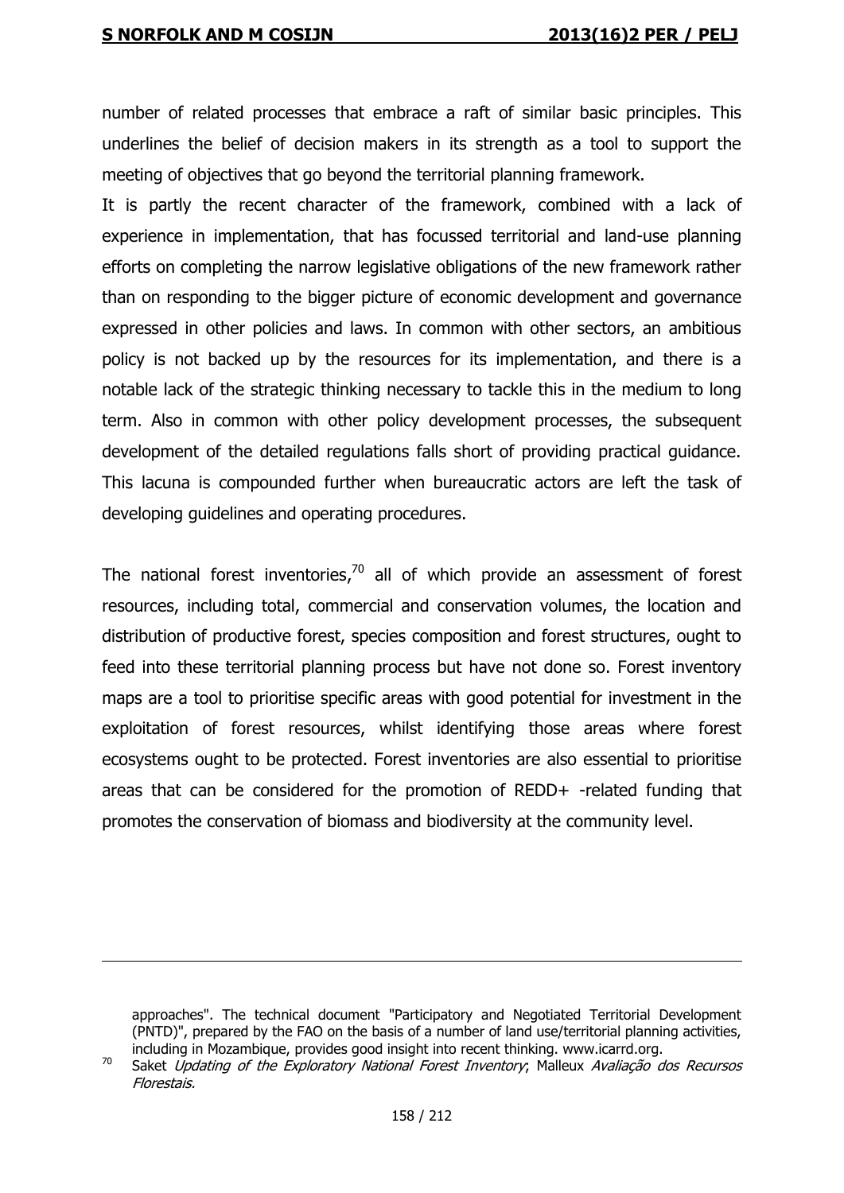number of related processes that embrace a raft of similar basic principles. This underlines the belief of decision makers in its strength as a tool to support the meeting of objectives that go beyond the territorial planning framework.

It is partly the recent character of the framework, combined with a lack of experience in implementation, that has focussed territorial and land-use planning efforts on completing the narrow legislative obligations of the new framework rather than on responding to the bigger picture of economic development and governance expressed in other policies and laws. In common with other sectors, an ambitious policy is not backed up by the resources for its implementation, and there is a notable lack of the strategic thinking necessary to tackle this in the medium to long term. Also in common with other policy development processes, the subsequent development of the detailed regulations falls short of providing practical guidance. This lacuna is compounded further when bureaucratic actors are left the task of developing guidelines and operating procedures.

The national forest inventories,[70] all of which provide an assessment of forest resources, including total, commercial and conservation volumes, the location and distribution of productive forest, species composition and forest structures, ought to feed into these territorial planning process but have not done so. Forest inventory maps are a tool to prioritise specific areas with good potential for investment in the exploitation of forest resources, whilst identifying those areas where forest ecosystems ought to be protected. Forest inventories are also essential to prioritise areas that can be considered for the promotion of REDD+ -related funding that promotes the conservation of biomass and biodiversity at the community level.

---

approaches". The technical document "Participatory and Negotiated Territorial Development (PNTD)", prepared by the FAO on the basis of a number of land use/territorial planning activities, including in Mozambique, provides good insight into recent thinking. www.icarrd.org.

[70] Saket *Updating of the Exploratory National Forest Inventory*; Malleux *Avaliação dos Recursos Florestais.*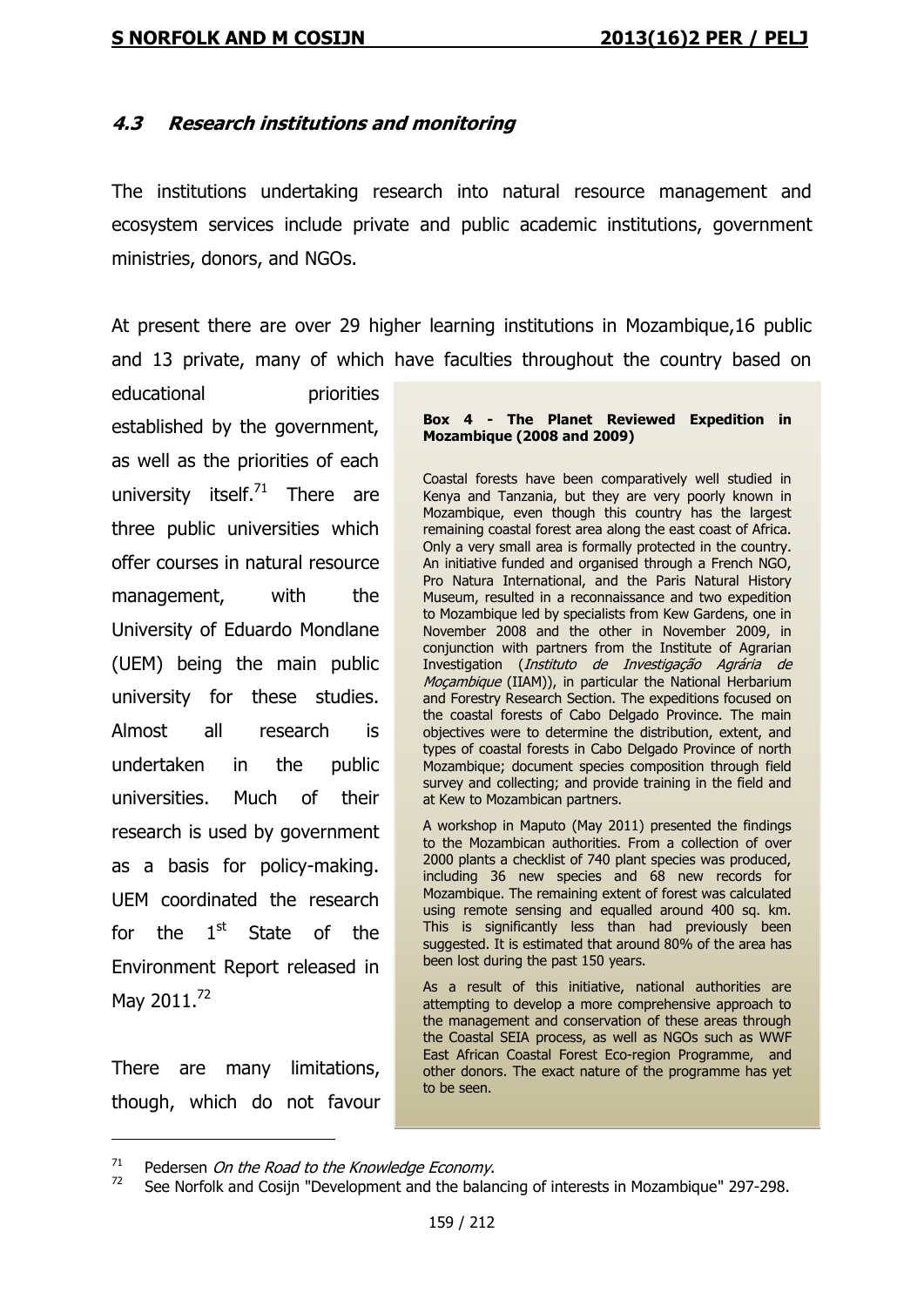### *4.3 Research institutions and monitoring*

The institutions undertaking research into natural resource management and ecosystem services include private and public academic institutions, government ministries, donors, and NGOs.

At present there are over 29 higher learning institutions in Mozambique,16 public and 13 private, many of which have faculties throughout the country based on educational priorities established by the government, as well as the priorities of each university itself.[71] There are three public universities which offer courses in natural resource management, with the University of Eduardo Mondlane (UEM) being the main public university for these studies. Almost all research is undertaken in the public universities. Much of their research is used by government as a basis for policy-making. UEM coordinated the research for the 1st State of the Environment Report released in May 2011.[72]

There are many limitations, though, which do not favour

> **Box 4 - The Planet Reviewed Expedition in Mozambique (2008 and 2009)**
>
> Coastal forests have been comparatively well studied in Kenya and Tanzania, but they are very poorly known in Mozambique, even though this country has the largest remaining coastal forest area along the east coast of Africa. Only a very small area is formally protected in the country. An initiative funded and organised through a French NGO, Pro Natura International, and the Paris Natural History Museum, resulted in a reconnaissance and two expedition to Mozambique led by specialists from Kew Gardens, one in November 2008 and the other in November 2009, in conjunction with partners from the Institute of Agrarian Investigation (*Instituto de Investigação Agrária de Moçambique* (IIAM)), in particular the National Herbarium and Forestry Research Section. The expeditions focused on the coastal forests of Cabo Delgado Province. The main objectives were to determine the distribution, extent, and types of coastal forests in Cabo Delgado Province of north Mozambique; document species composition through field survey and collecting; and provide training in the field and at Kew to Mozambican partners.
>
> A workshop in Maputo (May 2011) presented the findings to the Mozambican authorities. From a collection of over 2000 plants a checklist of 740 plant species was produced, including 36 new species and 68 new records for Mozambique. The remaining extent of forest was calculated using remote sensing and equalled around 400 sq. km. This is significantly less than had previously been suggested. It is estimated that around 80% of the area has been lost during the past 150 years.
>
> As a result of this initiative, national authorities are attempting to develop a more comprehensive approach to the management and conservation of these areas through the Coastal SEIA process, as well as NGOs such as WWF East African Coastal Forest Eco-region Programme, and other donors. The exact nature of the programme has yet to be seen.

---

[71] Pedersen *On the Road to the Knowledge Economy*.

[72] See Norfolk and Cosijn "Development and the balancing of interests in Mozambique" 297-298.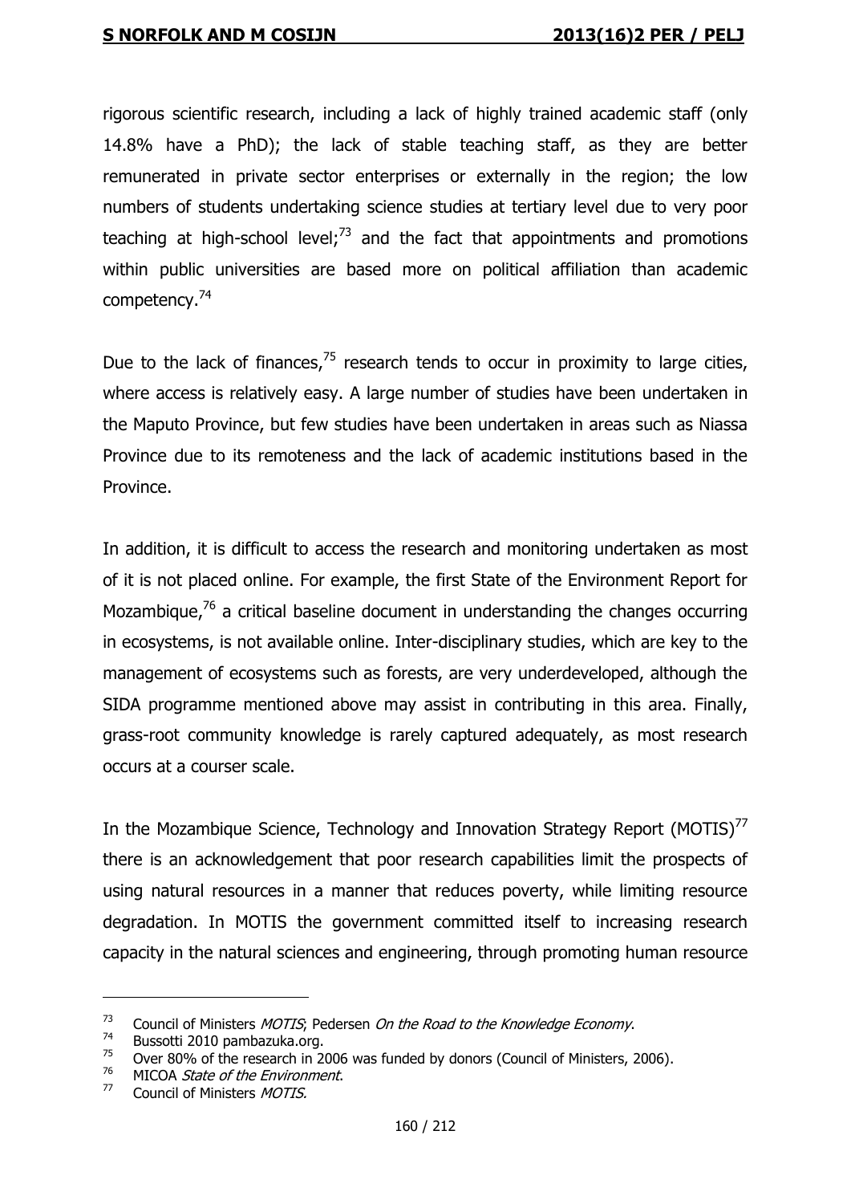rigorous scientific research, including a lack of highly trained academic staff (only 14.8% have a PhD); the lack of stable teaching staff, as they are better remunerated in private sector enterprises or externally in the region; the low numbers of students undertaking science studies at tertiary level due to very poor teaching at high-school level;[73] and the fact that appointments and promotions within public universities are based more on political affiliation than academic competency.[74]

Due to the lack of finances,[75] research tends to occur in proximity to large cities, where access is relatively easy. A large number of studies have been undertaken in the Maputo Province, but few studies have been undertaken in areas such as Niassa Province due to its remoteness and the lack of academic institutions based in the Province.

In addition, it is difficult to access the research and monitoring undertaken as most of it is not placed online. For example, the first State of the Environment Report for Mozambique,[76] a critical baseline document in understanding the changes occurring in ecosystems, is not available online. Inter-disciplinary studies, which are key to the management of ecosystems such as forests, are very underdeveloped, although the SIDA programme mentioned above may assist in contributing in this area. Finally, grass-root community knowledge is rarely captured adequately, as most research occurs at a courser scale.

In the Mozambique Science, Technology and Innovation Strategy Report (MOTIS)[77] there is an acknowledgement that poor research capabilities limit the prospects of using natural resources in a manner that reduces poverty, while limiting resource degradation. In MOTIS the government committed itself to increasing research capacity in the natural sciences and engineering, through promoting human resource

---

[73] Council of Ministers *MOTIS*; Pedersen *On the Road to the Knowledge Economy*.

[74] Bussotti 2010 pambazuka.org.

[75] Over 80% of the research in 2006 was funded by donors (Council of Ministers, 2006).

[76] MICOA *State of the Environment*.

[77] Council of Ministers *MOTIS.*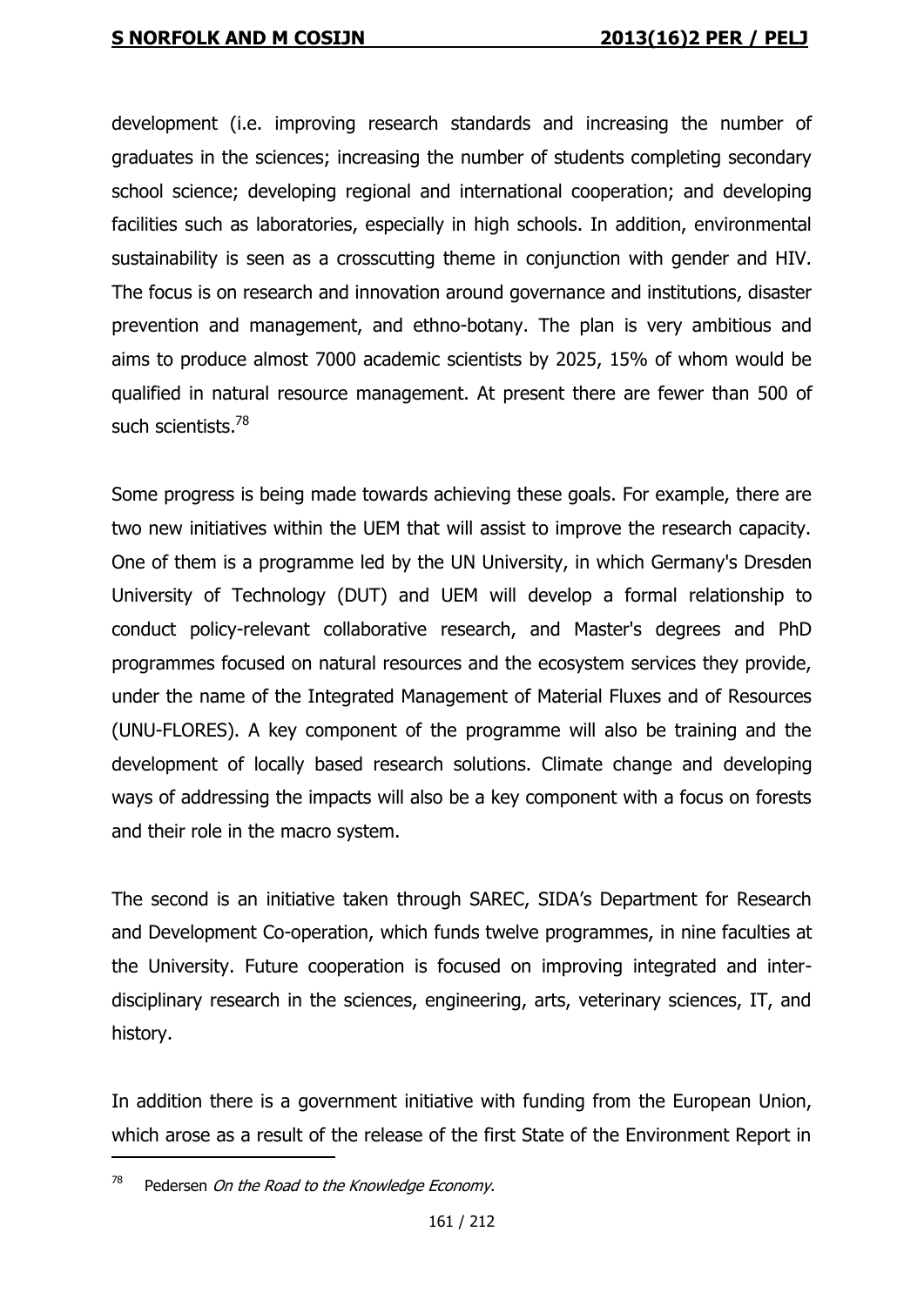development (i.e. improving research standards and increasing the number of graduates in the sciences; increasing the number of students completing secondary school science; developing regional and international cooperation; and developing facilities such as laboratories, especially in high schools. In addition, environmental sustainability is seen as a crosscutting theme in conjunction with gender and HIV. The focus is on research and innovation around governance and institutions, disaster prevention and management, and ethno-botany. The plan is very ambitious and aims to produce almost 7000 academic scientists by 2025, 15% of whom would be qualified in natural resource management. At present there are fewer than 500 of such scientists.[78]

Some progress is being made towards achieving these goals. For example, there are two new initiatives within the UEM that will assist to improve the research capacity. One of them is a programme led by the UN University, in which Germany's Dresden University of Technology (DUT) and UEM will develop a formal relationship to conduct policy-relevant collaborative research, and Master's degrees and PhD programmes focused on natural resources and the ecosystem services they provide, under the name of the Integrated Management of Material Fluxes and of Resources (UNU-FLORES). A key component of the programme will also be training and the development of locally based research solutions. Climate change and developing ways of addressing the impacts will also be a key component with a focus on forests and their role in the macro system.

The second is an initiative taken through SAREC, SIDA's Department for Research and Development Co-operation, which funds twelve programmes, in nine faculties at the University. Future cooperation is focused on improving integrated and inter-disciplinary research in the sciences, engineering, arts, veterinary sciences, IT, and history.

In addition there is a government initiative with funding from the European Union, which arose as a result of the release of the first State of the Environment Report in

---

[78] Pedersen *On the Road to the Knowledge Economy*.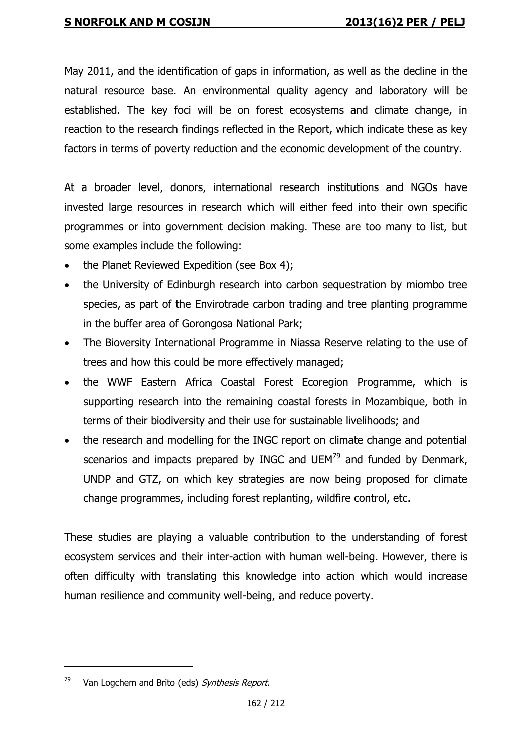May 2011, and the identification of gaps in information, as well as the decline in the natural resource base. An environmental quality agency and laboratory will be established. The key foci will be on forest ecosystems and climate change, in reaction to the research findings reflected in the Report, which indicate these as key factors in terms of poverty reduction and the economic development of the country.

At a broader level, donors, international research institutions and NGOs have invested large resources in research which will either feed into their own specific programmes or into government decision making. These are too many to list, but some examples include the following:

- the Planet Reviewed Expedition (see Box 4);
- the University of Edinburgh research into carbon sequestration by miombo tree species, as part of the Envirotrade carbon trading and tree planting programme in the buffer area of Gorongosa National Park;
- The Bioversity International Programme in Niassa Reserve relating to the use of trees and how this could be more effectively managed;
- the WWF Eastern Africa Coastal Forest Ecoregion Programme, which is supporting research into the remaining coastal forests in Mozambique, both in terms of their biodiversity and their use for sustainable livelihoods; and
- the research and modelling for the INGC report on climate change and potential scenarios and impacts prepared by INGC and UEM[79] and funded by Denmark, UNDP and GTZ, on which key strategies are now being proposed for climate change programmes, including forest replanting, wildfire control, etc.

These studies are playing a valuable contribution to the understanding of forest ecosystem services and their inter-action with human well-being. However, there is often difficulty with translating this knowledge into action which would increase human resilience and community well-being, and reduce poverty.

---

[79] Van Logchem and Brito (eds) *Synthesis Report*.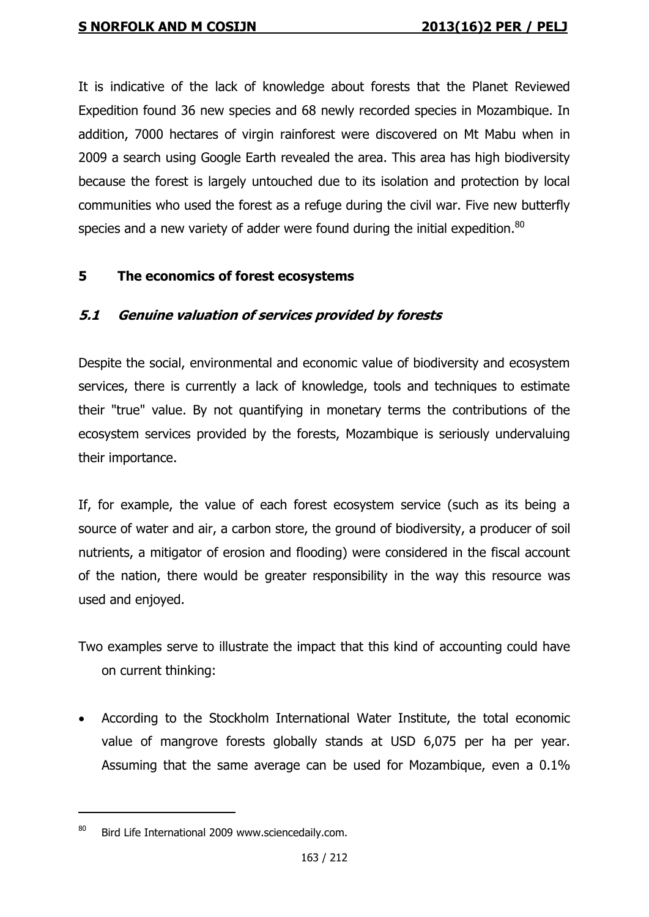It is indicative of the lack of knowledge about forests that the Planet Reviewed Expedition found 36 new species and 68 newly recorded species in Mozambique. In addition, 7000 hectares of virgin rainforest were discovered on Mt Mabu when in 2009 a search using Google Earth revealed the area. This area has high biodiversity because the forest is largely untouched due to its isolation and protection by local communities who used the forest as a refuge during the civil war. Five new butterfly species and a new variety of adder were found during the initial expedition.[80]

## 5 The economics of forest ecosystems

### *5.1 Genuine valuation of services provided by forests*

Despite the social, environmental and economic value of biodiversity and ecosystem services, there is currently a lack of knowledge, tools and techniques to estimate their "true" value. By not quantifying in monetary terms the contributions of the ecosystem services provided by the forests, Mozambique is seriously undervaluing their importance.

If, for example, the value of each forest ecosystem service (such as its being a source of water and air, a carbon store, the ground of biodiversity, a producer of soil nutrients, a mitigator of erosion and flooding) were considered in the fiscal account of the nation, there would be greater responsibility in the way this resource was used and enjoyed.

Two examples serve to illustrate the impact that this kind of accounting could have on current thinking:

- According to the Stockholm International Water Institute, the total economic value of mangrove forests globally stands at USD 6,075 per ha per year. Assuming that the same average can be used for Mozambique, even a 0.1%

---

80 Bird Life International 2009 www.sciencedaily.com.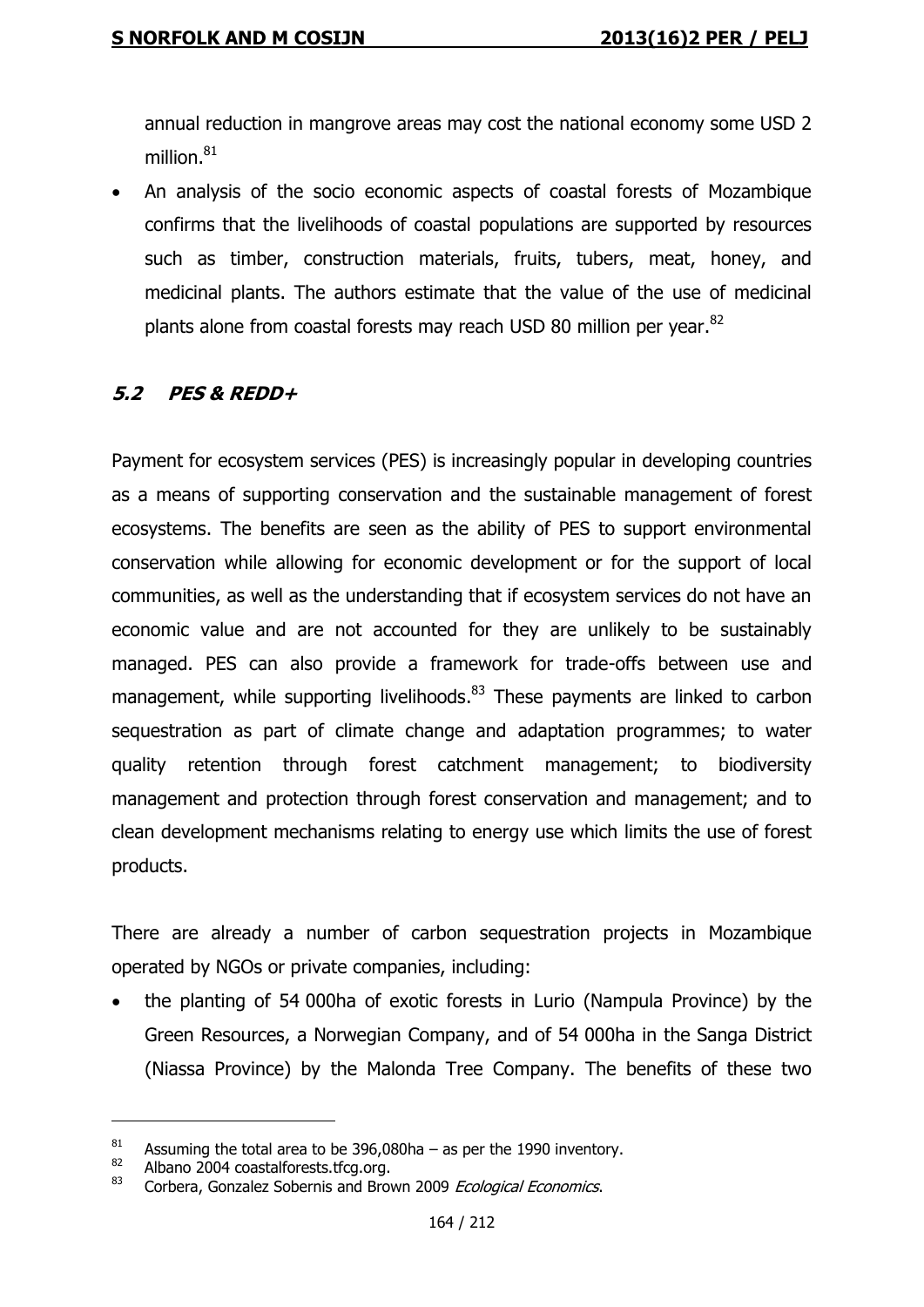annual reduction in mangrove areas may cost the national economy some USD 2 million.[81]

- An analysis of the socio economic aspects of coastal forests of Mozambique confirms that the livelihoods of coastal populations are supported by resources such as timber, construction materials, fruits, tubers, meat, honey, and medicinal plants. The authors estimate that the value of the use of medicinal plants alone from coastal forests may reach USD 80 million per year.[82]

### *5.2 PES & REDD+*

Payment for ecosystem services (PES) is increasingly popular in developing countries as a means of supporting conservation and the sustainable management of forest ecosystems. The benefits are seen as the ability of PES to support environmental conservation while allowing for economic development or for the support of local communities, as well as the understanding that if ecosystem services do not have an economic value and are not accounted for they are unlikely to be sustainably managed. PES can also provide a framework for trade-offs between use and management, while supporting livelihoods.[83] These payments are linked to carbon sequestration as part of climate change and adaptation programmes; to water quality retention through forest catchment management; to biodiversity management and protection through forest conservation and management; and to clean development mechanisms relating to energy use which limits the use of forest products.

There are already a number of carbon sequestration projects in Mozambique operated by NGOs or private companies, including:

- the planting of 54 000ha of exotic forests in Lurio (Nampula Province) by the Green Resources, a Norwegian Company, and of 54 000ha in the Sanga District (Niassa Province) by the Malonda Tree Company. The benefits of these two

---

[81] Assuming the total area to be 396,080ha – as per the 1990 inventory.

[82] Albano 2004 coastalforests.tfcg.org.

[83] Corbera, Gonzalez Sobernis and Brown 2009 *Ecological Economics*.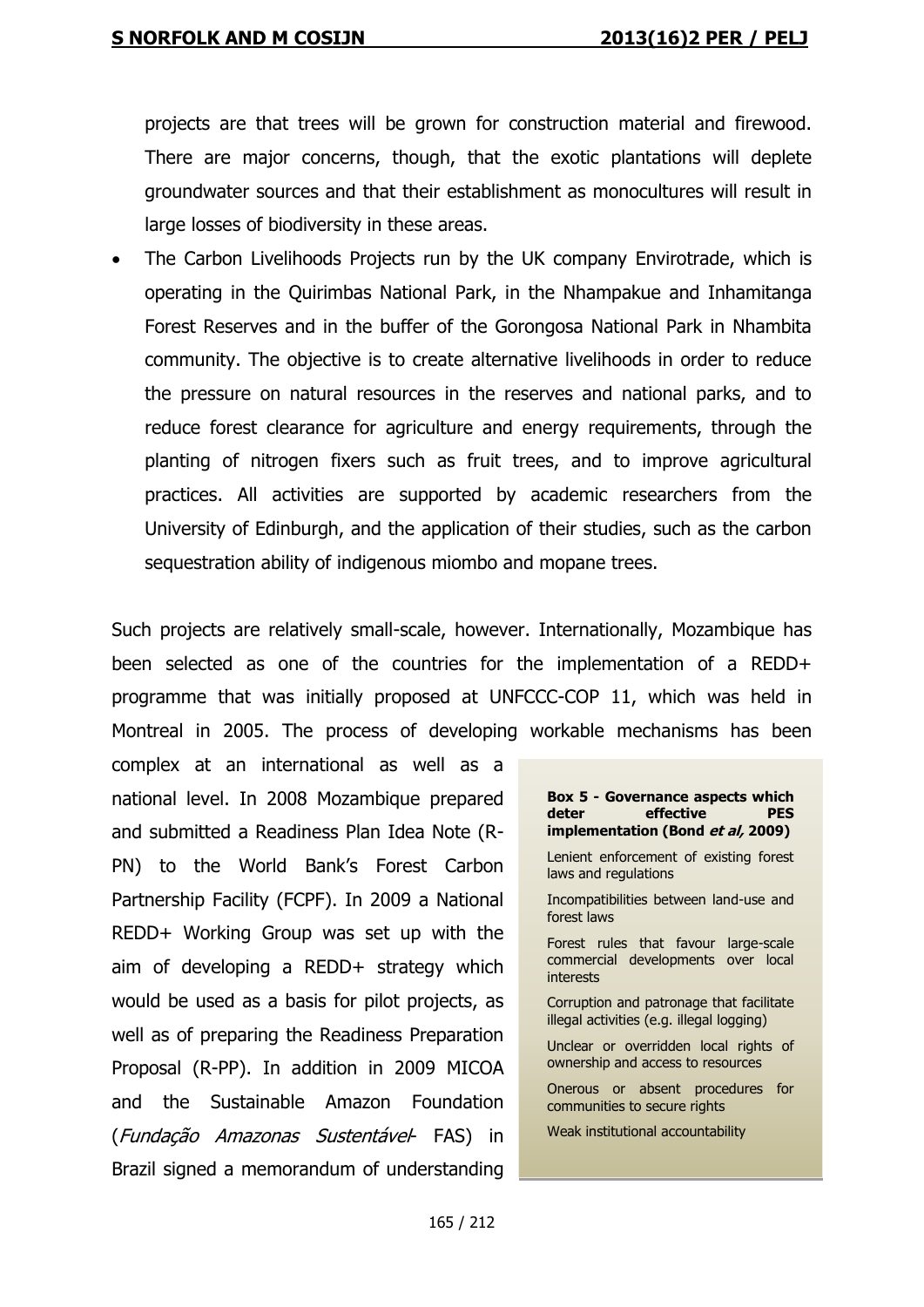projects are that trees will be grown for construction material and firewood. There are major concerns, though, that the exotic plantations will deplete groundwater sources and that their establishment as monocultures will result in large losses of biodiversity in these areas.

- The Carbon Livelihoods Projects run by the UK company Envirotrade, which is operating in the Quirimbas National Park, in the Nhampakue and Inhamitanga Forest Reserves and in the buffer of the Gorongosa National Park in Nhambita community. The objective is to create alternative livelihoods in order to reduce the pressure on natural resources in the reserves and national parks, and to reduce forest clearance for agriculture and energy requirements, through the planting of nitrogen fixers such as fruit trees, and to improve agricultural practices. All activities are supported by academic researchers from the University of Edinburgh, and the application of their studies, such as the carbon sequestration ability of indigenous miombo and mopane trees.

Such projects are relatively small-scale, however. Internationally, Mozambique has been selected as one of the countries for the implementation of a REDD+ programme that was initially proposed at UNFCCC-COP 11, which was held in Montreal in 2005. The process of developing workable mechanisms has been complex at an international as well as a national level. In 2008 Mozambique prepared and submitted a Readiness Plan Idea Note (R-PN) to the World Bank's Forest Carbon Partnership Facility (FCPF). In 2009 a National REDD+ Working Group was set up with the aim of developing a REDD+ strategy which would be used as a basis for pilot projects, as well as of preparing the Readiness Preparation Proposal (R-PP). In addition in 2009 MICOA and the Sustainable Amazon Foundation (*Fundação Amazonas Sustentável*- FAS) in Brazil signed a memorandum of understanding

> **Box 5 - Governance aspects which deter effective PES implementation (Bond *et al,* 2009)**
>
> Lenient enforcement of existing forest laws and regulations
>
> Incompatibilities between land-use and forest laws
>
> Forest rules that favour large-scale commercial developments over local interests
>
> Corruption and patronage that facilitate illegal activities (e.g. illegal logging)
>
> Unclear or overridden local rights of ownership and access to resources
>
> Onerous or absent procedures for communities to secure rights
>
> Weak institutional accountability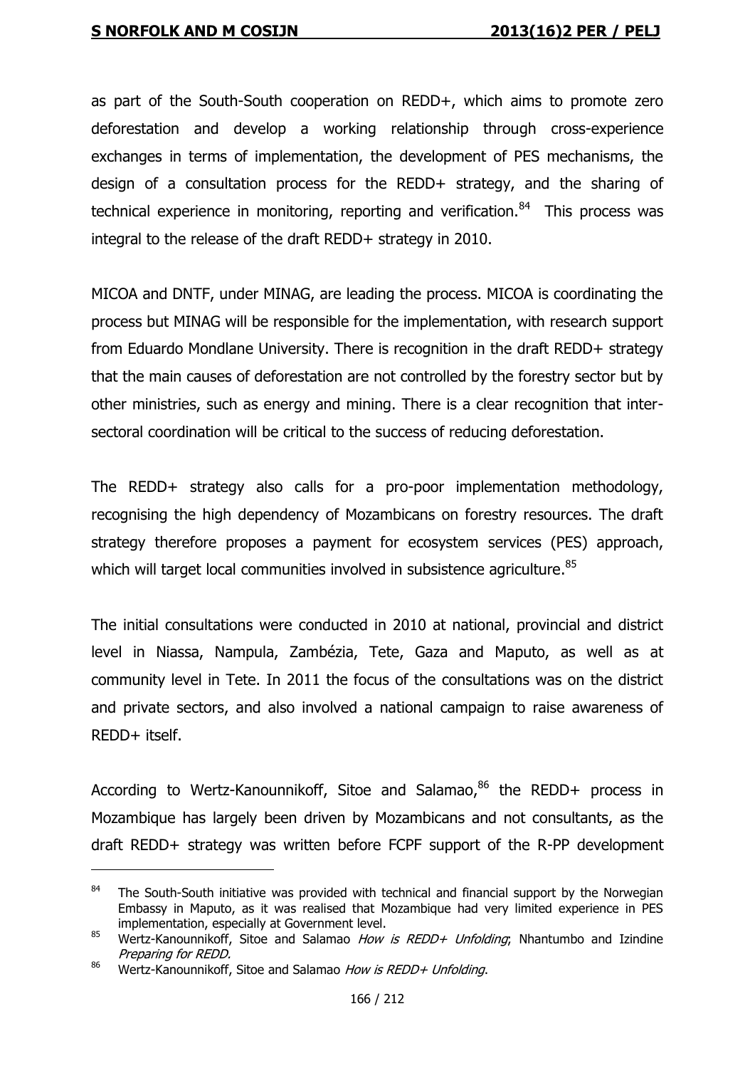as part of the South-South cooperation on REDD+, which aims to promote zero deforestation and develop a working relationship through cross-experience exchanges in terms of implementation, the development of PES mechanisms, the design of a consultation process for the REDD+ strategy, and the sharing of technical experience in monitoring, reporting and verification.[84] This process was integral to the release of the draft REDD+ strategy in 2010.

MICOA and DNTF, under MINAG, are leading the process. MICOA is coordinating the process but MINAG will be responsible for the implementation, with research support from Eduardo Mondlane University. There is recognition in the draft REDD+ strategy that the main causes of deforestation are not controlled by the forestry sector but by other ministries, such as energy and mining. There is a clear recognition that inter-sectoral coordination will be critical to the success of reducing deforestation.

The REDD+ strategy also calls for a pro-poor implementation methodology, recognising the high dependency of Mozambicans on forestry resources. The draft strategy therefore proposes a payment for ecosystem services (PES) approach, which will target local communities involved in subsistence agriculture.[85]

The initial consultations were conducted in 2010 at national, provincial and district level in Niassa, Nampula, Zambézia, Tete, Gaza and Maputo, as well as at community level in Tete. In 2011 the focus of the consultations was on the district and private sectors, and also involved a national campaign to raise awareness of REDD+ itself.

According to Wertz-Kanounnikoff, Sitoe and Salamao,[86] the REDD+ process in Mozambique has largely been driven by Mozambicans and not consultants, as the draft REDD+ strategy was written before FCPF support of the R-PP development

---

[84] The South-South initiative was provided with technical and financial support by the Norwegian Embassy in Maputo, as it was realised that Mozambique had very limited experience in PES implementation, especially at Government level.

[85] Wertz-Kanounnikoff, Sitoe and Salamao *How is REDD+ Unfolding*; Nhantumbo and Izindine *Preparing for REDD*.

[86] Wertz-Kanounnikoff, Sitoe and Salamao *How is REDD+ Unfolding*.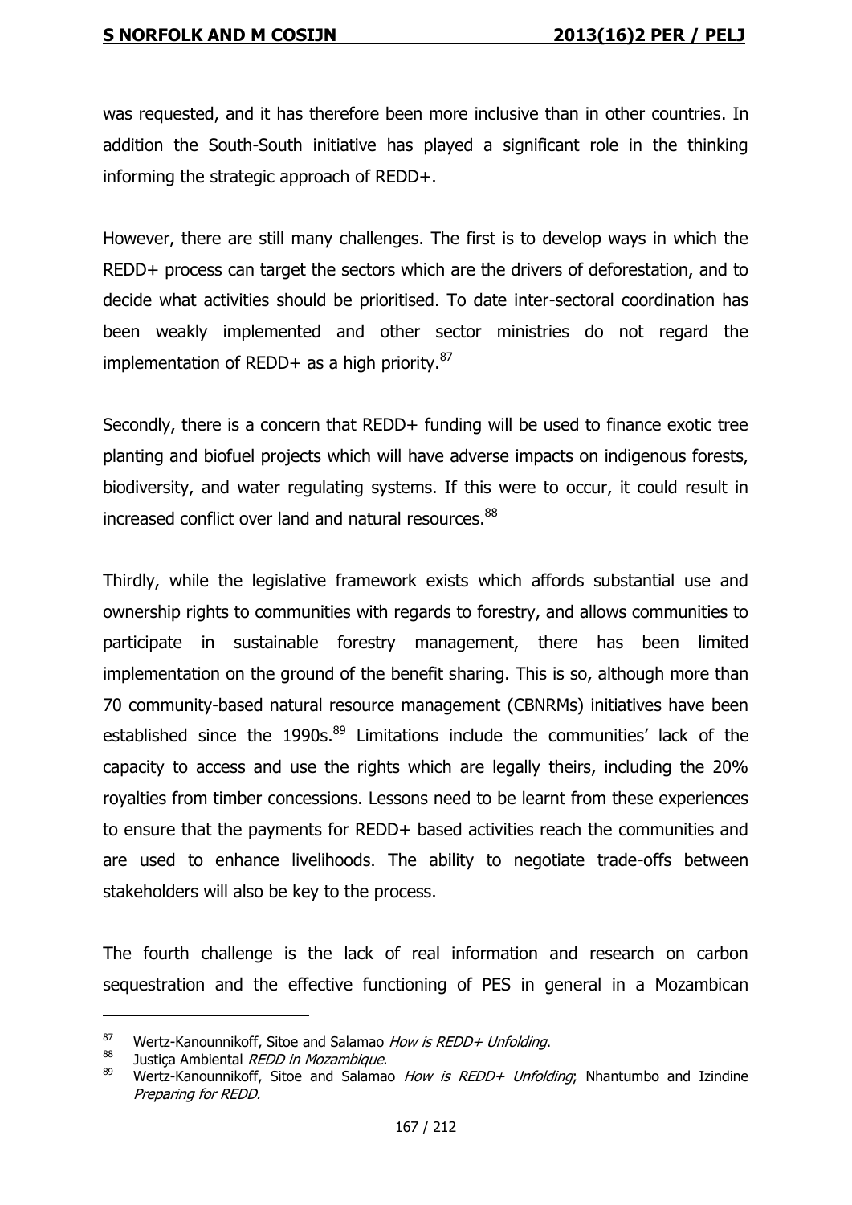was requested, and it has therefore been more inclusive than in other countries. In addition the South-South initiative has played a significant role in the thinking informing the strategic approach of REDD+.

However, there are still many challenges. The first is to develop ways in which the REDD+ process can target the sectors which are the drivers of deforestation, and to decide what activities should be prioritised. To date inter-sectoral coordination has been weakly implemented and other sector ministries do not regard the implementation of REDD+ as a high priority.[87]

Secondly, there is a concern that REDD+ funding will be used to finance exotic tree planting and biofuel projects which will have adverse impacts on indigenous forests, biodiversity, and water regulating systems. If this were to occur, it could result in increased conflict over land and natural resources.[88]

Thirdly, while the legislative framework exists which affords substantial use and ownership rights to communities with regards to forestry, and allows communities to participate in sustainable forestry management, there has been limited implementation on the ground of the benefit sharing. This is so, although more than 70 community-based natural resource management (CBNRMs) initiatives have been established since the 1990s.[89] Limitations include the communities' lack of the capacity to access and use the rights which are legally theirs, including the 20% royalties from timber concessions. Lessons need to be learnt from these experiences to ensure that the payments for REDD+ based activities reach the communities and are used to enhance livelihoods. The ability to negotiate trade-offs between stakeholders will also be key to the process.

The fourth challenge is the lack of real information and research on carbon sequestration and the effective functioning of PES in general in a Mozambican

---

87 Wertz-Kanounnikoff, Sitoe and Salamao *How is REDD+ Unfolding*.

88 Justiça Ambiental *REDD in Mozambique*.

89 Wertz-Kanounnikoff, Sitoe and Salamao *How is REDD+ Unfolding*; Nhantumbo and Izindine *Preparing for REDD.*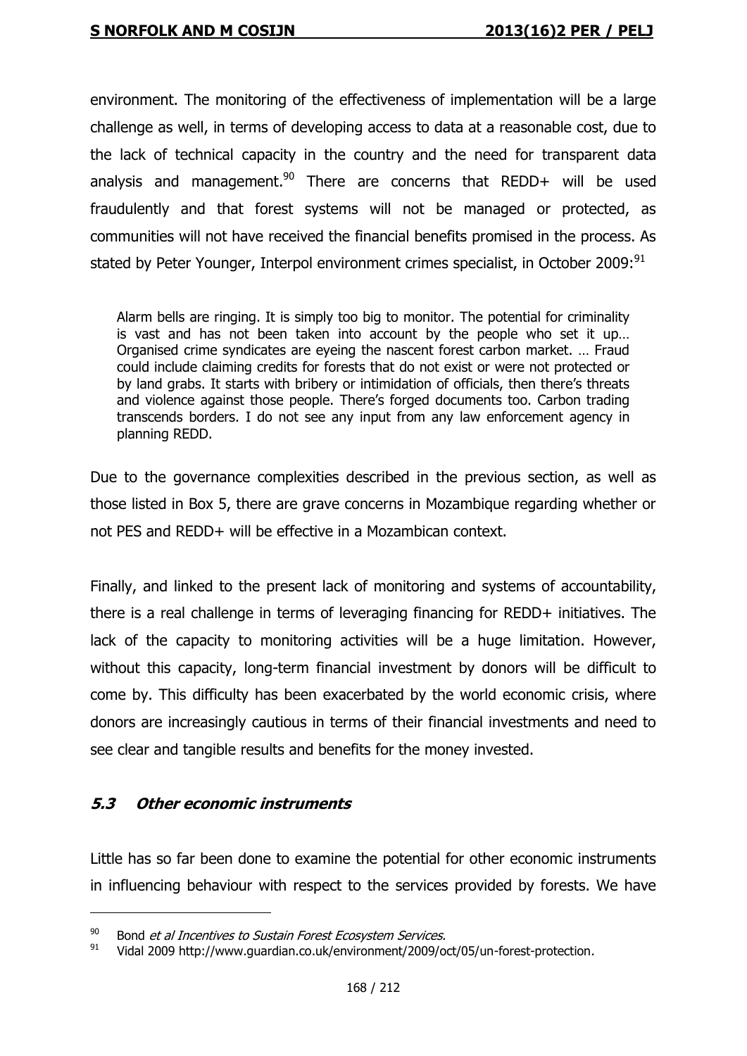environment. The monitoring of the effectiveness of implementation will be a large challenge as well, in terms of developing access to data at a reasonable cost, due to the lack of technical capacity in the country and the need for transparent data analysis and management.[90] There are concerns that REDD+ will be used fraudulently and that forest systems will not be managed or protected, as communities will not have received the financial benefits promised in the process. As stated by Peter Younger, Interpol environment crimes specialist, in October 2009:[91]

> Alarm bells are ringing. It is simply too big to monitor. The potential for criminality is vast and has not been taken into account by the people who set it up… Organised crime syndicates are eyeing the nascent forest carbon market. … Fraud could include claiming credits for forests that do not exist or were not protected or by land grabs. It starts with bribery or intimidation of officials, then there's threats and violence against those people. There's forged documents too. Carbon trading transcends borders. I do not see any input from any law enforcement agency in planning REDD.

Due to the governance complexities described in the previous section, as well as those listed in Box 5, there are grave concerns in Mozambique regarding whether or not PES and REDD+ will be effective in a Mozambican context.

Finally, and linked to the present lack of monitoring and systems of accountability, there is a real challenge in terms of leveraging financing for REDD+ initiatives. The lack of the capacity to monitoring activities will be a huge limitation. However, without this capacity, long-term financial investment by donors will be difficult to come by. This difficulty has been exacerbated by the world economic crisis, where donors are increasingly cautious in terms of their financial investments and need to see clear and tangible results and benefits for the money invested.

### *5.3 Other economic instruments*

Little has so far been done to examine the potential for other economic instruments in influencing behaviour with respect to the services provided by forests. We have

---

[90] Bond *et al Incentives to Sustain Forest Ecosystem Services.*

[91] Vidal 2009 http://www.guardian.co.uk/environment/2009/oct/05/un-forest-protection.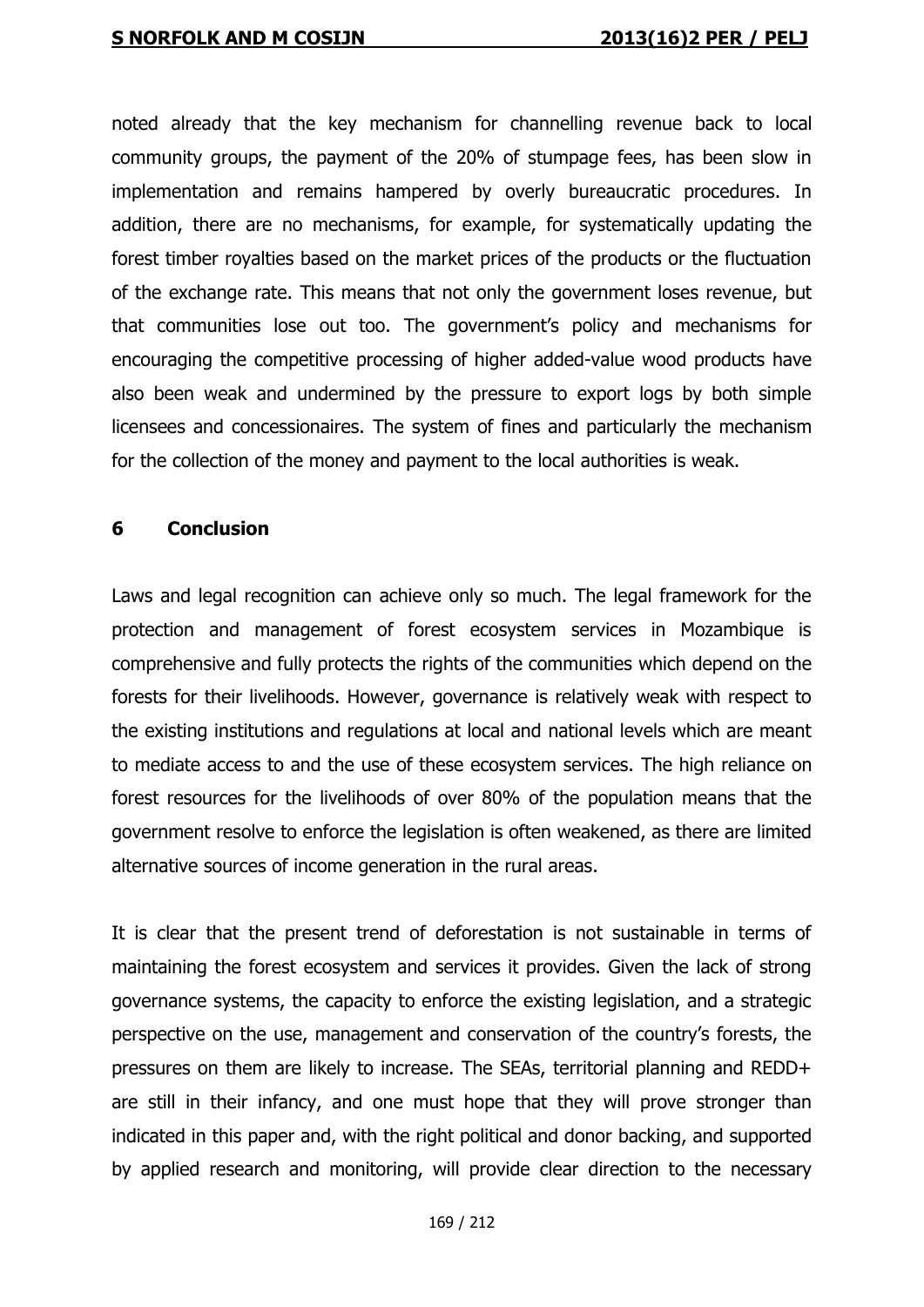noted already that the key mechanism for channelling revenue back to local community groups, the payment of the 20% of stumpage fees, has been slow in implementation and remains hampered by overly bureaucratic procedures. In addition, there are no mechanisms, for example, for systematically updating the forest timber royalties based on the market prices of the products or the fluctuation of the exchange rate. This means that not only the government loses revenue, but that communities lose out too. The government's policy and mechanisms for encouraging the competitive processing of higher added-value wood products have also been weak and undermined by the pressure to export logs by both simple licensees and concessionaires. The system of fines and particularly the mechanism for the collection of the money and payment to the local authorities is weak.

## 6 Conclusion

Laws and legal recognition can achieve only so much. The legal framework for the protection and management of forest ecosystem services in Mozambique is comprehensive and fully protects the rights of the communities which depend on the forests for their livelihoods. However, governance is relatively weak with respect to the existing institutions and regulations at local and national levels which are meant to mediate access to and the use of these ecosystem services. The high reliance on forest resources for the livelihoods of over 80% of the population means that the government resolve to enforce the legislation is often weakened, as there are limited alternative sources of income generation in the rural areas.

It is clear that the present trend of deforestation is not sustainable in terms of maintaining the forest ecosystem and services it provides. Given the lack of strong governance systems, the capacity to enforce the existing legislation, and a strategic perspective on the use, management and conservation of the country's forests, the pressures on them are likely to increase. The SEAs, territorial planning and REDD+ are still in their infancy, and one must hope that they will prove stronger than indicated in this paper and, with the right political and donor backing, and supported by applied research and monitoring, will provide clear direction to the necessary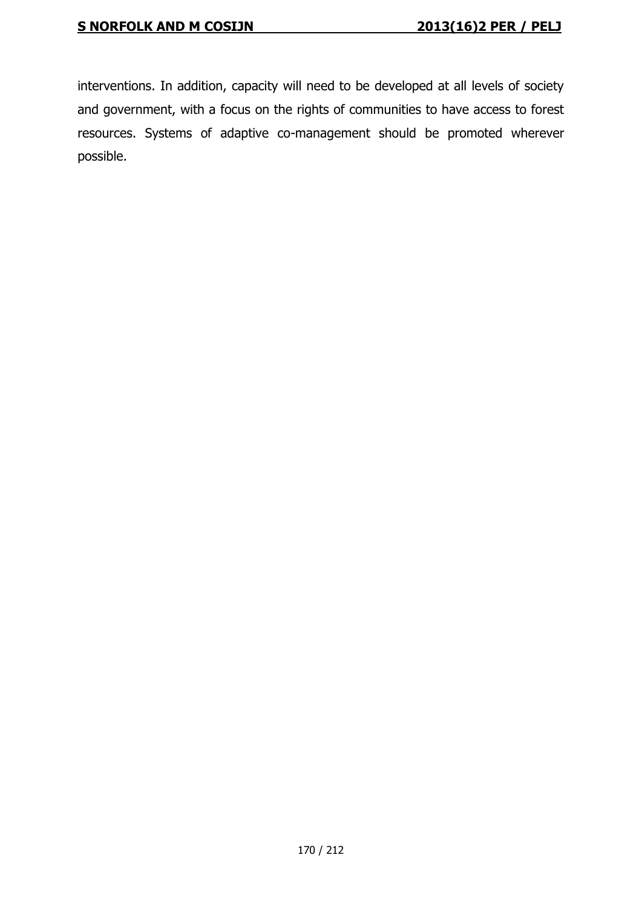interventions. In addition, capacity will need to be developed at all levels of society and government, with a focus on the rights of communities to have access to forest resources. Systems of adaptive co-management should be promoted wherever possible.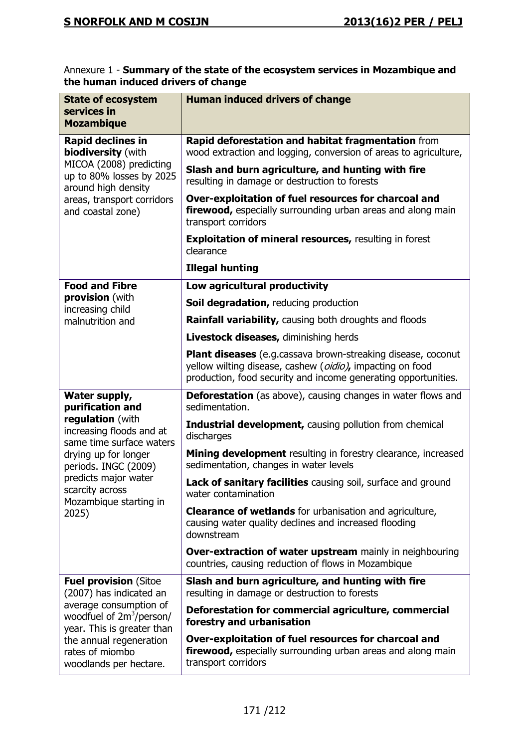Annexure 1 - **Summary of the state of the ecosystem services in Mozambique and the human induced drivers of change**

| State of ecosystem services in Mozambique | Human induced drivers of change |
|---|---|
| **Rapid declines in biodiversity** (with MICOA (2008) predicting up to 80% losses by 2025 around high density areas, transport corridors and coastal zone) | **Rapid deforestation and habitat fragmentation** from wood extraction and logging, conversion of areas to agriculture, |
| | **Slash and burn agriculture, and hunting with fire** resulting in damage or destruction to forests |
| | **Over-exploitation of fuel resources for charcoal and firewood,** especially surrounding urban areas and along main transport corridors |
| | **Exploitation of mineral resources,** resulting in forest clearance |
| | **Illegal hunting** |
| **Food and Fibre provision** (with increasing child malnutrition and | **Low agricultural productivity** |
| | **Soil degradation,** reducing production |
| | **Rainfall variability,** causing both droughts and floods |
| | **Livestock diseases,** diminishing herds |
| | **Plant diseases** (e.g.cassava brown-streaking disease, coconut yellow wilting disease, cashew (*oidio)*, impacting on food production, food security and income generating opportunities. |
| **Water supply, purification and regulation** (with increasing floods and at same time surface waters drying up for longer periods. INGC (2009) predicts major water scarcity across Mozambique starting in 2025) | **Deforestation** (as above), causing changes in water flows and sedimentation. |
| | **Industrial development,** causing pollution from chemical discharges |
| | **Mining development** resulting in forestry clearance, increased sedimentation, changes in water levels |
| | **Lack of sanitary facilities** causing soil, surface and ground water contamination |
| | **Clearance of wetlands** for urbanisation and agriculture, causing water quality declines and increased flooding downstream |
| | **Over-extraction of water upstream** mainly in neighbouring countries, causing reduction of flows in Mozambique |
| **Fuel provision** (Sitoe (2007) has indicated an average consumption of woodfuel of 2m$^3$/person/ year. This is greater than the annual regeneration rates of miombo woodlands per hectare. | **Slash and burn agriculture, and hunting with fire** resulting in damage or destruction to forests |
| | **Deforestation for commercial agriculture, commercial forestry and urbanisation** |
| | **Over-exploitation of fuel resources for charcoal and firewood,** especially surrounding urban areas and along main transport corridors |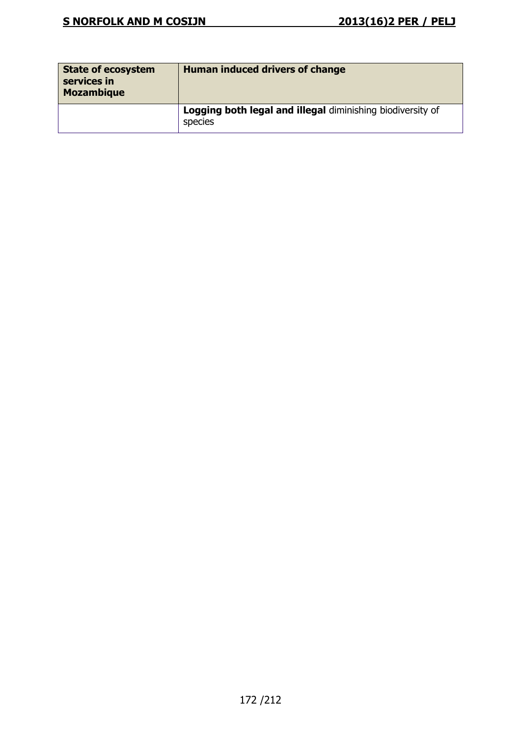| State of ecosystem services in Mozambique | Human induced drivers of change |
|---|---|
| | **Logging both legal and illegal** diminishing biodiversity of species |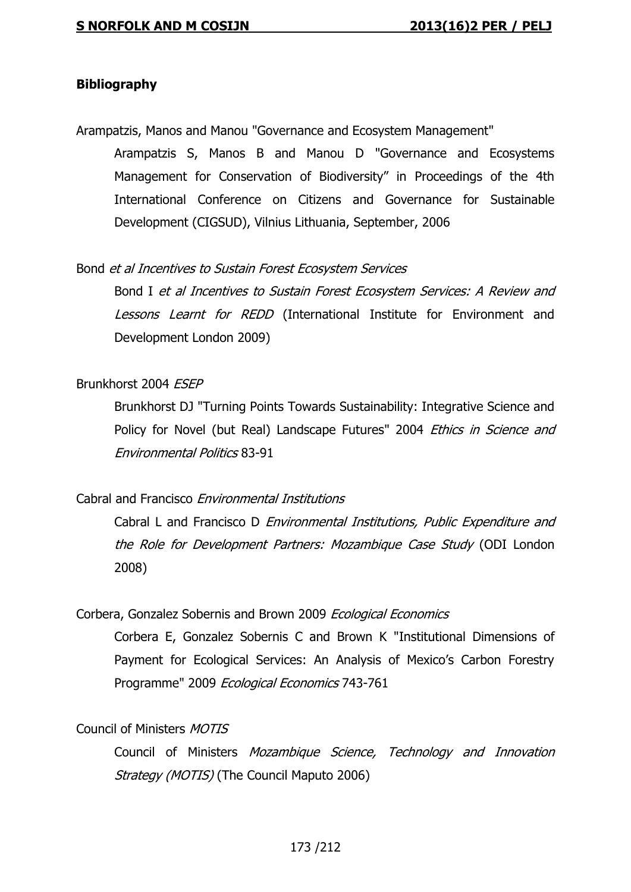## Bibliography

Arampatzis, Manos and Manou "Governance and Ecosystem Management"

Arampatzis S, Manos B and Manou D "Governance and Ecosystems Management for Conservation of Biodiversity" in Proceedings of the 4th International Conference on Citizens and Governance for Sustainable Development (CIGSUD), Vilnius Lithuania, September, 2006

Bond *et al Incentives to Sustain Forest Ecosystem Services*

Bond I *et al Incentives to Sustain Forest Ecosystem Services: A Review and Lessons Learnt for REDD* (International Institute for Environment and Development London 2009)

Brunkhorst 2004 *ESEP*

Brunkhorst DJ "Turning Points Towards Sustainability: Integrative Science and Policy for Novel (but Real) Landscape Futures" 2004 *Ethics in Science and Environmental Politics* 83-91

Cabral and Francisco *Environmental Institutions*

Cabral L and Francisco D *Environmental Institutions, Public Expenditure and the Role for Development Partners: Mozambique Case Study* (ODI London 2008)

Corbera, Gonzalez Sobernis and Brown 2009 *Ecological Economics*

Corbera E, Gonzalez Sobernis C and Brown K "Institutional Dimensions of Payment for Ecological Services: An Analysis of Mexico's Carbon Forestry Programme" 2009 *Ecological Economics* 743-761

Council of Ministers *MOTIS*

Council of Ministers *Mozambique Science, Technology and Innovation Strategy (MOTIS)* (The Council Maputo 2006)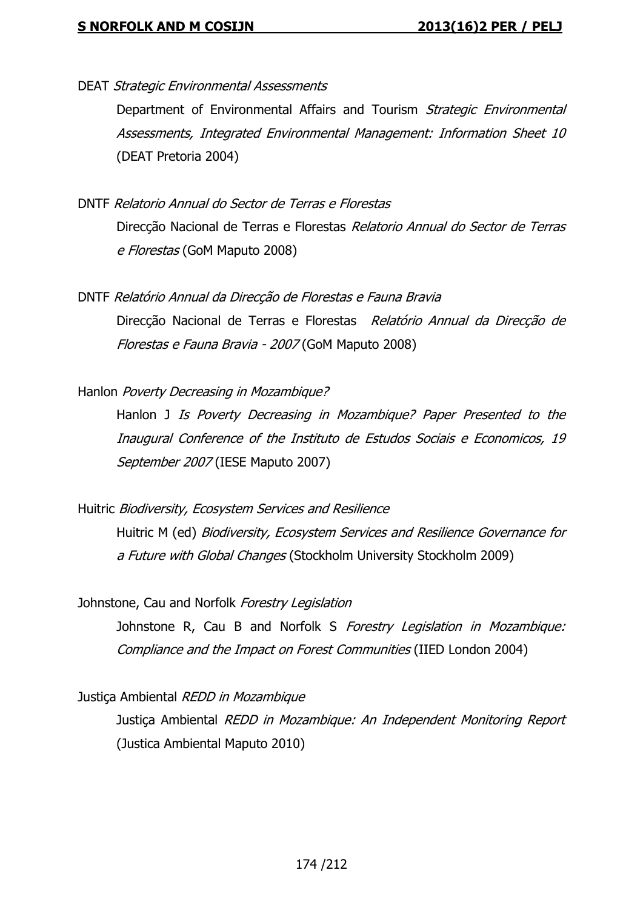DEAT *Strategic Environmental Assessments*

Department of Environmental Affairs and Tourism *Strategic Environmental Assessments, Integrated Environmental Management: Information Sheet 10* (DEAT Pretoria 2004)

DNTF *Relatorio Annual do Sector de Terras e Florestas*

Direcção Nacional de Terras e Florestas *Relatorio Annual do Sector de Terras e Florestas* (GoM Maputo 2008)

DNTF *Relatório Annual da Direcção de Florestas e Fauna Bravia*

Direcção Nacional de Terras e Florestas *Relatório Annual da Direcção de Florestas e Fauna Bravia - 2007* (GoM Maputo 2008)

Hanlon *Poverty Decreasing in Mozambique?*

Hanlon J *Is Poverty Decreasing in Mozambique? Paper Presented to the Inaugural Conference of the Instituto de Estudos Sociais e Economicos, 19 September 2007* (IESE Maputo 2007)

Huitric *Biodiversity, Ecosystem Services and Resilience*

Huitric M (ed) *Biodiversity, Ecosystem Services and Resilience Governance for a Future with Global Changes* (Stockholm University Stockholm 2009)

Johnstone, Cau and Norfolk *Forestry Legislation*

Johnstone R, Cau B and Norfolk S *Forestry Legislation in Mozambique: Compliance and the Impact on Forest Communities* (IIED London 2004)

Justiça Ambiental *REDD in Mozambique*

Justiça Ambiental *REDD in Mozambique: An Independent Monitoring Report* (Justica Ambiental Maputo 2010)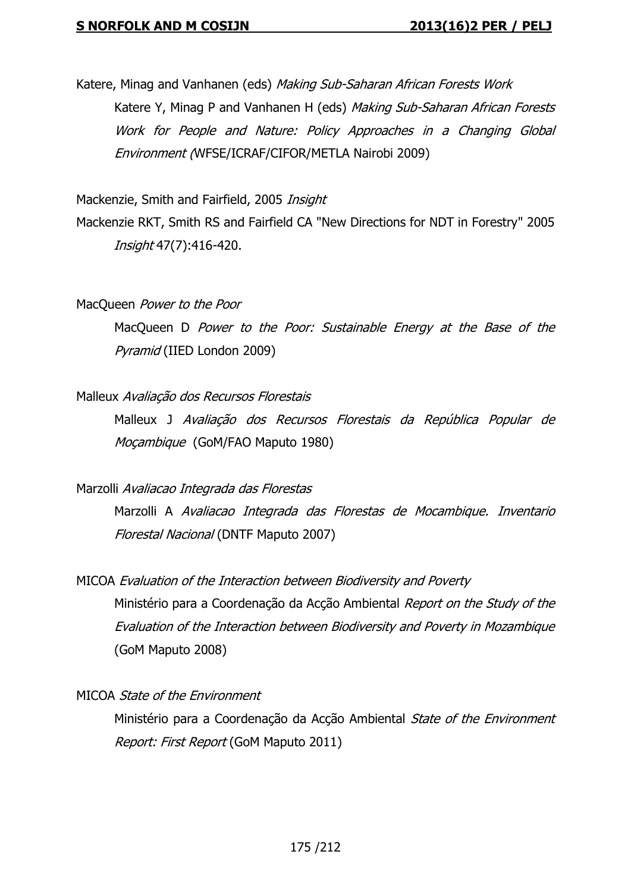Katere, Minag and Vanhanen (eds) *Making Sub-Saharan African Forests Work*

Katere Y, Minag P and Vanhanen H (eds) *Making Sub-Saharan African Forests Work for People and Nature: Policy Approaches in a Changing Global Environment (*WFSE/ICRAF/CIFOR/METLA Nairobi 2009)

Mackenzie, Smith and Fairfield, 2005 *Insight*

Mackenzie RKT, Smith RS and Fairfield CA "New Directions for NDT in Forestry" 2005 *Insight* 47(7):416-420.

MacQueen *Power to the Poor*

MacQueen D *Power to the Poor: Sustainable Energy at the Base of the Pyramid* (IIED London 2009)

Malleux *Avaliação dos Recursos Florestais*

Malleux J *Avaliação dos Recursos Florestais da República Popular de Moçambique* (GoM/FAO Maputo 1980)

Marzolli *Avaliacao Integrada das Florestas*

Marzolli A *Avaliacao Integrada das Florestas de Mocambique. Inventario Florestal Nacional* (DNTF Maputo 2007)

MICOA *Evaluation of the Interaction between Biodiversity and Poverty*

Ministério para a Coordenação da Acção Ambiental *Report on the Study of the Evaluation of the Interaction between Biodiversity and Poverty in Mozambique* (GoM Maputo 2008)

MICOA *State of the Environment*

Ministério para a Coordenação da Acção Ambiental *State of the Environment Report: First Report* (GoM Maputo 2011)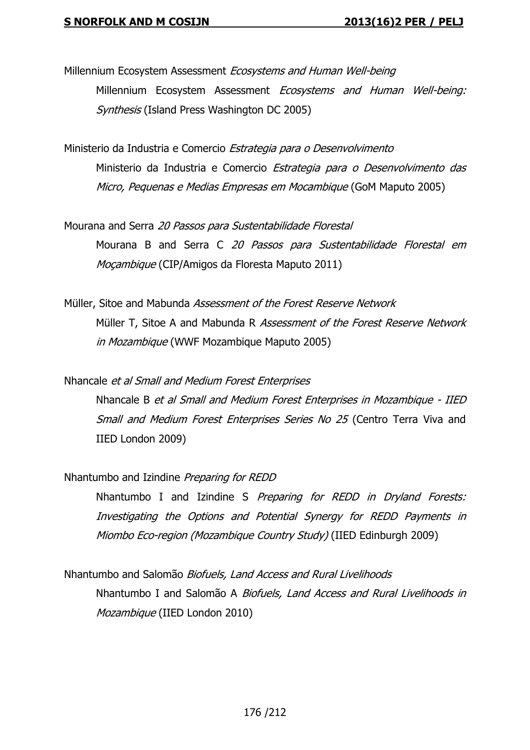Millennium Ecosystem Assessment *Ecosystems and Human Well-being*

Millennium Ecosystem Assessment *Ecosystems and Human Well-being: Synthesis* (Island Press Washington DC 2005)

Ministerio da Industria e Comercio *Estrategia para o Desenvolvimento*

Ministerio da Industria e Comercio *Estrategia para o Desenvolvimento das Micro, Pequenas e Medias Empresas em Mocambique* (GoM Maputo 2005)

Mourana and Serra *20 Passos para Sustentabilidade Florestal*

Mourana B and Serra C *20 Passos para Sustentabilidade Florestal em Moçambique* (CIP/Amigos da Floresta Maputo 2011)

Müller, Sitoe and Mabunda *Assessment of the Forest Reserve Network*

Müller T, Sitoe A and Mabunda R *Assessment of the Forest Reserve Network in Mozambique* (WWF Mozambique Maputo 2005)

Nhancale *et al Small and Medium Forest Enterprises*

Nhancale B *et al Small and Medium Forest Enterprises in Mozambique - IIED Small and Medium Forest Enterprises Series No 25* (Centro Terra Viva and IIED London 2009)

Nhantumbo and Izindine *Preparing for REDD*

Nhantumbo I and Izindine S *Preparing for REDD in Dryland Forests: Investigating the Options and Potential Synergy for REDD Payments in Miombo Eco-region (Mozambique Country Study)* (IIED Edinburgh 2009)

Nhantumbo and Salomão *Biofuels, Land Access and Rural Livelihoods*

Nhantumbo I and Salomão A *Biofuels, Land Access and Rural Livelihoods in Mozambique* (IIED London 2010)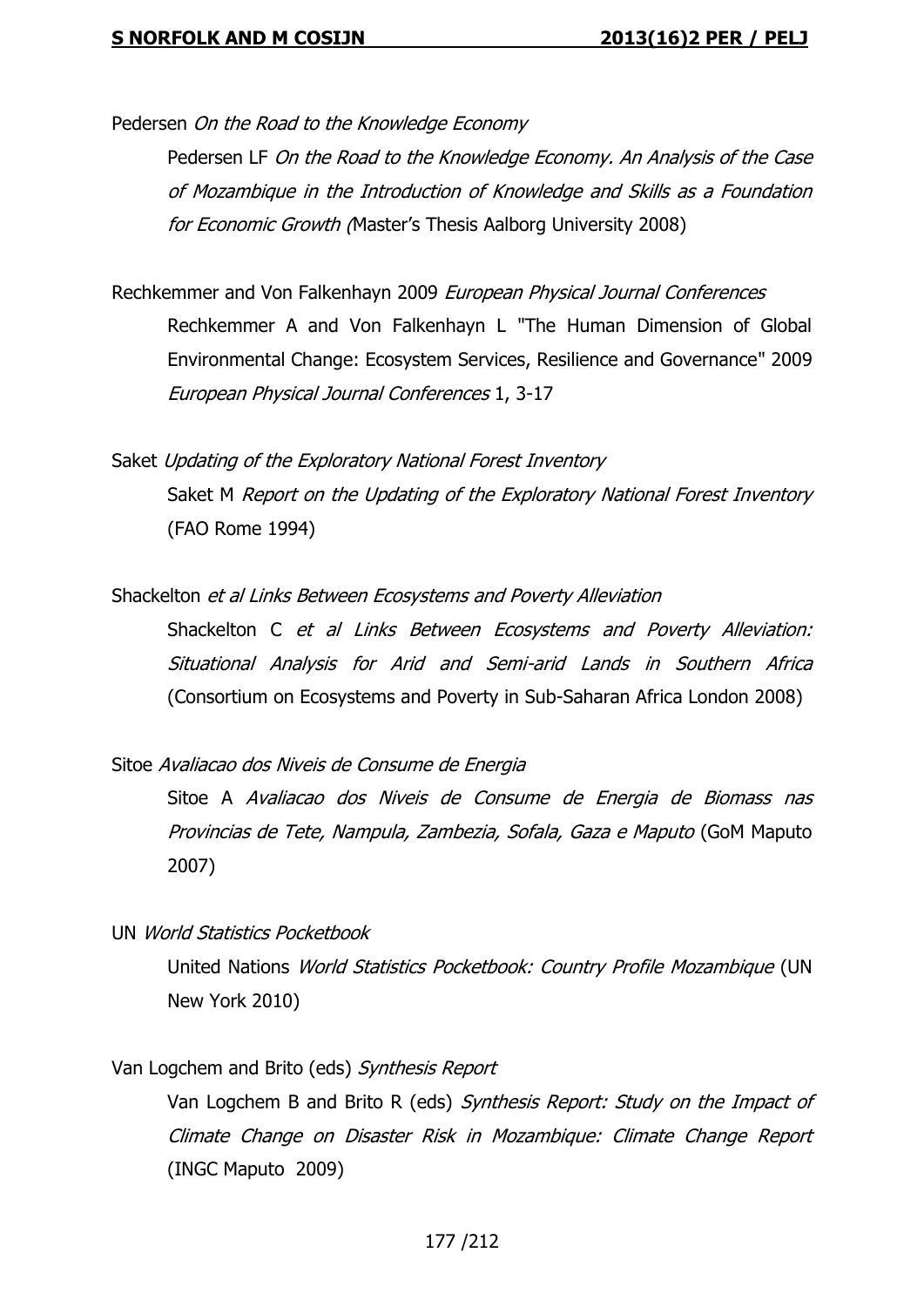Pedersen *On the Road to the Knowledge Economy*

Pedersen LF *On the Road to the Knowledge Economy. An Analysis of the Case of Mozambique in the Introduction of Knowledge and Skills as a Foundation for Economic Growth (*Master's Thesis Aalborg University 2008)

Rechkemmer and Von Falkenhayn 2009 *European Physical Journal Conferences*

Rechkemmer A and Von Falkenhayn L "The Human Dimension of Global Environmental Change: Ecosystem Services, Resilience and Governance" 2009 *European Physical Journal Conferences* 1, 3-17

Saket *Updating of the Exploratory National Forest Inventory*

Saket M *Report on the Updating of the Exploratory National Forest Inventory* (FAO Rome 1994)

Shackelton *et al Links Between Ecosystems and Poverty Alleviation*

Shackelton C *et al Links Between Ecosystems and Poverty Alleviation: Situational Analysis for Arid and Semi-arid Lands in Southern Africa* (Consortium on Ecosystems and Poverty in Sub-Saharan Africa London 2008)

Sitoe *Avaliacao dos Niveis de Consume de Energia*

Sitoe A *Avaliacao dos Niveis de Consume de Energia de Biomass nas Provincias de Tete, Nampula, Zambezia, Sofala, Gaza e Maputo* (GoM Maputo 2007)

UN *World Statistics Pocketbook*

United Nations *World Statistics Pocketbook: Country Profile Mozambique* (UN New York 2010)

Van Logchem and Brito (eds) *Synthesis Report*

Van Logchem B and Brito R (eds) *Synthesis Report: Study on the Impact of Climate Change on Disaster Risk in Mozambique: Climate Change Report* (INGC Maputo 2009)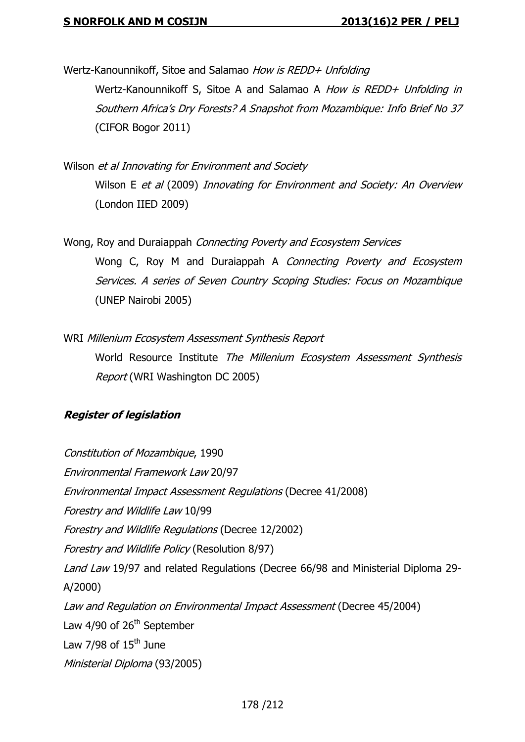Wertz-Kanounnikoff, Sitoe and Salamao *How is REDD+ Unfolding*

Wertz-Kanounnikoff S, Sitoe A and Salamao A *How is REDD+ Unfolding in Southern Africa's Dry Forests? A Snapshot from Mozambique: Info Brief No 37* (CIFOR Bogor 2011)

Wilson *et al Innovating for Environment and Society*

Wilson E *et al* (2009) *Innovating for Environment and Society: An Overview* (London IIED 2009)

Wong, Roy and Duraiappah *Connecting Poverty and Ecosystem Services*

Wong C, Roy M and Duraiappah A *Connecting Poverty and Ecosystem Services. A series of Seven Country Scoping Studies: Focus on Mozambique* (UNEP Nairobi 2005)

WRI *Millenium Ecosystem Assessment Synthesis Report*

World Resource Institute *The Millenium Ecosystem Assessment Synthesis Report* (WRI Washington DC 2005)

***Register of legislation***

*Constitution of Mozambique*, 1990

*Environmental Framework Law* 20/97

*Environmental Impact Assessment Regulations* (Decree 41/2008)

*Forestry and Wildlife Law* 10/99

*Forestry and Wildlife Regulations* (Decree 12/2002)

*Forestry and Wildlife Policy* (Resolution 8/97)

*Land Law* 19/97 and related Regulations (Decree 66/98 and Ministerial Diploma 29-A/2000)

*Law and Regulation on Environmental Impact Assessment* (Decree 45/2004)

Law 4/90 of 26th September

Law 7/98 of 15th June

*Ministerial Diploma* (93/2005)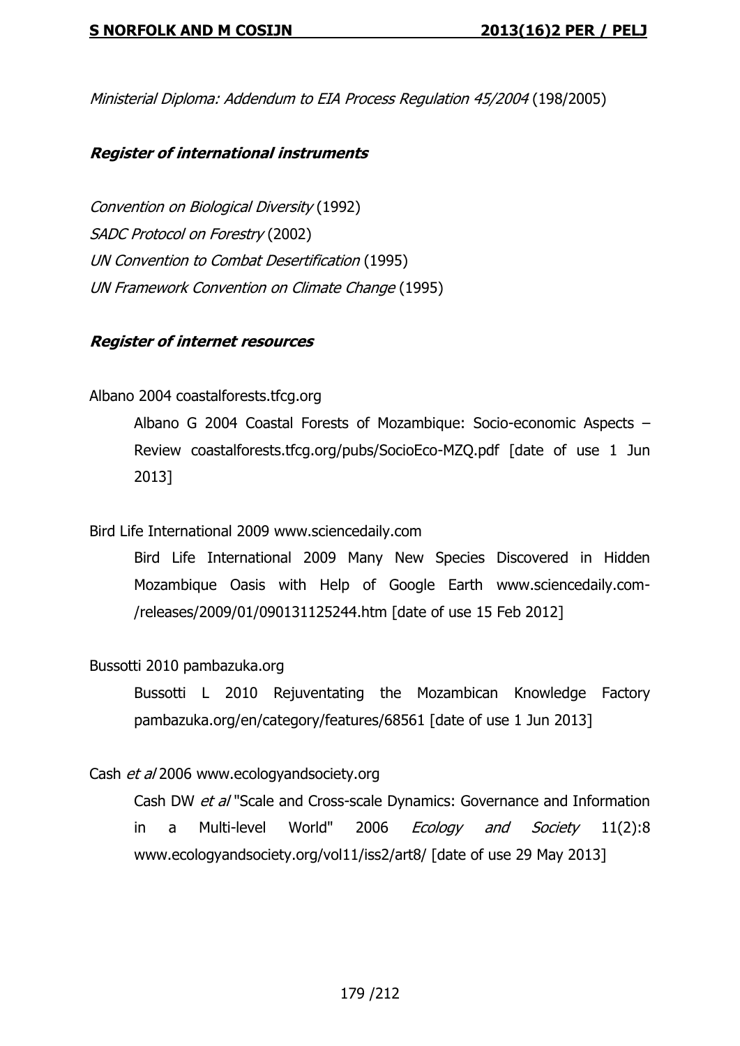*Ministerial Diploma: Addendum to EIA Process Regulation 45/2004* (198/2005)

### ***Register of international instruments***

*Convention on Biological Diversity* (1992)
*SADC Protocol on Forestry* (2002)
*UN Convention to Combat Desertification* (1995)
*UN Framework Convention on Climate Change* (1995)

### ***Register of internet resources***

Albano 2004 coastalforests.tfcg.org

Albano G 2004 Coastal Forests of Mozambique: Socio-economic Aspects – Review coastalforests.tfcg.org/pubs/SocioEco-MZQ.pdf [date of use 1 Jun 2013]

Bird Life International 2009 www.sciencedaily.com

Bird Life International 2009 Many New Species Discovered in Hidden Mozambique Oasis with Help of Google Earth www.sciencedaily.com-/releases/2009/01/090131125244.htm [date of use 15 Feb 2012]

Bussotti 2010 pambazuka.org

Bussotti L 2010 Rejuventating the Mozambican Knowledge Factory pambazuka.org/en/category/features/68561 [date of use 1 Jun 2013]

Cash *et al* 2006 www.ecologyandsociety.org

Cash DW *et al* "Scale and Cross-scale Dynamics: Governance and Information in a Multi-level World" 2006 *Ecology and Society* 11(2):8 www.ecologyandsociety.org/vol11/iss2/art8/ [date of use 29 May 2013]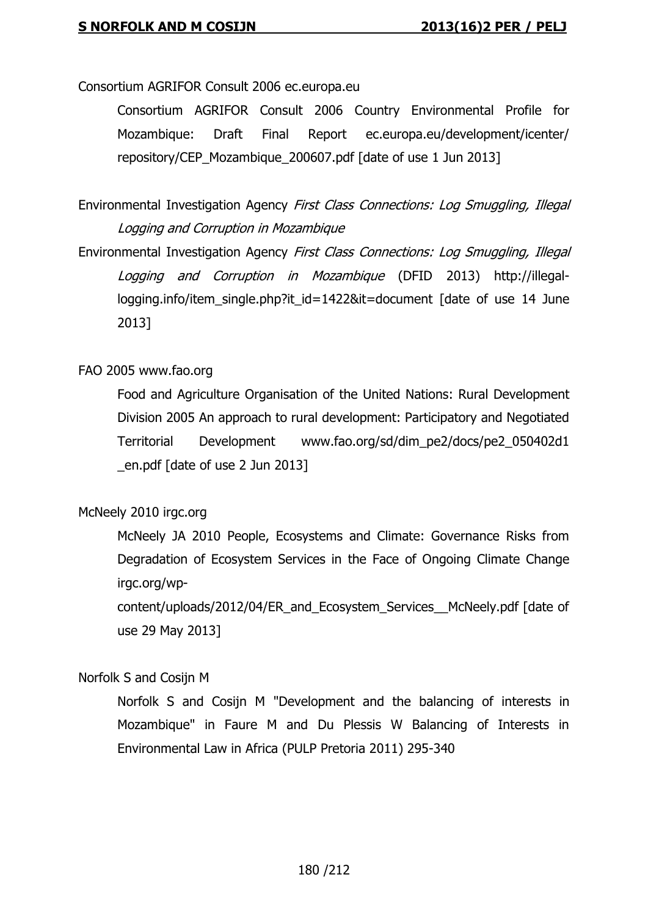Consortium AGRIFOR Consult 2006 ec.europa.eu

Consortium AGRIFOR Consult 2006 Country Environmental Profile for Mozambique: Draft Final Report ec.europa.eu/development/icenter/repository/CEP_Mozambique_200607.pdf [date of use 1 Jun 2013]

Environmental Investigation Agency *First Class Connections: Log Smuggling, Illegal Logging and Corruption in Mozambique*

Environmental Investigation Agency *First Class Connections: Log Smuggling, Illegal Logging and Corruption in Mozambique* (DFID 2013) http://illegal-logging.info/item_single.php?it_id=1422&it=document [date of use 14 June 2013]

FAO 2005 www.fao.org

Food and Agriculture Organisation of the United Nations: Rural Development Division 2005 An approach to rural development: Participatory and Negotiated Territorial Development www.fao.org/sd/dim_pe2/docs/pe2_050402d1_en.pdf [date of use 2 Jun 2013]

McNeely 2010 irgc.org

McNeely JA 2010 People, Ecosystems and Climate: Governance Risks from Degradation of Ecosystem Services in the Face of Ongoing Climate Change irgc.org/wp-content/uploads/2012/04/ER_and_Ecosystem_Services__McNeely.pdf [date of use 29 May 2013]

Norfolk S and Cosijn M

Norfolk S and Cosijn M "Development and the balancing of interests in Mozambique" in Faure M and Du Plessis W Balancing of Interests in Environmental Law in Africa (PULP Pretoria 2011) 295-340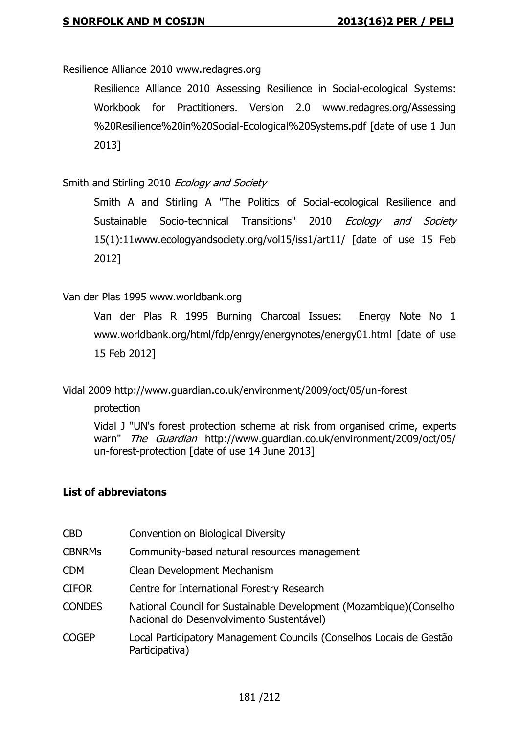Resilience Alliance 2010 www.redagres.org

> Resilience Alliance 2010 Assessing Resilience in Social-ecological Systems: Workbook for Practitioners. Version 2.0 www.redagres.org/Assessing %20Resilience%20in%20Social-Ecological%20Systems.pdf [date of use 1 Jun 2013]

Smith and Stirling 2010 *Ecology and Society*

> Smith A and Stirling A "The Politics of Social-ecological Resilience and Sustainable Socio-technical Transitions" 2010 *Ecology and Society* 15(1):11www.ecologyandsociety.org/vol15/iss1/art11/ [date of use 15 Feb 2012]

Van der Plas 1995 www.worldbank.org

> Van der Plas R 1995 Burning Charcoal Issues: Energy Note No 1 www.worldbank.org/html/fdp/enrgy/energynotes/energy01.html [date of use 15 Feb 2012]

Vidal 2009 http://www.guardian.co.uk/environment/2009/oct/05/un-forest protection

> Vidal J "UN's forest protection scheme at risk from organised crime, experts warn" *The Guardian* http://www.guardian.co.uk/environment/2009/oct/05/un-forest-protection [date of use 14 June 2013]

**List of abbreviatons**

| | |
|---|---|
| CBD | Convention on Biological Diversity |
| CBNRMs | Community-based natural resources management |
| CDM | Clean Development Mechanism |
| CIFOR | Centre for International Forestry Research |
| CONDES | National Council for Sustainable Development (Mozambique)(Conselho Nacional do Desenvolvimento Sustentável) |
| COGEP | Local Participatory Management Councils (Conselhos Locais de Gestão Participativa) |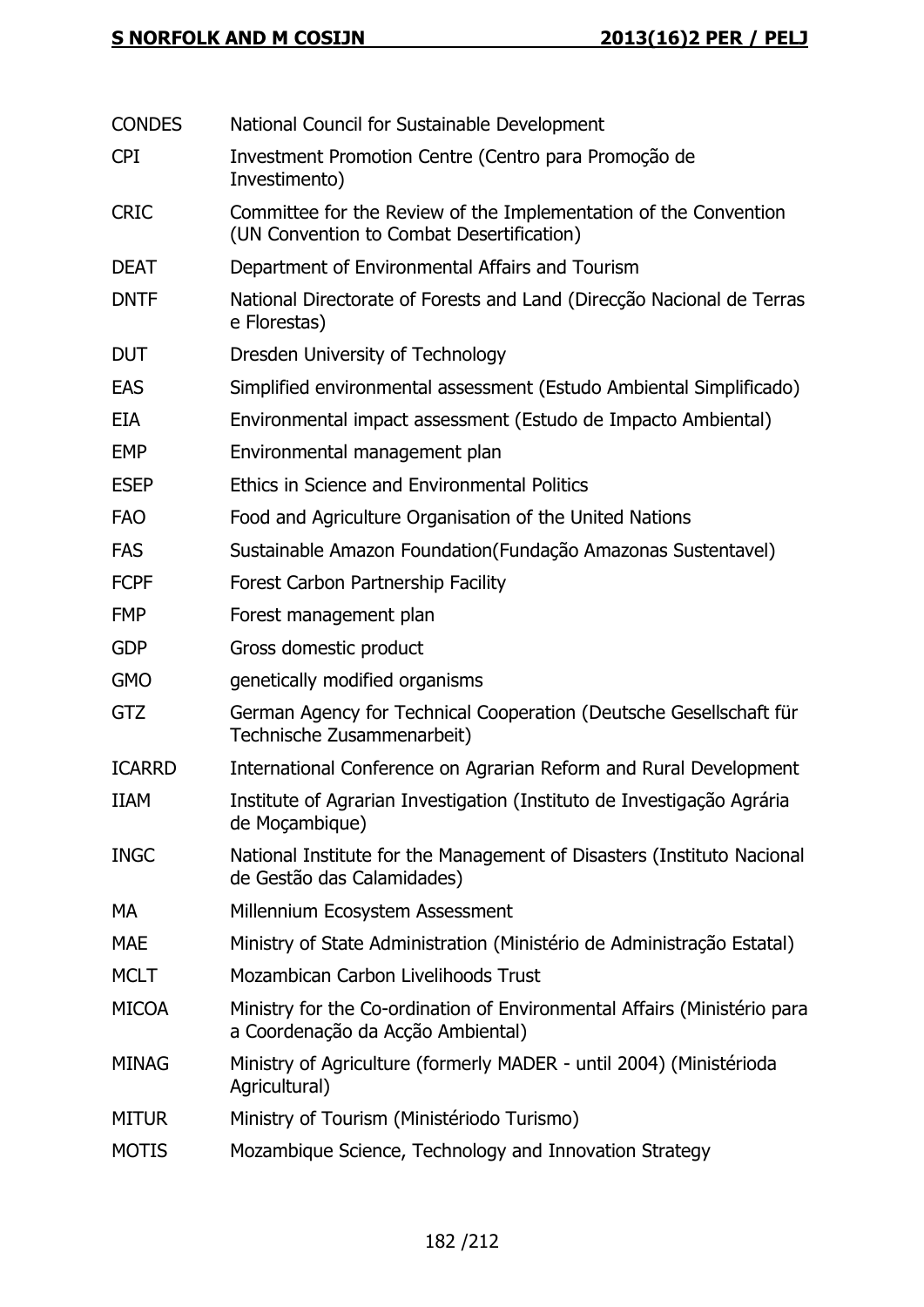| | |
|---|---|
| CONDES | National Council for Sustainable Development |
| CPI | Investment Promotion Centre (Centro para Promoção de Investimento) |
| CRIC | Committee for the Review of the Implementation of the Convention (UN Convention to Combat Desertification) |
| DEAT | Department of Environmental Affairs and Tourism |
| DNTF | National Directorate of Forests and Land (Direcção Nacional de Terras e Florestas) |
| DUT | Dresden University of Technology |
| EAS | Simplified environmental assessment (Estudo Ambiental Simplificado) |
| EIA | Environmental impact assessment (Estudo de Impacto Ambiental) |
| EMP | Environmental management plan |
| ESEP | Ethics in Science and Environmental Politics |
| FAO | Food and Agriculture Organisation of the United Nations |
| FAS | Sustainable Amazon Foundation(Fundação Amazonas Sustentavel) |
| FCPF | Forest Carbon Partnership Facility |
| FMP | Forest management plan |
| GDP | Gross domestic product |
| GMO | genetically modified organisms |
| GTZ | German Agency for Technical Cooperation (Deutsche Gesellschaft für Technische Zusammenarbeit) |
| ICARRD | International Conference on Agrarian Reform and Rural Development |
| IIAM | Institute of Agrarian Investigation (Instituto de Investigação Agrária de Moçambique) |
| INGC | National Institute for the Management of Disasters (Instituto Nacional de Gestão das Calamidades) |
| MA | Millennium Ecosystem Assessment |
| MAE | Ministry of State Administration (Ministério de Administração Estatal) |
| MCLT | Mozambican Carbon Livelihoods Trust |
| MICOA | Ministry for the Co-ordination of Environmental Affairs (Ministério para a Coordenação da Acção Ambiental) |
| MINAG | Ministry of Agriculture (formerly MADER - until 2004) (Ministérioda Agricultural) |
| MITUR | Ministry of Tourism (Ministériodo Turismo) |
| MOTIS | Mozambique Science, Technology and Innovation Strategy |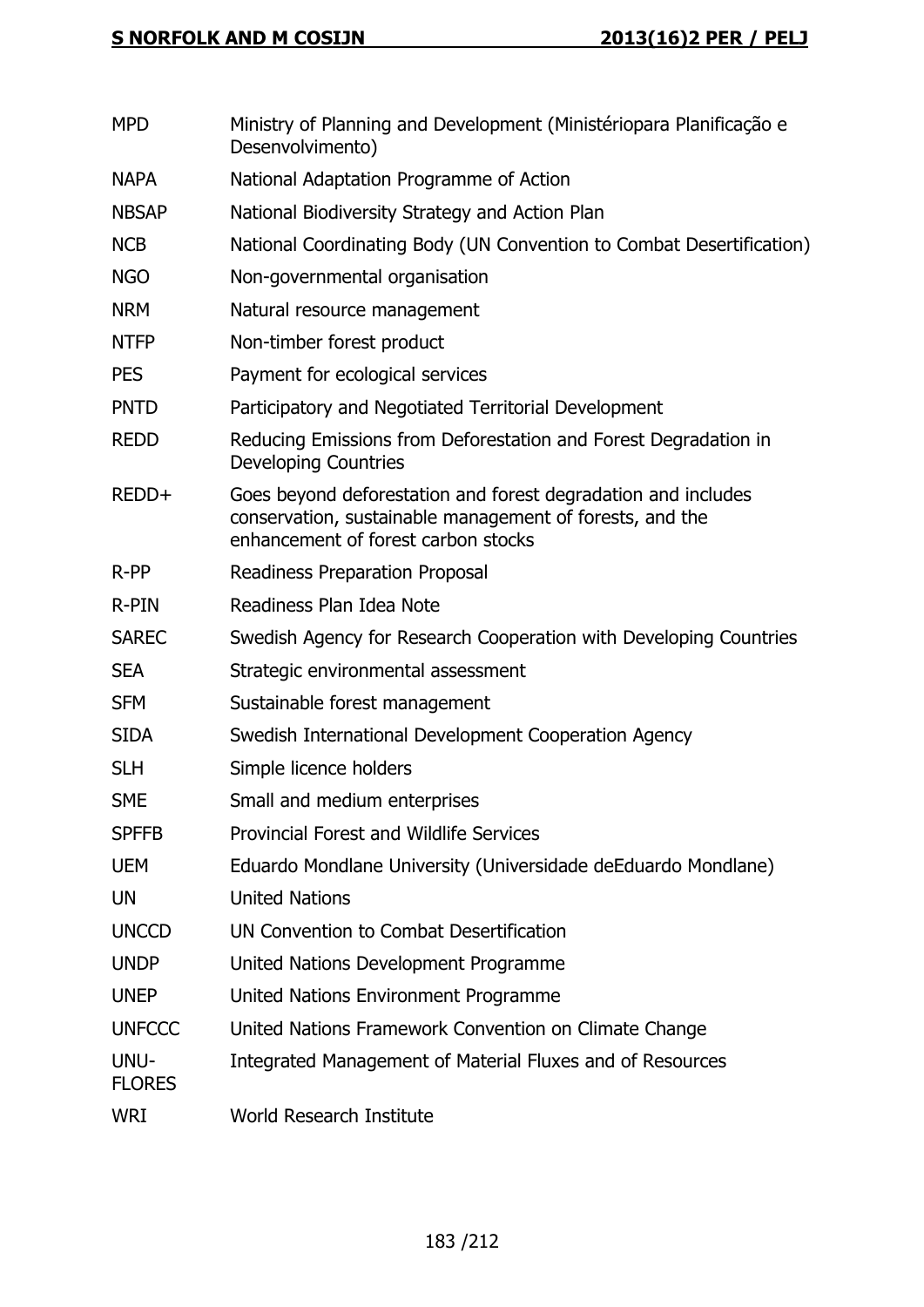| | |
|---|---|
| MPD | Ministry of Planning and Development (Ministériopara Planificação e Desenvolvimento) |
| NAPA | National Adaptation Programme of Action |
| NBSAP | National Biodiversity Strategy and Action Plan |
| NCB | National Coordinating Body (UN Convention to Combat Desertification) |
| NGO | Non-governmental organisation |
| NRM | Natural resource management |
| NTFP | Non-timber forest product |
| PES | Payment for ecological services |
| PNTD | Participatory and Negotiated Territorial Development |
| REDD | Reducing Emissions from Deforestation and Forest Degradation in Developing Countries |
| REDD+ | Goes beyond deforestation and forest degradation and includes conservation, sustainable management of forests, and the enhancement of forest carbon stocks |
| R-PP | Readiness Preparation Proposal |
| R-PIN | Readiness Plan Idea Note |
| SAREC | Swedish Agency for Research Cooperation with Developing Countries |
| SEA | Strategic environmental assessment |
| SFM | Sustainable forest management |
| SIDA | Swedish International Development Cooperation Agency |
| SLH | Simple licence holders |
| SME | Small and medium enterprises |
| SPFFB | Provincial Forest and Wildlife Services |
| UEM | Eduardo Mondlane University (Universidade deEduardo Mondlane) |
| UN | United Nations |
| UNCCD | UN Convention to Combat Desertification |
| UNDP | United Nations Development Programme |
| UNEP | United Nations Environment Programme |
| UNFCCC | United Nations Framework Convention on Climate Change |
| UNU-FLORES | Integrated Management of Material Fluxes and of Resources |
| WRI | World Research Institute |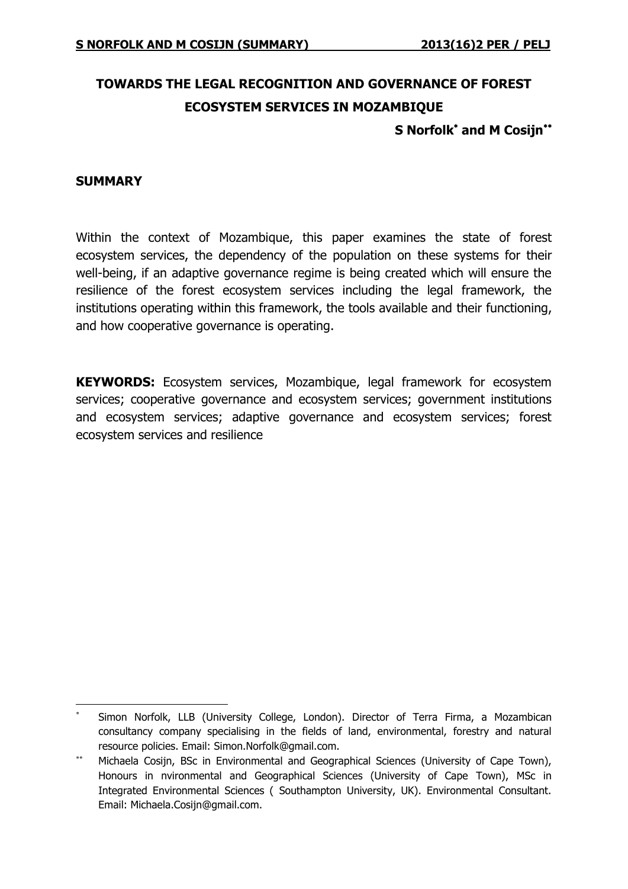# TOWARDS THE LEGAL RECOGNITION AND GOVERNANCE OF FOREST ECOSYSTEM SERVICES IN MOZAMBIQUE

**S Norfolk\* and M Cosijn\*\***

## SUMMARY

Within the context of Mozambique, this paper examines the state of forest ecosystem services, the dependency of the population on these systems for their well-being, if an adaptive governance regime is being created which will ensure the resilience of the forest ecosystem services including the legal framework, the institutions operating within this framework, the tools available and their functioning, and how cooperative governance is operating.

**KEYWORDS:** Ecosystem services, Mozambique, legal framework for ecosystem services; cooperative governance and ecosystem services; government institutions and ecosystem services; adaptive governance and ecosystem services; forest ecosystem services and resilience

---

\* Simon Norfolk, LLB (University College, London). Director of Terra Firma, a Mozambican consultancy company specialising in the fields of land, environmental, forestry and natural resource policies. Email: Simon.Norfolk@gmail.com.

\*\* Michaela Cosijn, BSc in Environmental and Geographical Sciences (University of Cape Town), Honours in nvironmental and Geographical Sciences (University of Cape Town), MSc in Integrated Environmental Sciences ( Southampton University, UK). Environmental Consultant. Email: Michaela.Cosijn@gmail.com.